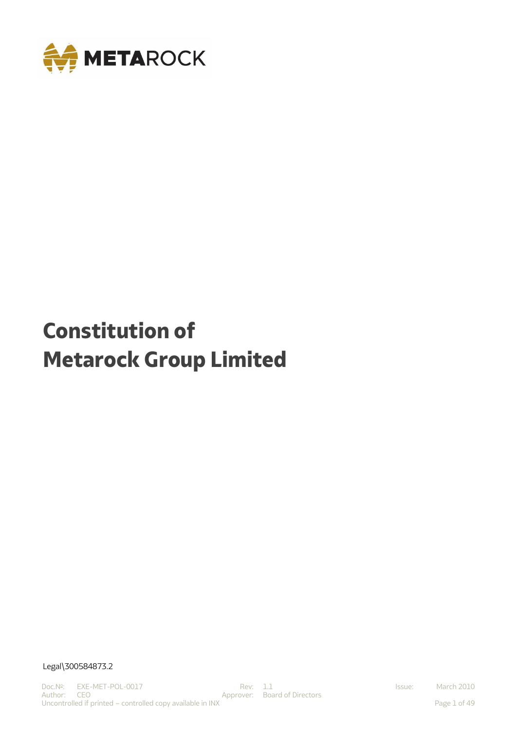# Constitution of Metarock Group Limited

Legal\300584873.2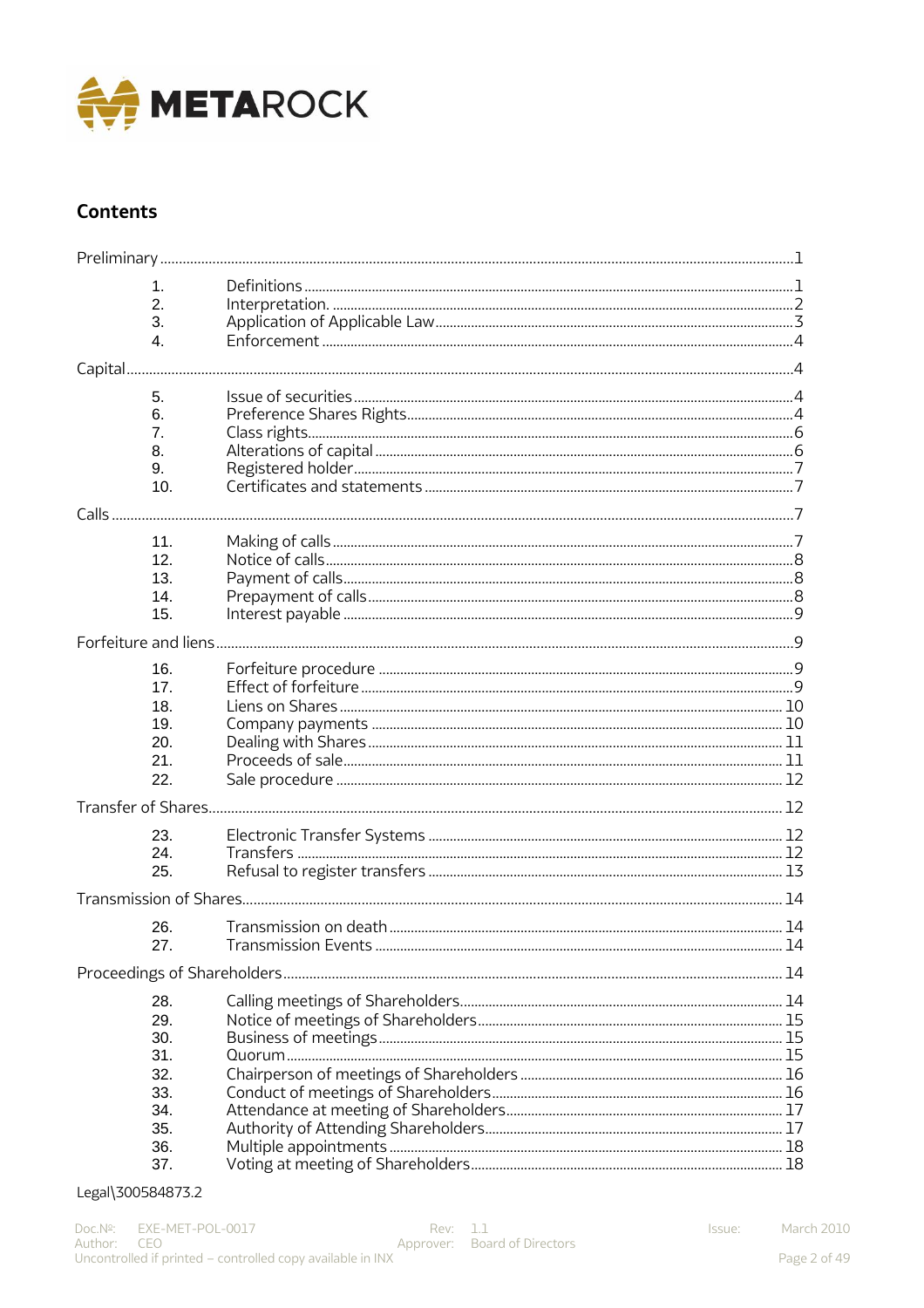## Contents

Preliminary ....................................................................................................................................1

| | | |
|---|---|---|
| 1. | Definitions | 1 |
| 2. | Interpretation. | 2 |
| 3. | Application of Applicable Law | 3 |
| 4. | Enforcement | 4 |

Capital ...........................................................................................................................................4

| | | |
|---|---|---|
| 5. | Issue of securities | 4 |
| 6. | Preference Shares Rights | 4 |
| 7. | Class rights | 6 |
| 8. | Alterations of capital | 6 |
| 9. | Registered holder | 7 |
| 10. | Certificates and statements | 7 |

Calls ..............................................................................................................................................7

| | | |
|---|---|---|
| 11. | Making of calls | 7 |
| 12. | Notice of calls | 8 |
| 13. | Payment of calls | 8 |
| 14. | Prepayment of calls | 8 |
| 15. | Interest payable | 9 |

Forfeiture and liens ......................................................................................................................9

| | | |
|---|---|---|
| 16. | Forfeiture procedure | 9 |
| 17. | Effect of forfeiture | 9 |
| 18. | Liens on Shares | 10 |
| 19. | Company payments | 10 |
| 20. | Dealing with Shares | 11 |
| 21. | Proceeds of sale | 11 |
| 22. | Sale procedure | 12 |

Transfer of Shares ......................................................................................................................12

| | | |
|---|---|---|
| 23. | Electronic Transfer Systems | 12 |
| 24. | Transfers | 12 |
| 25. | Refusal to register transfers | 13 |

Transmission of Shares ..............................................................................................................14

| | | |
|---|---|---|
| 26. | Transmission on death | 14 |
| 27. | Transmission Events | 14 |

Proceedings of Shareholders .....................................................................................................14

| | | |
|---|---|---|
| 28. | Calling meetings of Shareholders | 14 |
| 29. | Notice of meetings of Shareholders | 15 |
| 30. | Business of meetings | 15 |
| 31. | Quorum | 15 |
| 32. | Chairperson of meetings of Shareholders | 16 |
| 33. | Conduct of meetings of Shareholders | 16 |
| 34. | Attendance at meeting of Shareholders | 17 |
| 35. | Authority of Attending Shareholders | 17 |
| 36. | Multiple appointments | 18 |
| 37. | Voting at meeting of Shareholders | 18 |

Legal\300584873.2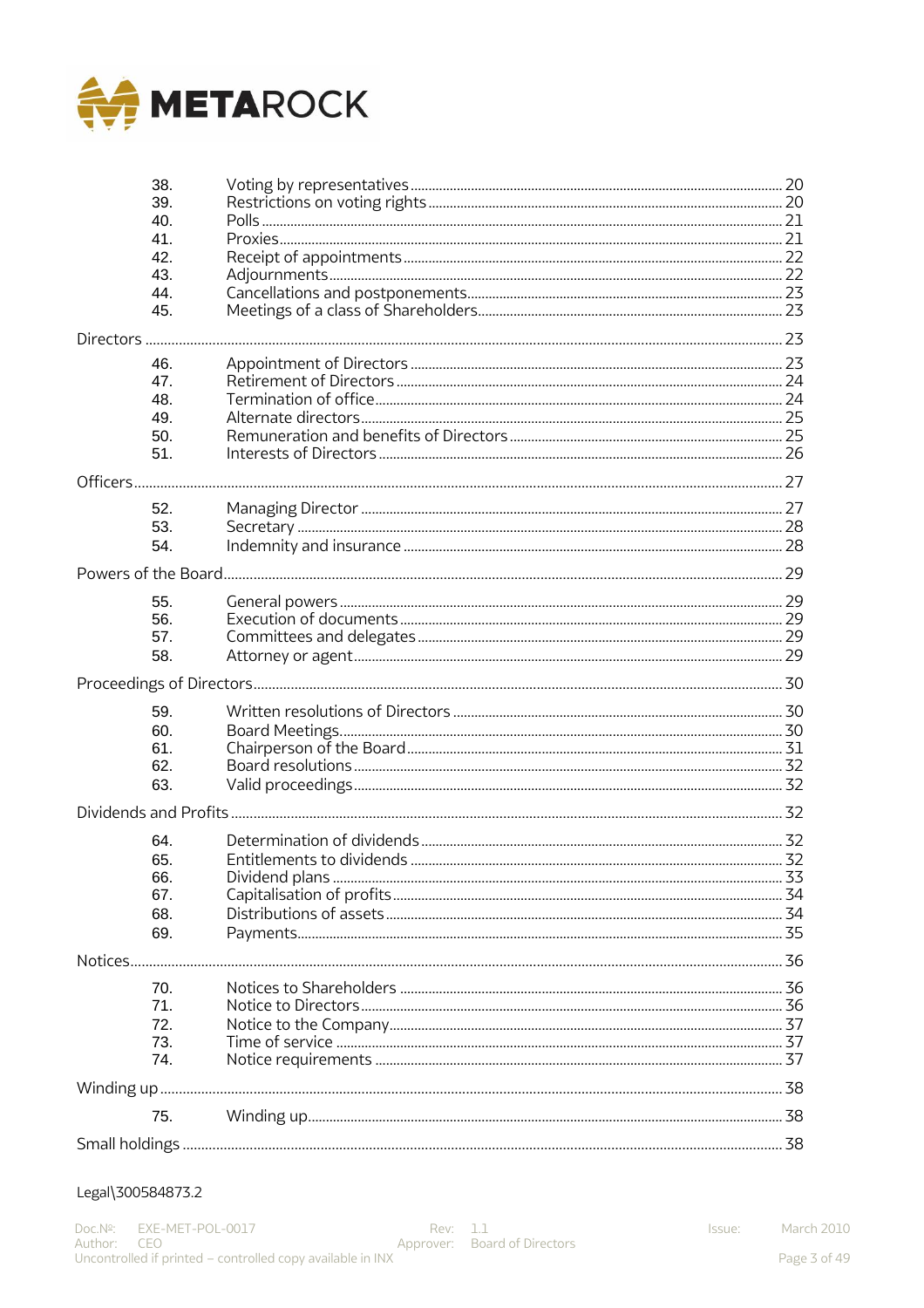| | | |
|---|---|---|
| 38. | Voting by representatives | 20 |
| 39. | Restrictions on voting rights | 20 |
| 40. | Polls | 21 |
| 41. | Proxies | 21 |
| 42. | Receipt of appointments | 22 |
| 43. | Adjournments | 22 |
| 44. | Cancellations and postponements | 23 |
| 45. | Meetings of a class of Shareholders | 23 |
| **Directors** | | 23 |
| 46. | Appointment of Directors | 23 |
| 47. | Retirement of Directors | 24 |
| 48. | Termination of office | 24 |
| 49. | Alternate directors | 25 |
| 50. | Remuneration and benefits of Directors | 25 |
| 51. | Interests of Directors | 26 |
| **Officers** | | 27 |
| 52. | Managing Director | 27 |
| 53. | Secretary | 28 |
| 54. | Indemnity and insurance | 28 |
| **Powers of the Board** | | 29 |
| 55. | General powers | 29 |
| 56. | Execution of documents | 29 |
| 57. | Committees and delegates | 29 |
| 58. | Attorney or agent | 29 |
| **Proceedings of Directors** | | 30 |
| 59. | Written resolutions of Directors | 30 |
| 60. | Board Meetings | 30 |
| 61. | Chairperson of the Board | 31 |
| 62. | Board resolutions | 32 |
| 63. | Valid proceedings | 32 |
| **Dividends and Profits** | | 32 |
| 64. | Determination of dividends | 32 |
| 65. | Entitlements to dividends | 32 |
| 66. | Dividend plans | 33 |
| 67. | Capitalisation of profits | 34 |
| 68. | Distributions of assets | 34 |
| 69. | Payments | 35 |
| **Notices** | | 36 |
| 70. | Notices to Shareholders | 36 |
| 71. | Notice to Directors | 36 |
| 72. | Notice to the Company | 37 |
| 73. | Time of service | 37 |
| 74. | Notice requirements | 37 |
| **Winding up** | | 38 |
| 75. | Winding up | 38 |
| **Small holdings** | | 38 |

Legal\300584873.2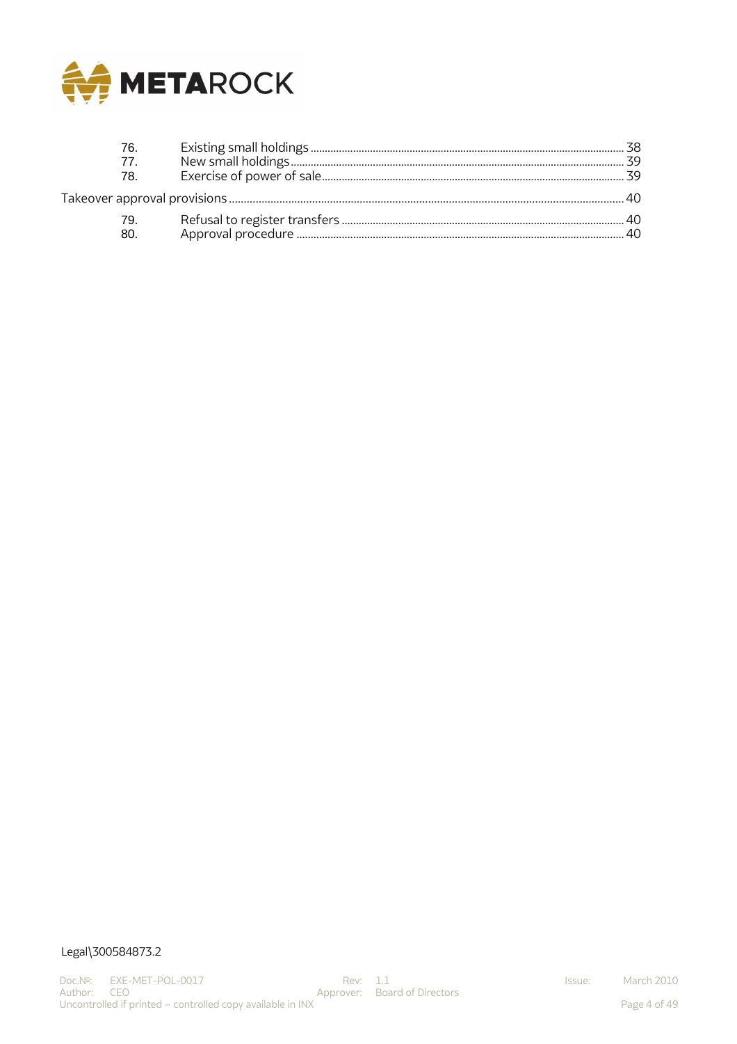| | | |
|---|---|---|
| 76. | Existing small holdings | 38 |
| 77. | New small holdings | 39 |
| 78. | Exercise of power of sale | 39 |

Takeover approval provisions ........ 40

| | | |
|---|---|---|
| 79. | Refusal to register transfers | 40 |
| 80. | Approval procedure | 40 |

Legal\300584873.2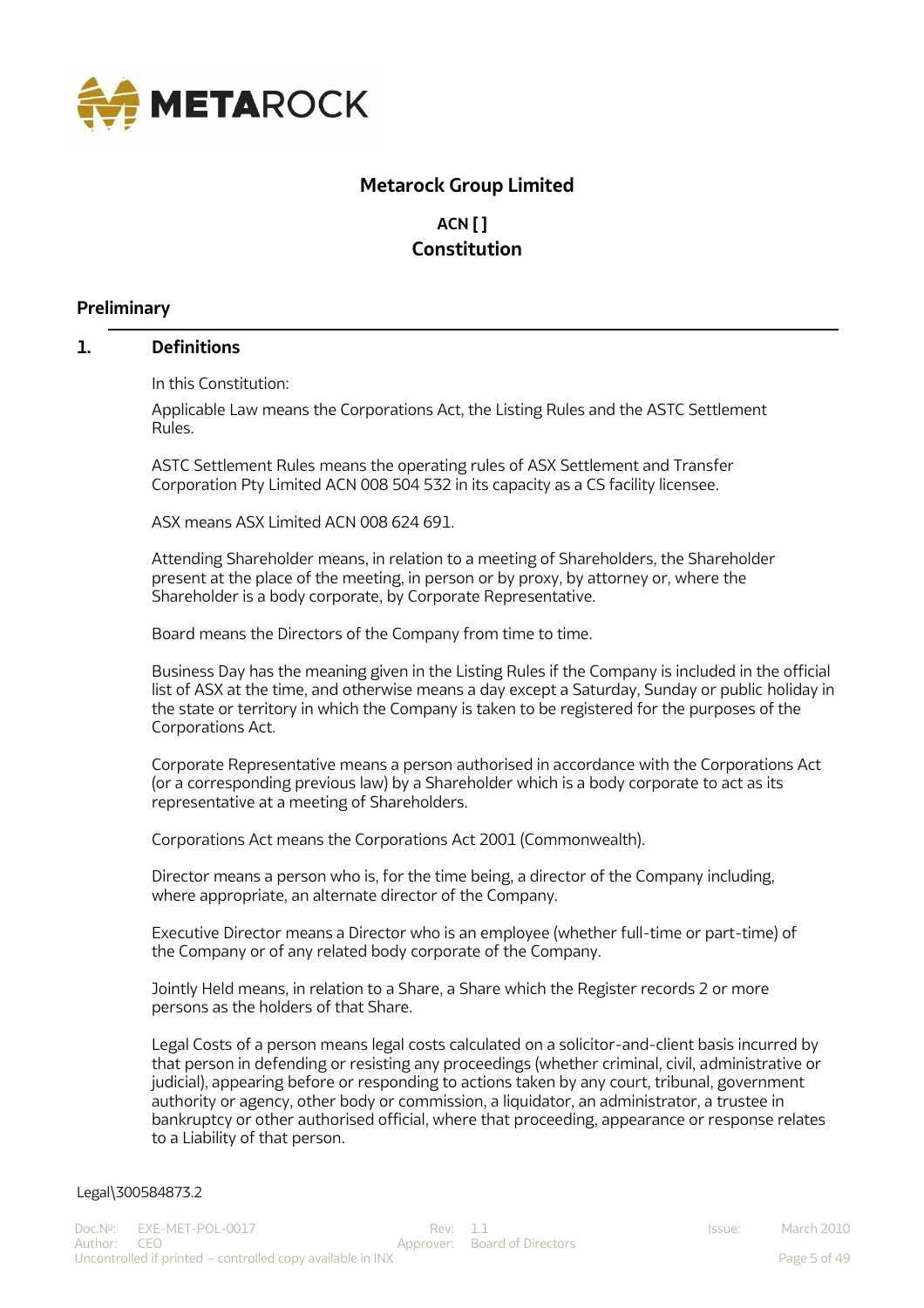# Metarock Group Limited

## ACN [ ]
## Constitution

## Preliminary

### 1. Definitions

In this Constitution:

Applicable Law means the Corporations Act, the Listing Rules and the ASTC Settlement Rules.

ASTC Settlement Rules means the operating rules of ASX Settlement and Transfer Corporation Pty Limited ACN 008 504 532 in its capacity as a CS facility licensee.

ASX means ASX Limited ACN 008 624 691.

Attending Shareholder means, in relation to a meeting of Shareholders, the Shareholder present at the place of the meeting, in person or by proxy, by attorney or, where the Shareholder is a body corporate, by Corporate Representative.

Board means the Directors of the Company from time to time.

Business Day has the meaning given in the Listing Rules if the Company is included in the official list of ASX at the time, and otherwise means a day except a Saturday, Sunday or public holiday in the state or territory in which the Company is taken to be registered for the purposes of the Corporations Act.

Corporate Representative means a person authorised in accordance with the Corporations Act (or a corresponding previous law) by a Shareholder which is a body corporate to act as its representative at a meeting of Shareholders.

Corporations Act means the Corporations Act 2001 (Commonwealth).

Director means a person who is, for the time being, a director of the Company including, where appropriate, an alternate director of the Company.

Executive Director means a Director who is an employee (whether full-time or part-time) of the Company or of any related body corporate of the Company.

Jointly Held means, in relation to a Share, a Share which the Register records 2 or more persons as the holders of that Share.

Legal Costs of a person means legal costs calculated on a solicitor-and-client basis incurred by that person in defending or resisting any proceedings (whether criminal, civil, administrative or judicial), appearing before or responding to actions taken by any court, tribunal, government authority or agency, other body or commission, a liquidator, an administrator, a trustee in bankruptcy or other authorised official, where that proceeding, appearance or response relates to a Liability of that person.

Legal\300584873.2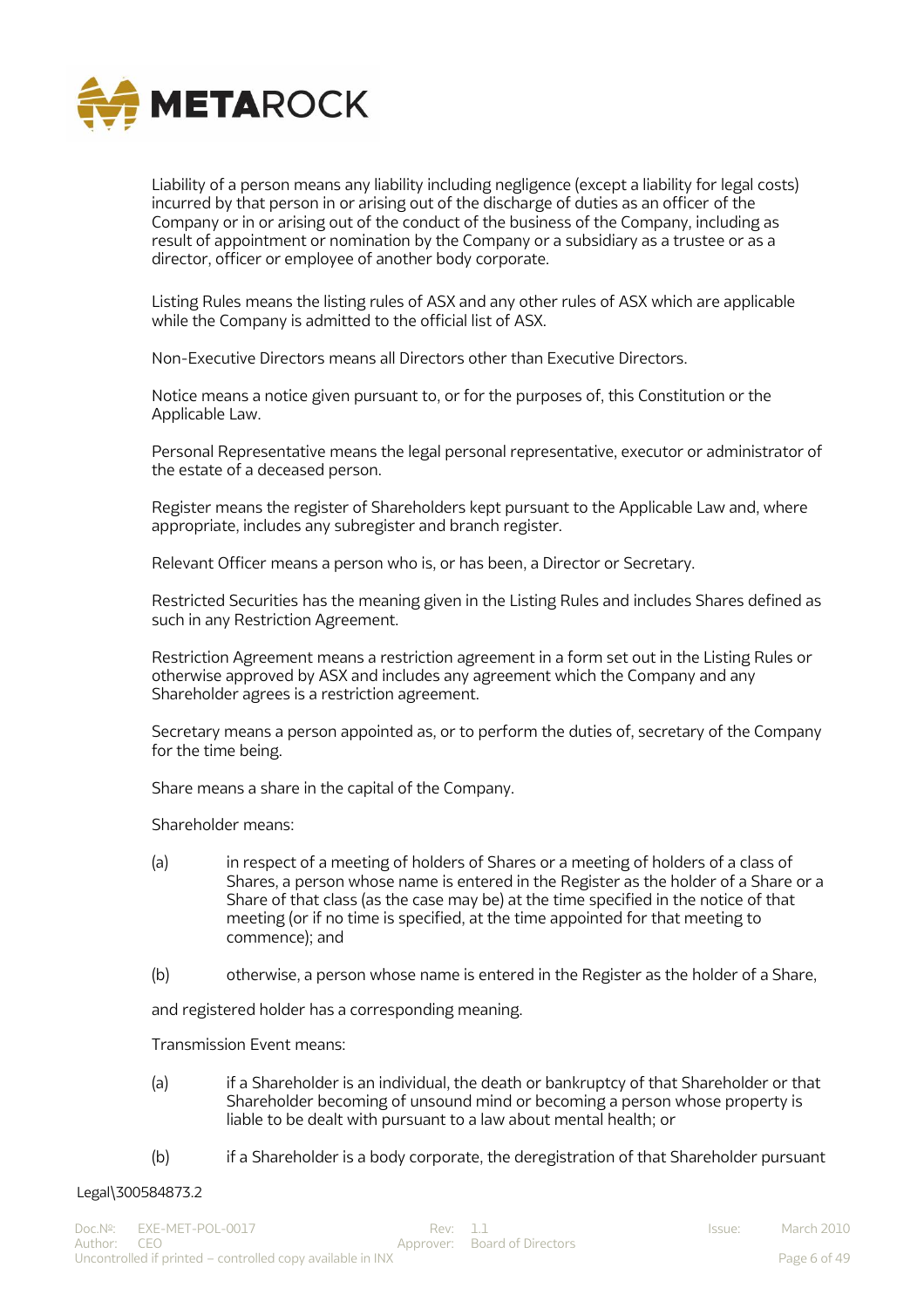Liability of a person means any liability including negligence (except a liability for legal costs) incurred by that person in or arising out of the discharge of duties as an officer of the Company or in or arising out of the conduct of the business of the Company, including as result of appointment or nomination by the Company or a subsidiary as a trustee or as a director, officer or employee of another body corporate.

Listing Rules means the listing rules of ASX and any other rules of ASX which are applicable while the Company is admitted to the official list of ASX.

Non-Executive Directors means all Directors other than Executive Directors.

Notice means a notice given pursuant to, or for the purposes of, this Constitution or the Applicable Law.

Personal Representative means the legal personal representative, executor or administrator of the estate of a deceased person.

Register means the register of Shareholders kept pursuant to the Applicable Law and, where appropriate, includes any subregister and branch register.

Relevant Officer means a person who is, or has been, a Director or Secretary.

Restricted Securities has the meaning given in the Listing Rules and includes Shares defined as such in any Restriction Agreement.

Restriction Agreement means a restriction agreement in a form set out in the Listing Rules or otherwise approved by ASX and includes any agreement which the Company and any Shareholder agrees is a restriction agreement.

Secretary means a person appointed as, or to perform the duties of, secretary of the Company for the time being.

Share means a share in the capital of the Company.

Shareholder means:

(a) in respect of a meeting of holders of Shares or a meeting of holders of a class of Shares, a person whose name is entered in the Register as the holder of a Share or a Share of that class (as the case may be) at the time specified in the notice of that meeting (or if no time is specified, at the time appointed for that meeting to commence); and

(b) otherwise, a person whose name is entered in the Register as the holder of a Share,

and registered holder has a corresponding meaning.

Transmission Event means:

(a) if a Shareholder is an individual, the death or bankruptcy of that Shareholder or that Shareholder becoming of unsound mind or becoming a person whose property is liable to be dealt with pursuant to a law about mental health; or

(b) if a Shareholder is a body corporate, the deregistration of that Shareholder pursuant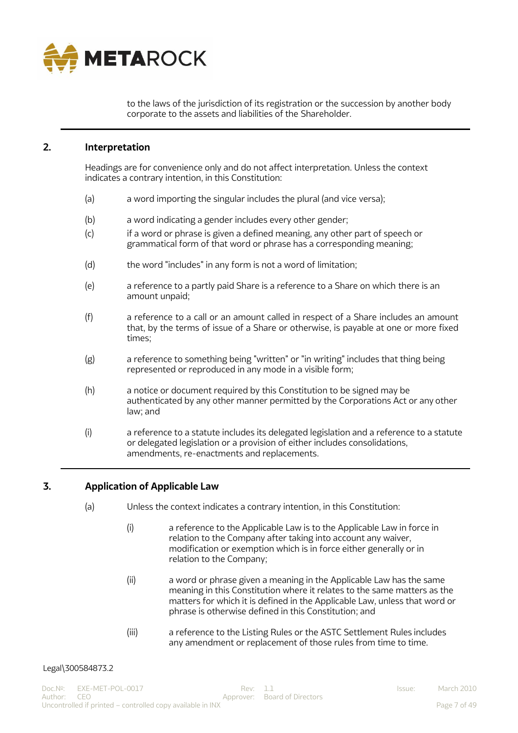to the laws of the jurisdiction of its registration or the succession by another body corporate to the assets and liabilities of the Shareholder.

## 2. Interpretation

Headings are for convenience only and do not affect interpretation. Unless the context indicates a contrary intention, in this Constitution:

(a) a word importing the singular includes the plural (and vice versa);

(b) a word indicating a gender includes every other gender;

(c) if a word or phrase is given a defined meaning, any other part of speech or grammatical form of that word or phrase has a corresponding meaning;

(d) the word "includes" in any form is not a word of limitation;

(e) a reference to a partly paid Share is a reference to a Share on which there is an amount unpaid;

(f) a reference to a call or an amount called in respect of a Share includes an amount that, by the terms of issue of a Share or otherwise, is payable at one or more fixed times;

(g) a reference to something being "written" or "in writing" includes that thing being represented or reproduced in any mode in a visible form;

(h) a notice or document required by this Constitution to be signed may be authenticated by any other manner permitted by the Corporations Act or any other law; and

(i) a reference to a statute includes its delegated legislation and a reference to a statute or delegated legislation or a provision of either includes consolidations, amendments, re-enactments and replacements.

## 3. Application of Applicable Law

(a) Unless the context indicates a contrary intention, in this Constitution:

(i) a reference to the Applicable Law is to the Applicable Law in force in relation to the Company after taking into account any waiver, modification or exemption which is in force either generally or in relation to the Company;

(ii) a word or phrase given a meaning in the Applicable Law has the same meaning in this Constitution where it relates to the same matters as the matters for which it is defined in the Applicable Law, unless that word or phrase is otherwise defined in this Constitution; and

(iii) a reference to the Listing Rules or the ASTC Settlement Rules includes any amendment or replacement of those rules from time to time.

Legal\300584873.2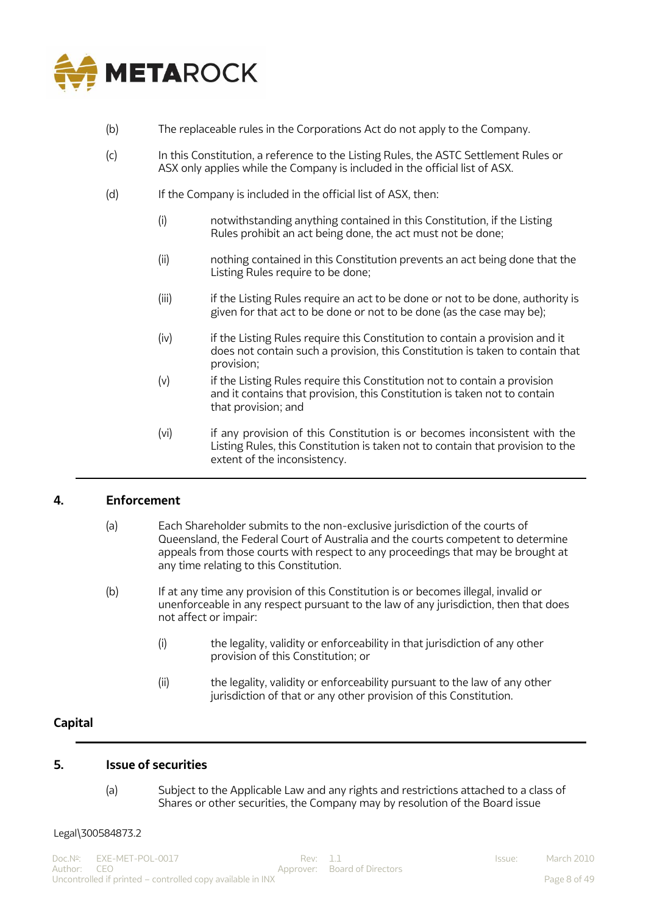(b) The replaceable rules in the Corporations Act do not apply to the Company.

(c) In this Constitution, a reference to the Listing Rules, the ASTC Settlement Rules or ASX only applies while the Company is included in the official list of ASX.

(d) If the Company is included in the official list of ASX, then:

  (i) notwithstanding anything contained in this Constitution, if the Listing Rules prohibit an act being done, the act must not be done;

  (ii) nothing contained in this Constitution prevents an act being done that the Listing Rules require to be done;

  (iii) if the Listing Rules require an act to be done or not to be done, authority is given for that act to be done or not to be done (as the case may be);

  (iv) if the Listing Rules require this Constitution to contain a provision and it does not contain such a provision, this Constitution is taken to contain that provision;

  (v) if the Listing Rules require this Constitution not to contain a provision and it contains that provision, this Constitution is taken not to contain that provision; and

  (vi) if any provision of this Constitution is or becomes inconsistent with the Listing Rules, this Constitution is taken not to contain that provision to the extent of the inconsistency.

## 4. Enforcement

(a) Each Shareholder submits to the non-exclusive jurisdiction of the courts of Queensland, the Federal Court of Australia and the courts competent to determine appeals from those courts with respect to any proceedings that may be brought at any time relating to this Constitution.

(b) If at any time any provision of this Constitution is or becomes illegal, invalid or unenforceable in any respect pursuant to the law of any jurisdiction, then that does not affect or impair:

  (i) the legality, validity or enforceability in that jurisdiction of any other provision of this Constitution; or

  (ii) the legality, validity or enforceability pursuant to the law of any other jurisdiction of that or any other provision of this Constitution.

# Capital

## 5. Issue of securities

(a) Subject to the Applicable Law and any rights and restrictions attached to a class of Shares or other securities, the Company may by resolution of the Board issue

Legal\300584873.2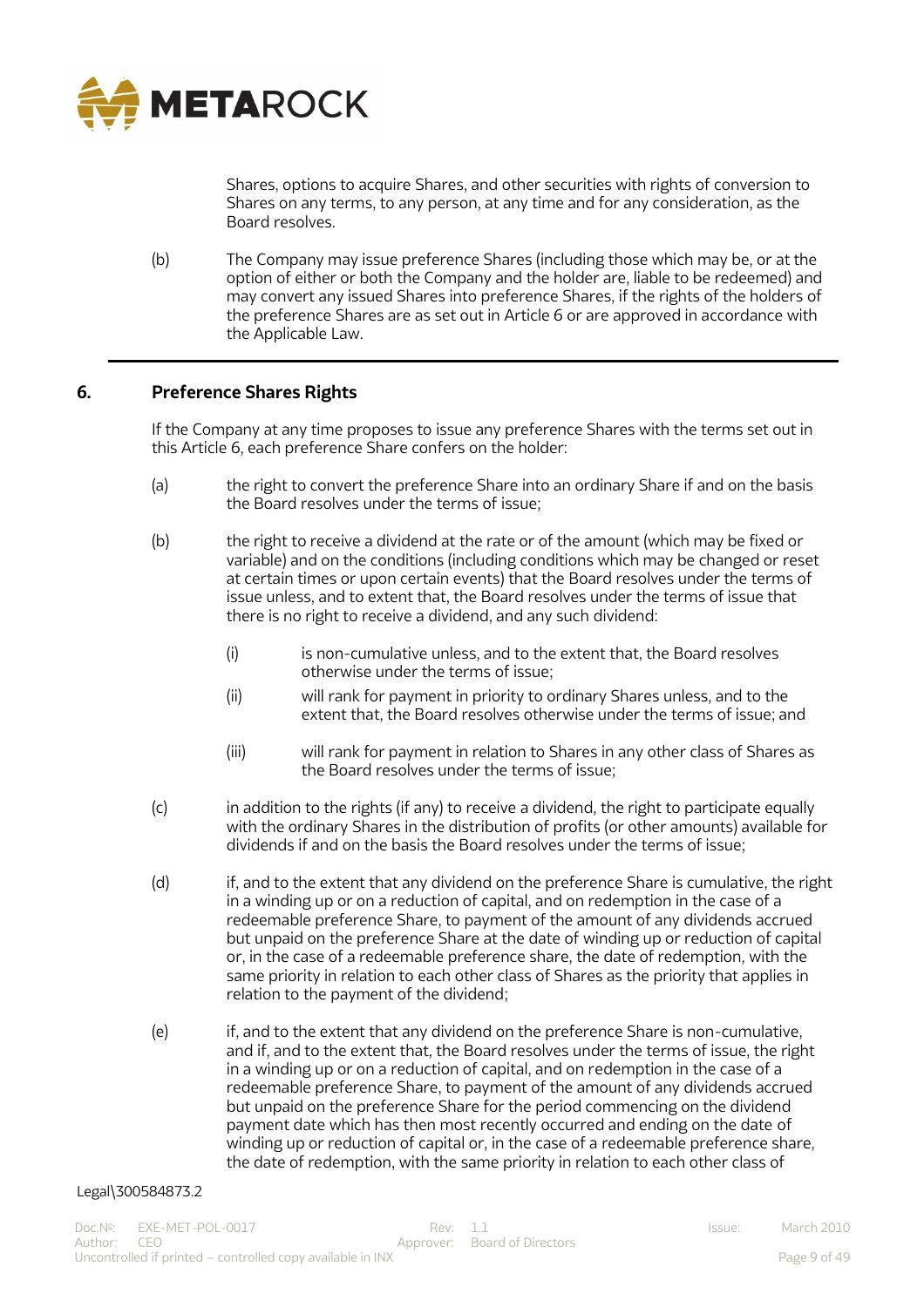Shares, options to acquire Shares, and other securities with rights of conversion to Shares on any terms, to any person, at any time and for any consideration, as the Board resolves.

(b) The Company may issue preference Shares (including those which may be, or at the option of either or both the Company and the holder are, liable to be redeemed) and may convert any issued Shares into preference Shares, if the rights of the holders of the preference Shares are as set out in Article 6 or are approved in accordance with the Applicable Law.

---

## 6. Preference Shares Rights

If the Company at any time proposes to issue any preference Shares with the terms set out in this Article 6, each preference Share confers on the holder:

(a) the right to convert the preference Share into an ordinary Share if and on the basis the Board resolves under the terms of issue;

(b) the right to receive a dividend at the rate or of the amount (which may be fixed or variable) and on the conditions (including conditions which may be changed or reset at certain times or upon certain events) that the Board resolves under the terms of issue unless, and to extent that, the Board resolves under the terms of issue that there is no right to receive a dividend, and any such dividend:

(i) is non-cumulative unless, and to the extent that, the Board resolves otherwise under the terms of issue;

(ii) will rank for payment in priority to ordinary Shares unless, and to the extent that, the Board resolves otherwise under the terms of issue; and

(iii) will rank for payment in relation to Shares in any other class of Shares as the Board resolves under the terms of issue;

(c) in addition to the rights (if any) to receive a dividend, the right to participate equally with the ordinary Shares in the distribution of profits (or other amounts) available for dividends if and on the basis the Board resolves under the terms of issue;

(d) if, and to the extent that any dividend on the preference Share is cumulative, the right in a winding up or on a reduction of capital, and on redemption in the case of a redeemable preference Share, to payment of the amount of any dividends accrued but unpaid on the preference Share at the date of winding up or reduction of capital or, in the case of a redeemable preference share, the date of redemption, with the same priority in relation to each other class of Shares as the priority that applies in relation to the payment of the dividend;

(e) if, and to the extent that any dividend on the preference Share is non-cumulative, and if, and to the extent that, the Board resolves under the terms of issue, the right in a winding up or on a reduction of capital, and on redemption in the case of a redeemable preference Share, to payment of the amount of any dividends accrued but unpaid on the preference Share for the period commencing on the dividend payment date which has then most recently occurred and ending on the date of winding up or reduction of capital or, in the case of a redeemable preference share, the date of redemption, with the same priority in relation to each other class of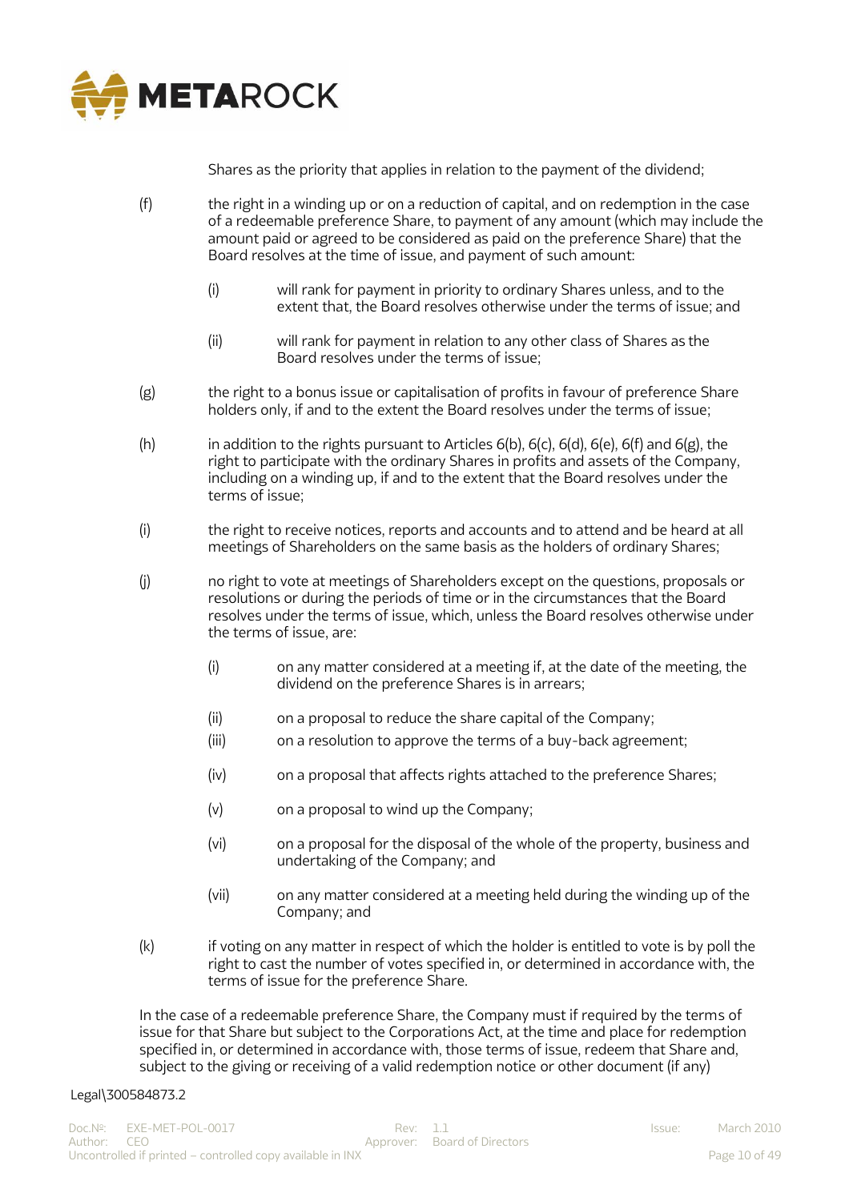Shares as the priority that applies in relation to the payment of the dividend;

(f) the right in a winding up or on a reduction of capital, and on redemption in the case of a redeemable preference Share, to payment of any amount (which may include the amount paid or agreed to be considered as paid on the preference Share) that the Board resolves at the time of issue, and payment of such amount:

   (i) will rank for payment in priority to ordinary Shares unless, and to the extent that, the Board resolves otherwise under the terms of issue; and

   (ii) will rank for payment in relation to any other class of Shares as the Board resolves under the terms of issue;

(g) the right to a bonus issue or capitalisation of profits in favour of preference Share holders only, if and to the extent the Board resolves under the terms of issue;

(h) in addition to the rights pursuant to Articles 6(b), 6(c), 6(d), 6(e), 6(f) and 6(g), the right to participate with the ordinary Shares in profits and assets of the Company, including on a winding up, if and to the extent that the Board resolves under the terms of issue;

(i) the right to receive notices, reports and accounts and to attend and be heard at all meetings of Shareholders on the same basis as the holders of ordinary Shares;

(j) no right to vote at meetings of Shareholders except on the questions, proposals or resolutions or during the periods of time or in the circumstances that the Board resolves under the terms of issue, which, unless the Board resolves otherwise under the terms of issue, are:

   (i) on any matter considered at a meeting if, at the date of the meeting, the dividend on the preference Shares is in arrears;

   (ii) on a proposal to reduce the share capital of the Company;

   (iii) on a resolution to approve the terms of a buy-back agreement;

   (iv) on a proposal that affects rights attached to the preference Shares;

   (v) on a proposal to wind up the Company;

   (vi) on a proposal for the disposal of the whole of the property, business and undertaking of the Company; and

   (vii) on any matter considered at a meeting held during the winding up of the Company; and

(k) if voting on any matter in respect of which the holder is entitled to vote is by poll the right to cast the number of votes specified in, or determined in accordance with, the terms of issue for the preference Share.

In the case of a redeemable preference Share, the Company must if required by the terms of issue for that Share but subject to the Corporations Act, at the time and place for redemption specified in, or determined in accordance with, those terms of issue, redeem that Share and, subject to the giving or receiving of a valid redemption notice or other document (if any)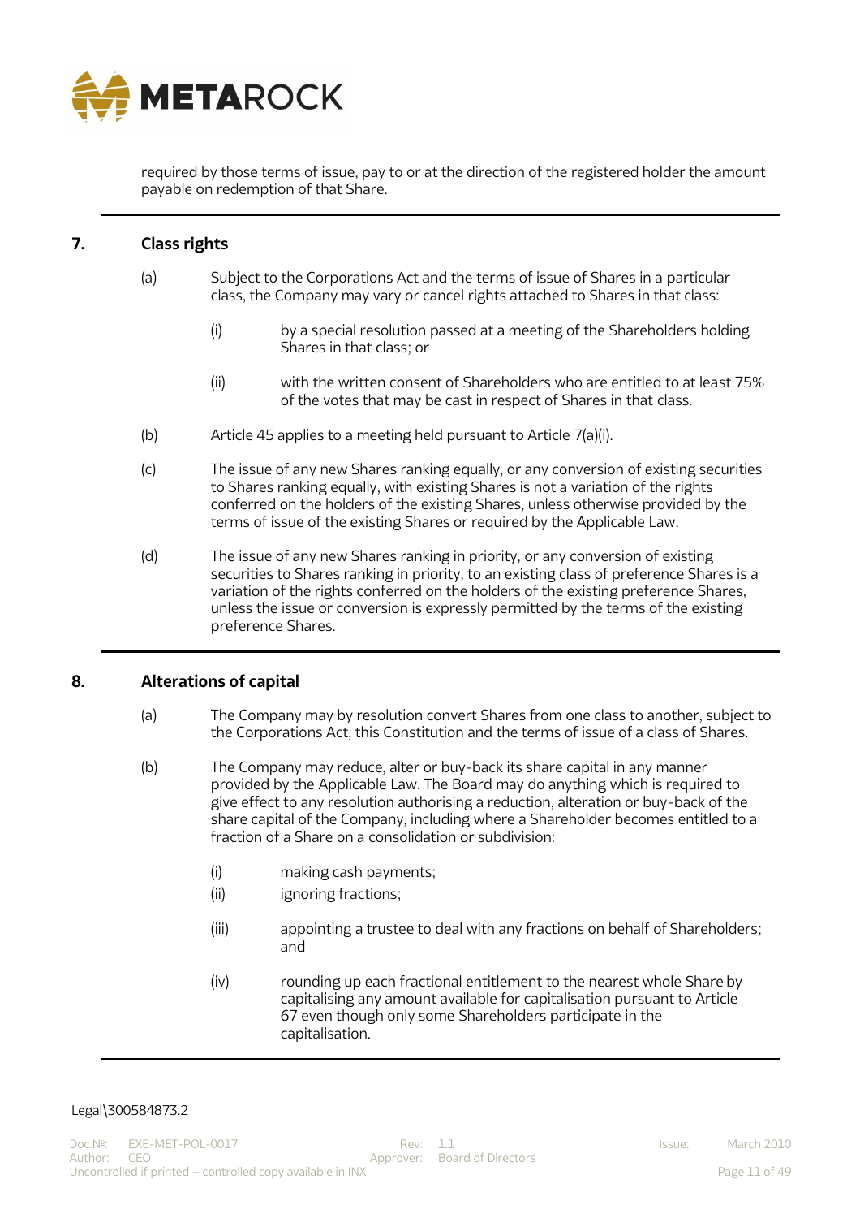required by those terms of issue, pay to or at the direction of the registered holder the amount payable on redemption of that Share.

## 7. Class rights

(a) Subject to the Corporations Act and the terms of issue of Shares in a particular class, the Company may vary or cancel rights attached to Shares in that class:

  (i) by a special resolution passed at a meeting of the Shareholders holding Shares in that class; or

  (ii) with the written consent of Shareholders who are entitled to at least 75% of the votes that may be cast in respect of Shares in that class.

(b) Article 45 applies to a meeting held pursuant to Article 7(a)(i).

(c) The issue of any new Shares ranking equally, or any conversion of existing securities to Shares ranking equally, with existing Shares is not a variation of the rights conferred on the holders of the existing Shares, unless otherwise provided by the terms of issue of the existing Shares or required by the Applicable Law.

(d) The issue of any new Shares ranking in priority, or any conversion of existing securities to Shares ranking in priority, to an existing class of preference Shares is a variation of the rights conferred on the holders of the existing preference Shares, unless the issue or conversion is expressly permitted by the terms of the existing preference Shares.

## 8. Alterations of capital

(a) The Company may by resolution convert Shares from one class to another, subject to the Corporations Act, this Constitution and the terms of issue of a class of Shares.

(b) The Company may reduce, alter or buy-back its share capital in any manner provided by the Applicable Law. The Board may do anything which is required to give effect to any resolution authorising a reduction, alteration or buy-back of the share capital of the Company, including where a Shareholder becomes entitled to a fraction of a Share on a consolidation or subdivision:

  (i) making cash payments;

  (ii) ignoring fractions;

  (iii) appointing a trustee to deal with any fractions on behalf of Shareholders; and

  (iv) rounding up each fractional entitlement to the nearest whole Share by capitalising any amount available for capitalisation pursuant to Article 67 even though only some Shareholders participate in the capitalisation.

Legal\300584873.2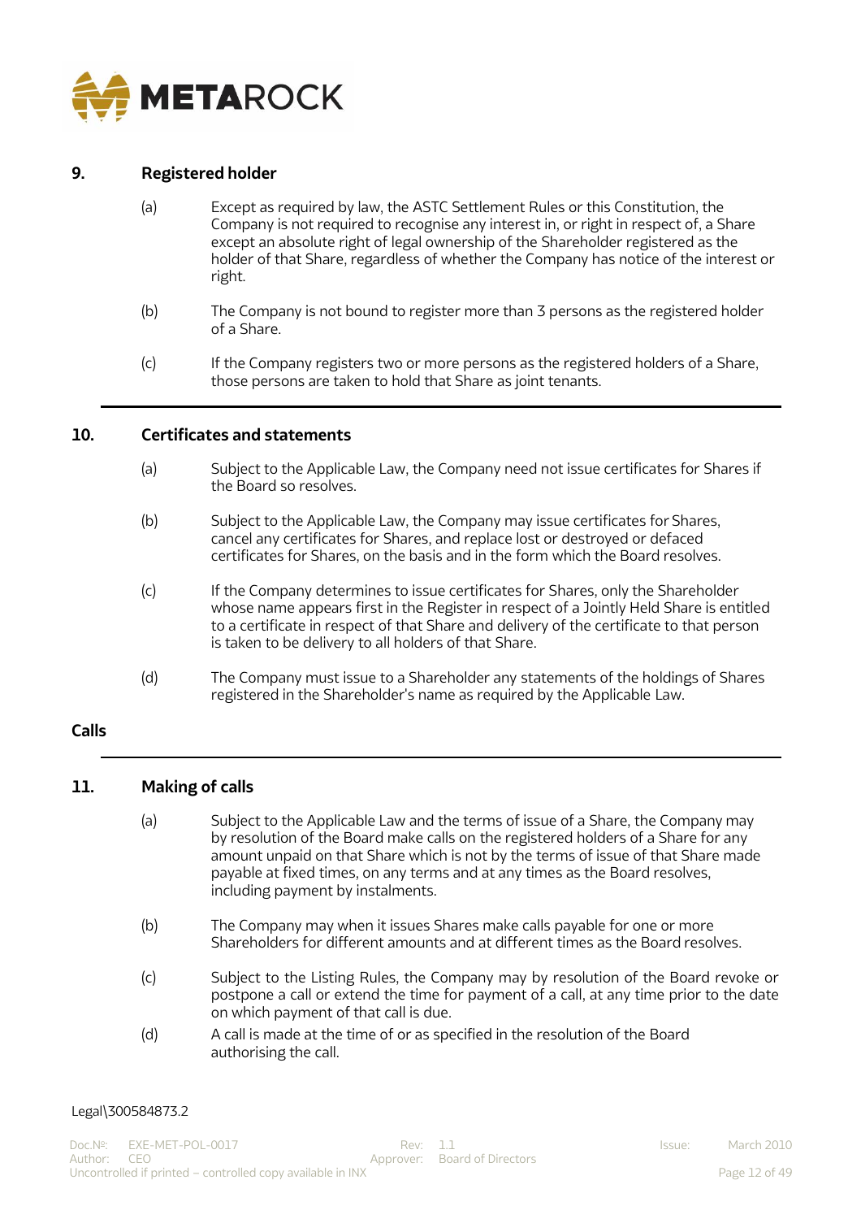## 9. Registered holder

(a) Except as required by law, the ASTC Settlement Rules or this Constitution, the Company is not required to recognise any interest in, or right in respect of, a Share except an absolute right of legal ownership of the Shareholder registered as the holder of that Share, regardless of whether the Company has notice of the interest or right.

(b) The Company is not bound to register more than 3 persons as the registered holder of a Share.

(c) If the Company registers two or more persons as the registered holders of a Share, those persons are taken to hold that Share as joint tenants.

## 10. Certificates and statements

(a) Subject to the Applicable Law, the Company need not issue certificates for Shares if the Board so resolves.

(b) Subject to the Applicable Law, the Company may issue certificates for Shares, cancel any certificates for Shares, and replace lost or destroyed or defaced certificates for Shares, on the basis and in the form which the Board resolves.

(c) If the Company determines to issue certificates for Shares, only the Shareholder whose name appears first in the Register in respect of a Jointly Held Share is entitled to a certificate in respect of that Share and delivery of the certificate to that person is taken to be delivery to all holders of that Share.

(d) The Company must issue to a Shareholder any statements of the holdings of Shares registered in the Shareholder's name as required by the Applicable Law.

# Calls

## 11. Making of calls

(a) Subject to the Applicable Law and the terms of issue of a Share, the Company may by resolution of the Board make calls on the registered holders of a Share for any amount unpaid on that Share which is not by the terms of issue of that Share made payable at fixed times, on any terms and at any times as the Board resolves, including payment by instalments.

(b) The Company may when it issues Shares make calls payable for one or more Shareholders for different amounts and at different times as the Board resolves.

(c) Subject to the Listing Rules, the Company may by resolution of the Board revoke or postpone a call or extend the time for payment of a call, at any time prior to the date on which payment of that call is due.

(d) A call is made at the time of or as specified in the resolution of the Board authorising the call.

Legal\300584873.2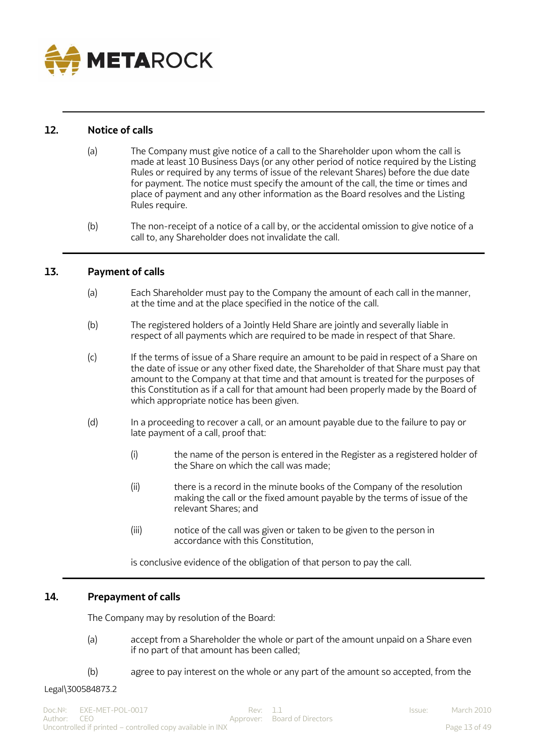## 12. Notice of calls

(a) The Company must give notice of a call to the Shareholder upon whom the call is made at least 10 Business Days (or any other period of notice required by the Listing Rules or required by any terms of issue of the relevant Shares) before the due date for payment. The notice must specify the amount of the call, the time or times and place of payment and any other information as the Board resolves and the Listing Rules require.

(b) The non-receipt of a notice of a call by, or the accidental omission to give notice of a call to, any Shareholder does not invalidate the call.

## 13. Payment of calls

(a) Each Shareholder must pay to the Company the amount of each call in the manner, at the time and at the place specified in the notice of the call.

(b) The registered holders of a Jointly Held Share are jointly and severally liable in respect of all payments which are required to be made in respect of that Share.

(c) If the terms of issue of a Share require an amount to be paid in respect of a Share on the date of issue or any other fixed date, the Shareholder of that Share must pay that amount to the Company at that time and that amount is treated for the purposes of this Constitution as if a call for that amount had been properly made by the Board of which appropriate notice has been given.

(d) In a proceeding to recover a call, or an amount payable due to the failure to pay or late payment of a call, proof that:

   (i) the name of the person is entered in the Register as a registered holder of the Share on which the call was made;

   (ii) there is a record in the minute books of the Company of the resolution making the call or the fixed amount payable by the terms of issue of the relevant Shares; and

   (iii) notice of the call was given or taken to be given to the person in accordance with this Constitution,

   is conclusive evidence of the obligation of that person to pay the call.

## 14. Prepayment of calls

The Company may by resolution of the Board:

(a) accept from a Shareholder the whole or part of the amount unpaid on a Share even if no part of that amount has been called;

(b) agree to pay interest on the whole or any part of the amount so accepted, from the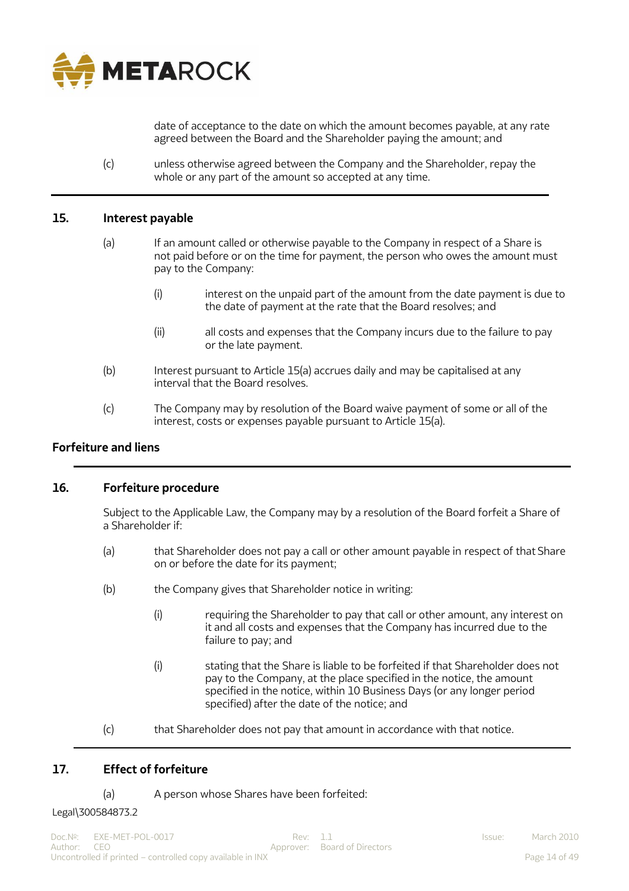date of acceptance to the date on which the amount becomes payable, at any rate agreed between the Board and the Shareholder paying the amount; and

(c) unless otherwise agreed between the Company and the Shareholder, repay the whole or any part of the amount so accepted at any time.

## 15. Interest payable

(a) If an amount called or otherwise payable to the Company in respect of a Share is not paid before or on the time for payment, the person who owes the amount must pay to the Company:

 (i) interest on the unpaid part of the amount from the date payment is due to the date of payment at the rate that the Board resolves; and

 (ii) all costs and expenses that the Company incurs due to the failure to pay or the late payment.

(b) Interest pursuant to Article 15(a) accrues daily and may be capitalised at any interval that the Board resolves.

(c) The Company may by resolution of the Board waive payment of some or all of the interest, costs or expenses payable pursuant to Article 15(a).

# Forfeiture and liens

## 16. Forfeiture procedure

Subject to the Applicable Law, the Company may by a resolution of the Board forfeit a Share of a Shareholder if:

(a) that Shareholder does not pay a call or other amount payable in respect of that Share on or before the date for its payment;

(b) the Company gives that Shareholder notice in writing:

 (i) requiring the Shareholder to pay that call or other amount, any interest on it and all costs and expenses that the Company has incurred due to the failure to pay; and

 (i) stating that the Share is liable to be forfeited if that Shareholder does not pay to the Company, at the place specified in the notice, the amount specified in the notice, within 10 Business Days (or any longer period specified) after the date of the notice; and

(c) that Shareholder does not pay that amount in accordance with that notice.

## 17. Effect of forfeiture

(a) A person whose Shares have been forfeited:

Legal\300584873.2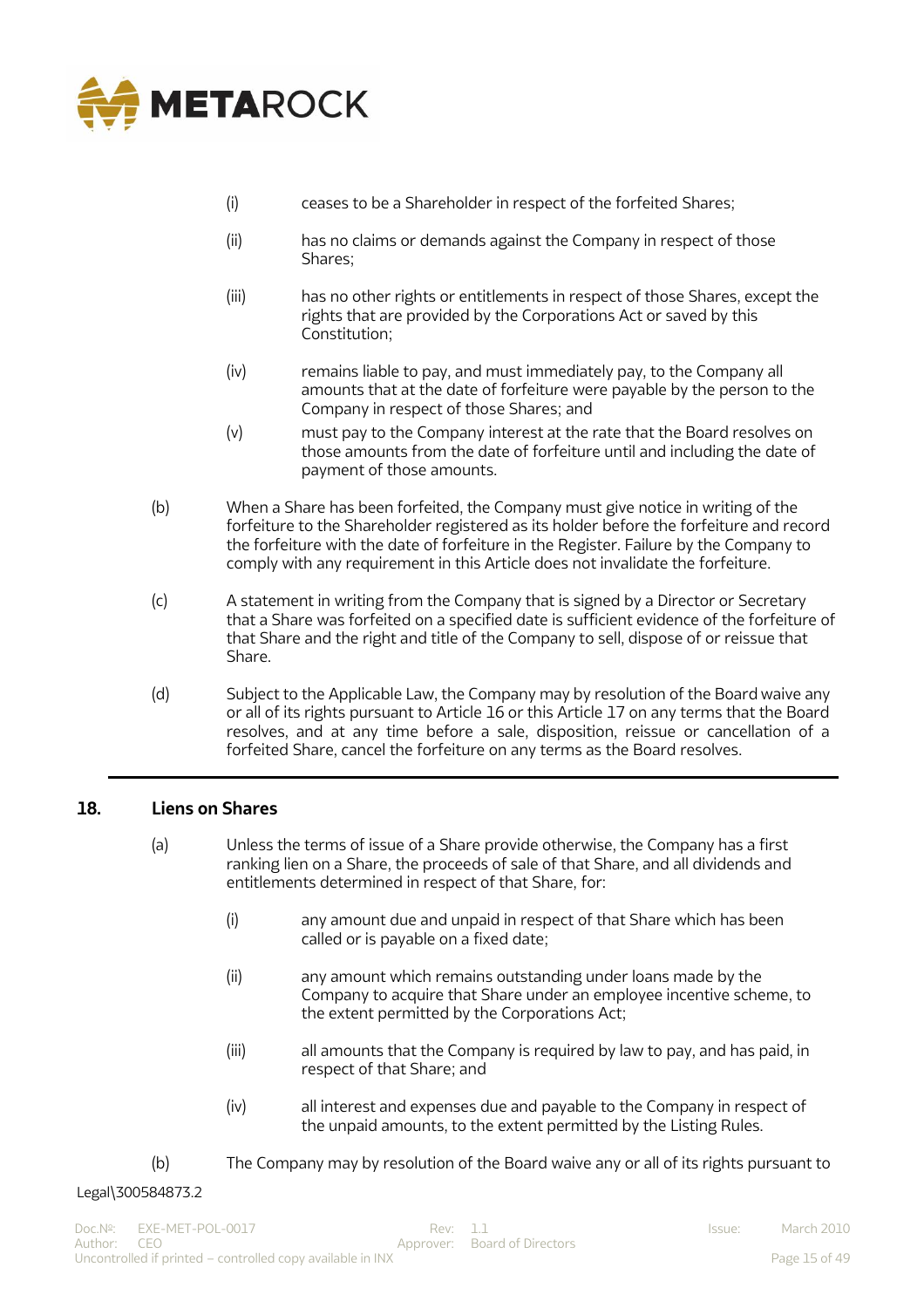(i) ceases to be a Shareholder in respect of the forfeited Shares;

(ii) has no claims or demands against the Company in respect of those Shares;

(iii) has no other rights or entitlements in respect of those Shares, except the rights that are provided by the Corporations Act or saved by this Constitution;

(iv) remains liable to pay, and must immediately pay, to the Company all amounts that at the date of forfeiture were payable by the person to the Company in respect of those Shares; and

(v) must pay to the Company interest at the rate that the Board resolves on those amounts from the date of forfeiture until and including the date of payment of those amounts.

(b) When a Share has been forfeited, the Company must give notice in writing of the forfeiture to the Shareholder registered as its holder before the forfeiture and record the forfeiture with the date of forfeiture in the Register. Failure by the Company to comply with any requirement in this Article does not invalidate the forfeiture.

(c) A statement in writing from the Company that is signed by a Director or Secretary that a Share was forfeited on a specified date is sufficient evidence of the forfeiture of that Share and the right and title of the Company to sell, dispose of or reissue that Share.

(d) Subject to the Applicable Law, the Company may by resolution of the Board waive any or all of its rights pursuant to Article 16 or this Article 17 on any terms that the Board resolves, and at any time before a sale, disposition, reissue or cancellation of a forfeited Share, cancel the forfeiture on any terms as the Board resolves.

## 18. Liens on Shares

(a) Unless the terms of issue of a Share provide otherwise, the Company has a first ranking lien on a Share, the proceeds of sale of that Share, and all dividends and entitlements determined in respect of that Share, for:

(i) any amount due and unpaid in respect of that Share which has been called or is payable on a fixed date;

(ii) any amount which remains outstanding under loans made by the Company to acquire that Share under an employee incentive scheme, to the extent permitted by the Corporations Act;

(iii) all amounts that the Company is required by law to pay, and has paid, in respect of that Share; and

(iv) all interest and expenses due and payable to the Company in respect of the unpaid amounts, to the extent permitted by the Listing Rules.

(b) The Company may by resolution of the Board waive any or all of its rights pursuant to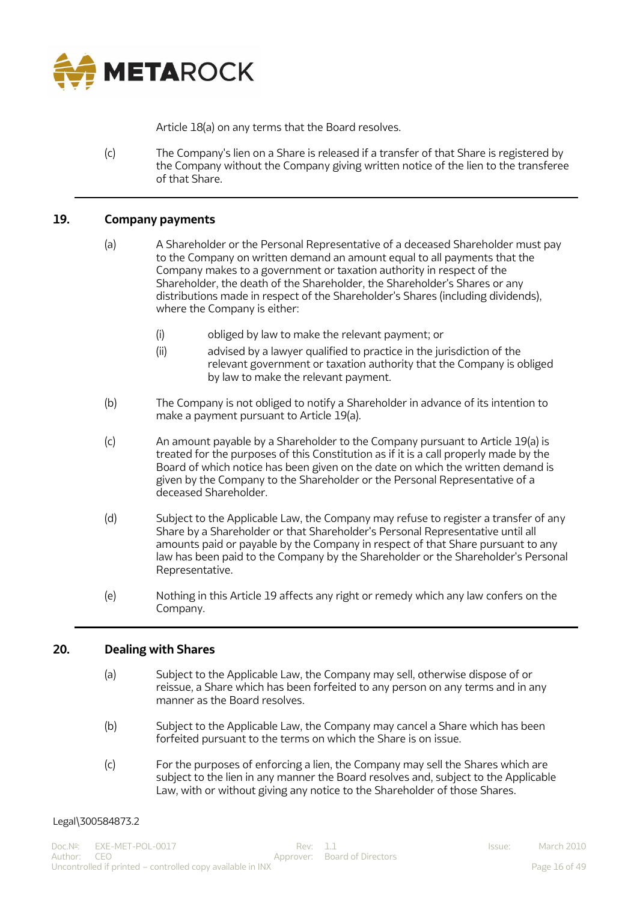Article 18(a) on any terms that the Board resolves.

(c) The Company's lien on a Share is released if a transfer of that Share is registered by the Company without the Company giving written notice of the lien to the transferee of that Share.

## 19. Company payments

(a) A Shareholder or the Personal Representative of a deceased Shareholder must pay to the Company on written demand an amount equal to all payments that the Company makes to a government or taxation authority in respect of the Shareholder, the death of the Shareholder, the Shareholder's Shares or any distributions made in respect of the Shareholder's Shares (including dividends), where the Company is either:

(i) obliged by law to make the relevant payment; or

(ii) advised by a lawyer qualified to practice in the jurisdiction of the relevant government or taxation authority that the Company is obliged by law to make the relevant payment.

(b) The Company is not obliged to notify a Shareholder in advance of its intention to make a payment pursuant to Article 19(a).

(c) An amount payable by a Shareholder to the Company pursuant to Article 19(a) is treated for the purposes of this Constitution as if it is a call properly made by the Board of which notice has been given on the date on which the written demand is given by the Company to the Shareholder or the Personal Representative of a deceased Shareholder.

(d) Subject to the Applicable Law, the Company may refuse to register a transfer of any Share by a Shareholder or that Shareholder's Personal Representative until all amounts paid or payable by the Company in respect of that Share pursuant to any law has been paid to the Company by the Shareholder or the Shareholder's Personal Representative.

(e) Nothing in this Article 19 affects any right or remedy which any law confers on the Company.

## 20. Dealing with Shares

(a) Subject to the Applicable Law, the Company may sell, otherwise dispose of or reissue, a Share which has been forfeited to any person on any terms and in any manner as the Board resolves.

(b) Subject to the Applicable Law, the Company may cancel a Share which has been forfeited pursuant to the terms on which the Share is on issue.

(c) For the purposes of enforcing a lien, the Company may sell the Shares which are subject to the lien in any manner the Board resolves and, subject to the Applicable Law, with or without giving any notice to the Shareholder of those Shares.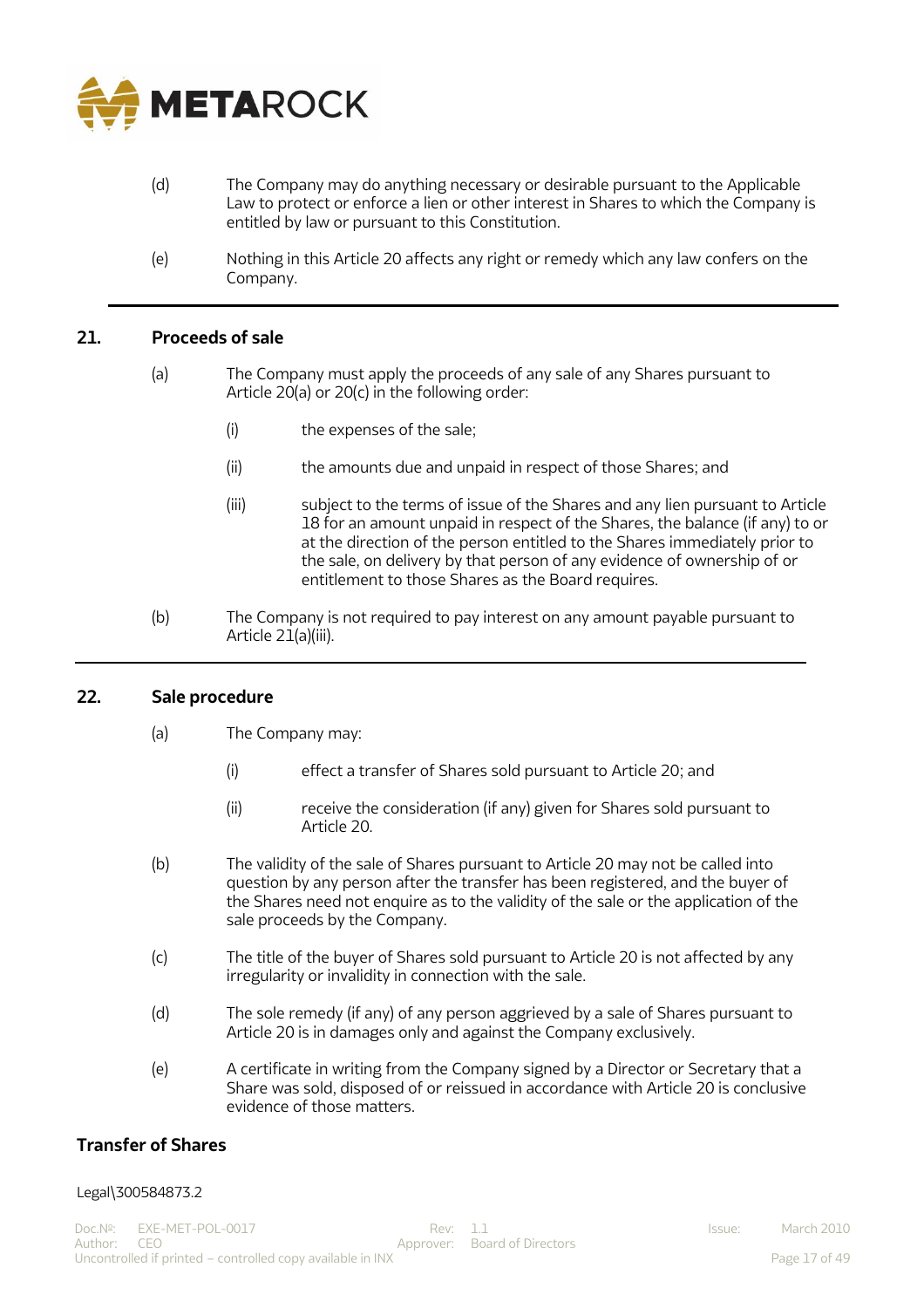(d) The Company may do anything necessary or desirable pursuant to the Applicable Law to protect or enforce a lien or other interest in Shares to which the Company is entitled by law or pursuant to this Constitution.

(e) Nothing in this Article 20 affects any right or remedy which any law confers on the Company.

## 21. Proceeds of sale

(a) The Company must apply the proceeds of any sale of any Shares pursuant to Article 20(a) or 20(c) in the following order:

  (i) the expenses of the sale;

  (ii) the amounts due and unpaid in respect of those Shares; and

  (iii) subject to the terms of issue of the Shares and any lien pursuant to Article 18 for an amount unpaid in respect of the Shares, the balance (if any) to or at the direction of the person entitled to the Shares immediately prior to the sale, on delivery by that person of any evidence of ownership of or entitlement to those Shares as the Board requires.

(b) The Company is not required to pay interest on any amount payable pursuant to Article 21(a)(iii).

## 22. Sale procedure

(a) The Company may:

  (i) effect a transfer of Shares sold pursuant to Article 20; and

  (ii) receive the consideration (if any) given for Shares sold pursuant to Article 20.

(b) The validity of the sale of Shares pursuant to Article 20 may not be called into question by any person after the transfer has been registered, and the buyer of the Shares need not enquire as to the validity of the sale or the application of the sale proceeds by the Company.

(c) The title of the buyer of Shares sold pursuant to Article 20 is not affected by any irregularity or invalidity in connection with the sale.

(d) The sole remedy (if any) of any person aggrieved by a sale of Shares pursuant to Article 20 is in damages only and against the Company exclusively.

(e) A certificate in writing from the Company signed by a Director or Secretary that a Share was sold, disposed of or reissued in accordance with Article 20 is conclusive evidence of those matters.

## Transfer of Shares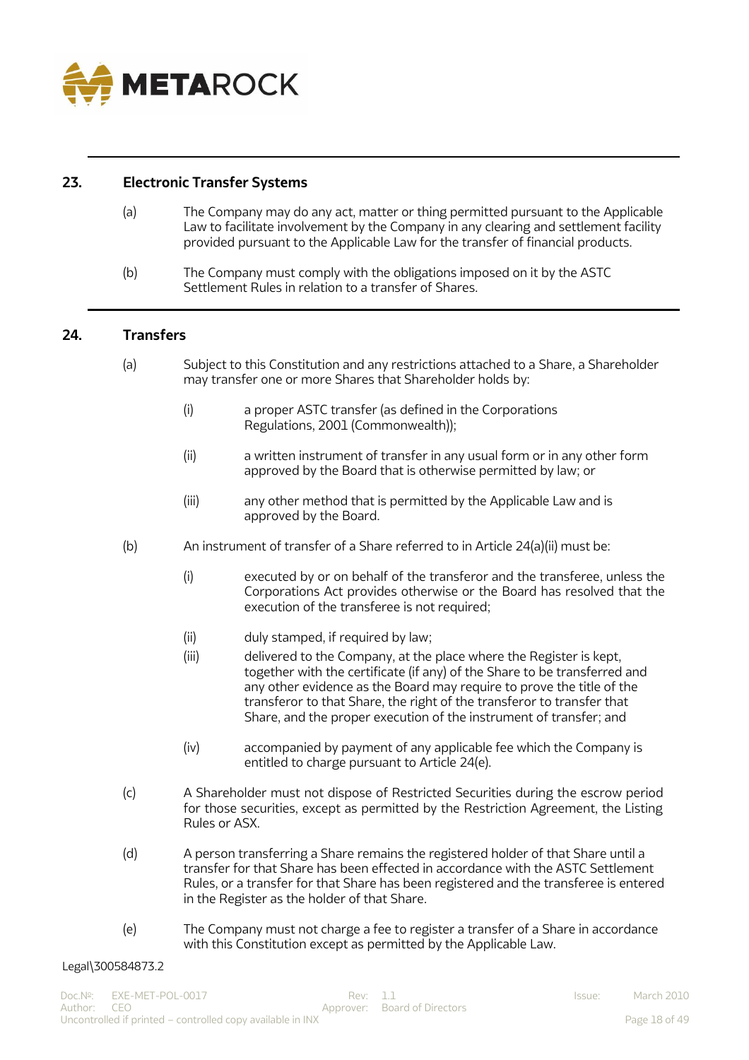## 23. Electronic Transfer Systems

(a) The Company may do any act, matter or thing permitted pursuant to the Applicable Law to facilitate involvement by the Company in any clearing and settlement facility provided pursuant to the Applicable Law for the transfer of financial products.

(b) The Company must comply with the obligations imposed on it by the ASTC Settlement Rules in relation to a transfer of Shares.

## 24. Transfers

(a) Subject to this Constitution and any restrictions attached to a Share, a Shareholder may transfer one or more Shares that Shareholder holds by:

(i) a proper ASTC transfer (as defined in the Corporations Regulations, 2001 (Commonwealth));

(ii) a written instrument of transfer in any usual form or in any other form approved by the Board that is otherwise permitted by law; or

(iii) any other method that is permitted by the Applicable Law and is approved by the Board.

(b) An instrument of transfer of a Share referred to in Article 24(a)(ii) must be:

(i) executed by or on behalf of the transferor and the transferee, unless the Corporations Act provides otherwise or the Board has resolved that the execution of the transferee is not required;

(ii) duly stamped, if required by law;

(iii) delivered to the Company, at the place where the Register is kept, together with the certificate (if any) of the Share to be transferred and any other evidence as the Board may require to prove the title of the transferor to that Share, the right of the transferor to transfer that Share, and the proper execution of the instrument of transfer; and

(iv) accompanied by payment of any applicable fee which the Company is entitled to charge pursuant to Article 24(e).

(c) A Shareholder must not dispose of Restricted Securities during the escrow period for those securities, except as permitted by the Restriction Agreement, the Listing Rules or ASX.

(d) A person transferring a Share remains the registered holder of that Share until a transfer for that Share has been effected in accordance with the ASTC Settlement Rules, or a transfer for that Share has been registered and the transferee is entered in the Register as the holder of that Share.

(e) The Company must not charge a fee to register a transfer of a Share in accordance with this Constitution except as permitted by the Applicable Law.

Legal\300584873.2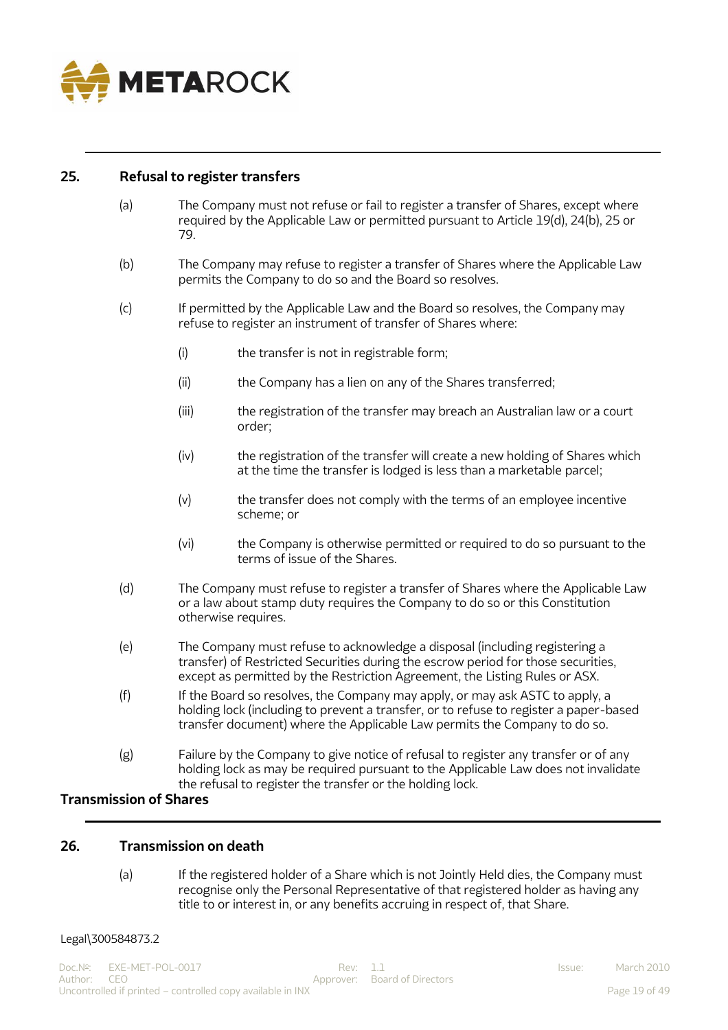## 25. Refusal to register transfers

(a) The Company must not refuse or fail to register a transfer of Shares, except where required by the Applicable Law or permitted pursuant to Article 19(d), 24(b), 25 or 79.

(b) The Company may refuse to register a transfer of Shares where the Applicable Law permits the Company to do so and the Board so resolves.

(c) If permitted by the Applicable Law and the Board so resolves, the Company may refuse to register an instrument of transfer of Shares where:

   (i) the transfer is not in registrable form;

   (ii) the Company has a lien on any of the Shares transferred;

   (iii) the registration of the transfer may breach an Australian law or a court order;

   (iv) the registration of the transfer will create a new holding of Shares which at the time the transfer is lodged is less than a marketable parcel;

   (v) the transfer does not comply with the terms of an employee incentive scheme; or

   (vi) the Company is otherwise permitted or required to do so pursuant to the terms of issue of the Shares.

(d) The Company must refuse to register a transfer of Shares where the Applicable Law or a law about stamp duty requires the Company to do so or this Constitution otherwise requires.

(e) The Company must refuse to acknowledge a disposal (including registering a transfer) of Restricted Securities during the escrow period for those securities, except as permitted by the Restriction Agreement, the Listing Rules or ASX.

(f) If the Board so resolves, the Company may apply, or may ask ASTC to apply, a holding lock (including to prevent a transfer, or to refuse to register a paper-based transfer document) where the Applicable Law permits the Company to do so.

(g) Failure by the Company to give notice of refusal to register any transfer or of any holding lock as may be required pursuant to the Applicable Law does not invalidate the refusal to register the transfer or the holding lock.

# Transmission of Shares

## 26. Transmission on death

(a) If the registered holder of a Share which is not Jointly Held dies, the Company must recognise only the Personal Representative of that registered holder as having any title to or interest in, or any benefits accruing in respect of, that Share.

Legal\300584873.2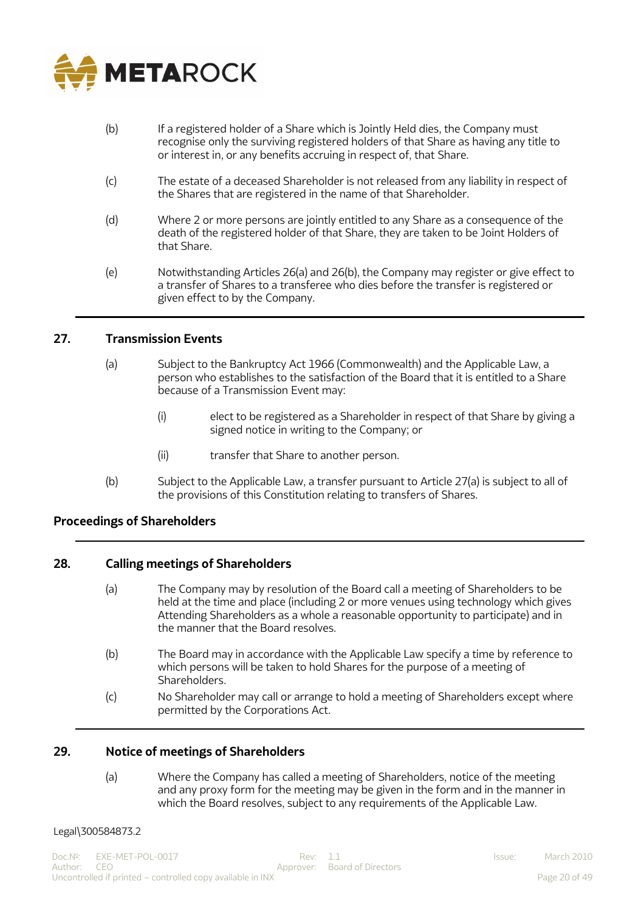(b) If a registered holder of a Share which is Jointly Held dies, the Company must recognise only the surviving registered holders of that Share as having any title to or interest in, or any benefits accruing in respect of, that Share.

(c) The estate of a deceased Shareholder is not released from any liability in respect of the Shares that are registered in the name of that Shareholder.

(d) Where 2 or more persons are jointly entitled to any Share as a consequence of the death of the registered holder of that Share, they are taken to be Joint Holders of that Share.

(e) Notwithstanding Articles 26(a) and 26(b), the Company may register or give effect to a transfer of Shares to a transferee who dies before the transfer is registered or given effect to by the Company.

## 27. Transmission Events

(a) Subject to the Bankruptcy Act 1966 (Commonwealth) and the Applicable Law, a person who establishes to the satisfaction of the Board that it is entitled to a Share because of a Transmission Event may:

  (i) elect to be registered as a Shareholder in respect of that Share by giving a signed notice in writing to the Company; or

  (ii) transfer that Share to another person.

(b) Subject to the Applicable Law, a transfer pursuant to Article 27(a) is subject to all of the provisions of this Constitution relating to transfers of Shares.

# Proceedings of Shareholders

## 28. Calling meetings of Shareholders

(a) The Company may by resolution of the Board call a meeting of Shareholders to be held at the time and place (including 2 or more venues using technology which gives Attending Shareholders as a whole a reasonable opportunity to participate) and in the manner that the Board resolves.

(b) The Board may in accordance with the Applicable Law specify a time by reference to which persons will be taken to hold Shares for the purpose of a meeting of Shareholders.

(c) No Shareholder may call or arrange to hold a meeting of Shareholders except where permitted by the Corporations Act.

## 29. Notice of meetings of Shareholders

(a) Where the Company has called a meeting of Shareholders, notice of the meeting and any proxy form for the meeting may be given in the form and in the manner in which the Board resolves, subject to any requirements of the Applicable Law.

Legal\300584873.2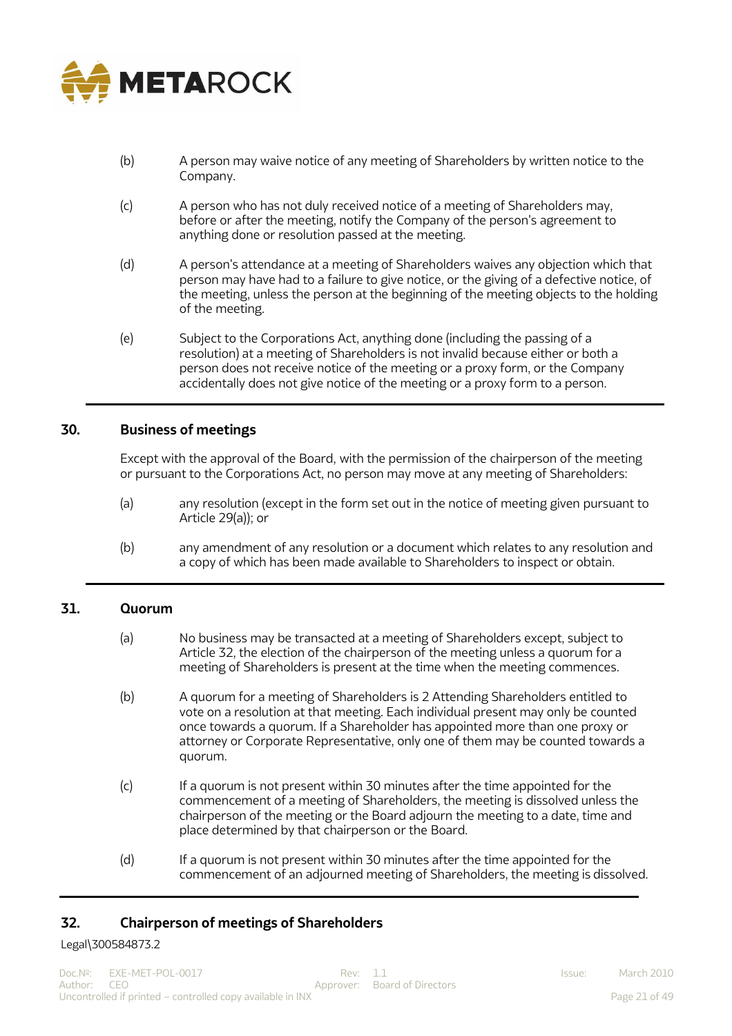(b) A person may waive notice of any meeting of Shareholders by written notice to the Company.

(c) A person who has not duly received notice of a meeting of Shareholders may, before or after the meeting, notify the Company of the person's agreement to anything done or resolution passed at the meeting.

(d) A person's attendance at a meeting of Shareholders waives any objection which that person may have had to a failure to give notice, or the giving of a defective notice, of the meeting, unless the person at the beginning of the meeting objects to the holding of the meeting.

(e) Subject to the Corporations Act, anything done (including the passing of a resolution) at a meeting of Shareholders is not invalid because either or both a person does not receive notice of the meeting or a proxy form, or the Company accidentally does not give notice of the meeting or a proxy form to a person.

## 30. Business of meetings

Except with the approval of the Board, with the permission of the chairperson of the meeting or pursuant to the Corporations Act, no person may move at any meeting of Shareholders:

(a) any resolution (except in the form set out in the notice of meeting given pursuant to Article 29(a)); or

(b) any amendment of any resolution or a document which relates to any resolution and a copy of which has been made available to Shareholders to inspect or obtain.

## 31. Quorum

(a) No business may be transacted at a meeting of Shareholders except, subject to Article 32, the election of the chairperson of the meeting unless a quorum for a meeting of Shareholders is present at the time when the meeting commences.

(b) A quorum for a meeting of Shareholders is 2 Attending Shareholders entitled to vote on a resolution at that meeting. Each individual present may only be counted once towards a quorum. If a Shareholder has appointed more than one proxy or attorney or Corporate Representative, only one of them may be counted towards a quorum.

(c) If a quorum is not present within 30 minutes after the time appointed for the commencement of a meeting of Shareholders, the meeting is dissolved unless the chairperson of the meeting or the Board adjourn the meeting to a date, time and place determined by that chairperson or the Board.

(d) If a quorum is not present within 30 minutes after the time appointed for the commencement of an adjourned meeting of Shareholders, the meeting is dissolved.

## 32. Chairperson of meetings of Shareholders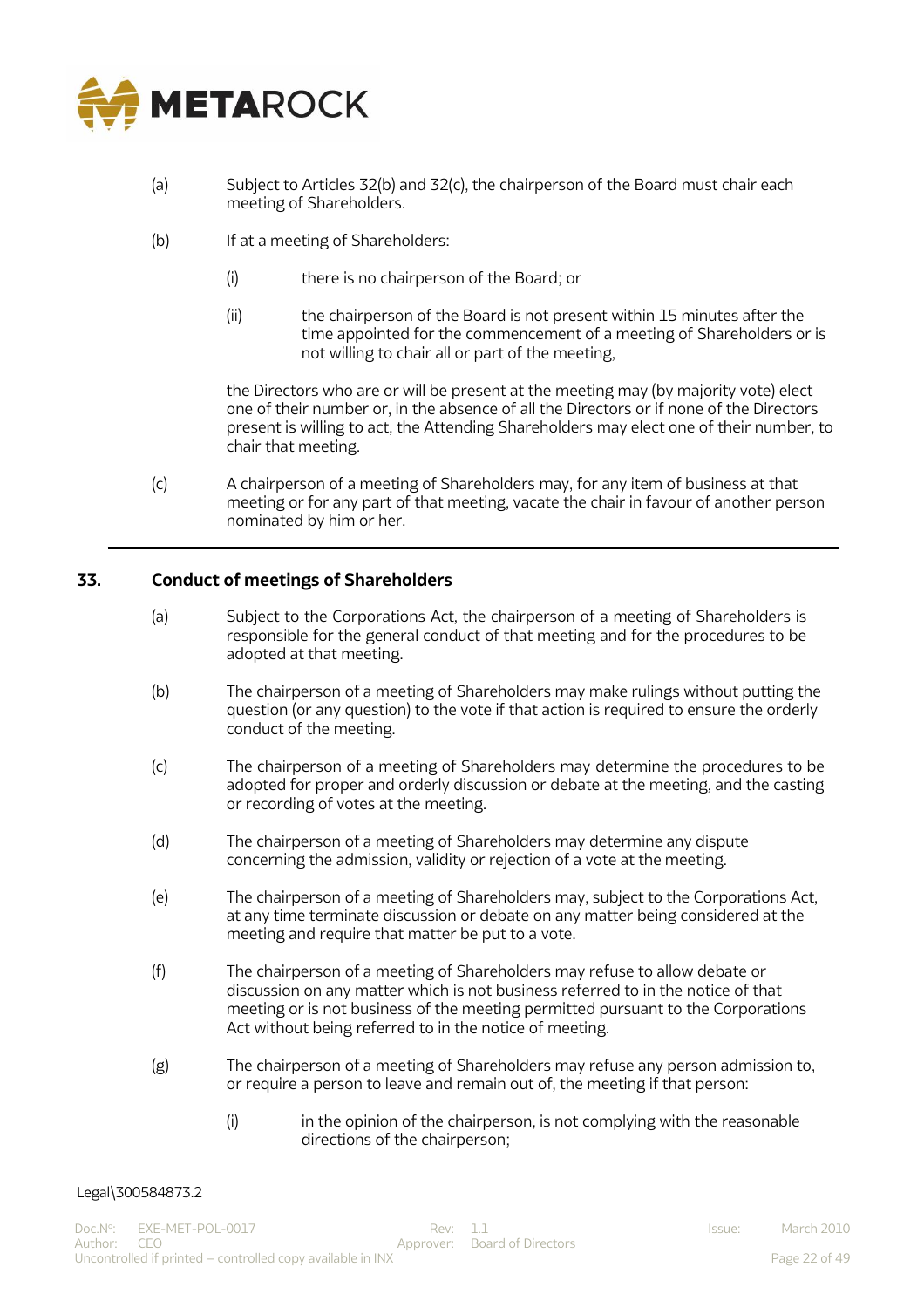(a) Subject to Articles 32(b) and 32(c), the chairperson of the Board must chair each meeting of Shareholders.

(b) If at a meeting of Shareholders:

  (i) there is no chairperson of the Board; or

  (ii) the chairperson of the Board is not present within 15 minutes after the time appointed for the commencement of a meeting of Shareholders or is not willing to chair all or part of the meeting,

  the Directors who are or will be present at the meeting may (by majority vote) elect one of their number or, in the absence of all the Directors or if none of the Directors present is willing to act, the Attending Shareholders may elect one of their number, to chair that meeting.

(c) A chairperson of a meeting of Shareholders may, for any item of business at that meeting or for any part of that meeting, vacate the chair in favour of another person nominated by him or her.

---

## 33. Conduct of meetings of Shareholders

(a) Subject to the Corporations Act, the chairperson of a meeting of Shareholders is responsible for the general conduct of that meeting and for the procedures to be adopted at that meeting.

(b) The chairperson of a meeting of Shareholders may make rulings without putting the question (or any question) to the vote if that action is required to ensure the orderly conduct of the meeting.

(c) The chairperson of a meeting of Shareholders may determine the procedures to be adopted for proper and orderly discussion or debate at the meeting, and the casting or recording of votes at the meeting.

(d) The chairperson of a meeting of Shareholders may determine any dispute concerning the admission, validity or rejection of a vote at the meeting.

(e) The chairperson of a meeting of Shareholders may, subject to the Corporations Act, at any time terminate discussion or debate on any matter being considered at the meeting and require that matter be put to a vote.

(f) The chairperson of a meeting of Shareholders may refuse to allow debate or discussion on any matter which is not business referred to in the notice of that meeting or is not business of the meeting permitted pursuant to the Corporations Act without being referred to in the notice of meeting.

(g) The chairperson of a meeting of Shareholders may refuse any person admission to, or require a person to leave and remain out of, the meeting if that person:

  (i) in the opinion of the chairperson, is not complying with the reasonable directions of the chairperson;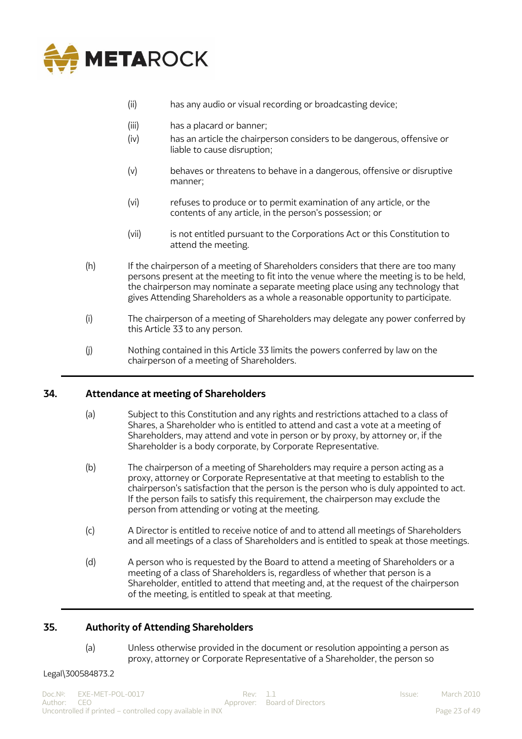(ii) has any audio or visual recording or broadcasting device;

(iii) has a placard or banner;

(iv) has an article the chairperson considers to be dangerous, offensive or liable to cause disruption;

(v) behaves or threatens to behave in a dangerous, offensive or disruptive manner;

(vi) refuses to produce or to permit examination of any article, or the contents of any article, in the person's possession; or

(vii) is not entitled pursuant to the Corporations Act or this Constitution to attend the meeting.

(h) If the chairperson of a meeting of Shareholders considers that there are too many persons present at the meeting to fit into the venue where the meeting is to be held, the chairperson may nominate a separate meeting place using any technology that gives Attending Shareholders as a whole a reasonable opportunity to participate.

(i) The chairperson of a meeting of Shareholders may delegate any power conferred by this Article 33 to any person.

(j) Nothing contained in this Article 33 limits the powers conferred by law on the chairperson of a meeting of Shareholders.

## 34. Attendance at meeting of Shareholders

(a) Subject to this Constitution and any rights and restrictions attached to a class of Shares, a Shareholder who is entitled to attend and cast a vote at a meeting of Shareholders, may attend and vote in person or by proxy, by attorney or, if the Shareholder is a body corporate, by Corporate Representative.

(b) The chairperson of a meeting of Shareholders may require a person acting as a proxy, attorney or Corporate Representative at that meeting to establish to the chairperson's satisfaction that the person is the person who is duly appointed to act. If the person fails to satisfy this requirement, the chairperson may exclude the person from attending or voting at the meeting.

(c) A Director is entitled to receive notice of and to attend all meetings of Shareholders and all meetings of a class of Shareholders and is entitled to speak at those meetings.

(d) A person who is requested by the Board to attend a meeting of Shareholders or a meeting of a class of Shareholders is, regardless of whether that person is a Shareholder, entitled to attend that meeting and, at the request of the chairperson of the meeting, is entitled to speak at that meeting.

## 35. Authority of Attending Shareholders

(a) Unless otherwise provided in the document or resolution appointing a person as proxy, attorney or Corporate Representative of a Shareholder, the person so

Legal\300584873.2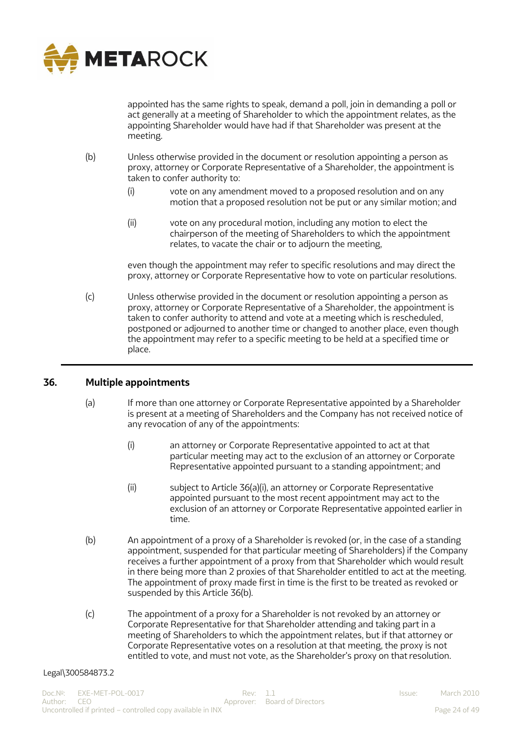appointed has the same rights to speak, demand a poll, join in demanding a poll or act generally at a meeting of Shareholder to which the appointment relates, as the appointing Shareholder would have had if that Shareholder was present at the meeting.

(b) Unless otherwise provided in the document or resolution appointing a person as proxy, attorney or Corporate Representative of a Shareholder, the appointment is taken to confer authority to:

(i) vote on any amendment moved to a proposed resolution and on any motion that a proposed resolution not be put or any similar motion; and

(ii) vote on any procedural motion, including any motion to elect the chairperson of the meeting of Shareholders to which the appointment relates, to vacate the chair or to adjourn the meeting,

even though the appointment may refer to specific resolutions and may direct the proxy, attorney or Corporate Representative how to vote on particular resolutions.

(c) Unless otherwise provided in the document or resolution appointing a person as proxy, attorney or Corporate Representative of a Shareholder, the appointment is taken to confer authority to attend and vote at a meeting which is rescheduled, postponed or adjourned to another time or changed to another place, even though the appointment may refer to a specific meeting to be held at a specified time or place.

## 36. Multiple appointments

(a) If more than one attorney or Corporate Representative appointed by a Shareholder is present at a meeting of Shareholders and the Company has not received notice of any revocation of any of the appointments:

(i) an attorney or Corporate Representative appointed to act at that particular meeting may act to the exclusion of an attorney or Corporate Representative appointed pursuant to a standing appointment; and

(ii) subject to Article 36(a)(i), an attorney or Corporate Representative appointed pursuant to the most recent appointment may act to the exclusion of an attorney or Corporate Representative appointed earlier in time.

(b) An appointment of a proxy of a Shareholder is revoked (or, in the case of a standing appointment, suspended for that particular meeting of Shareholders) if the Company receives a further appointment of a proxy from that Shareholder which would result in there being more than 2 proxies of that Shareholder entitled to act at the meeting. The appointment of proxy made first in time is the first to be treated as revoked or suspended by this Article 36(b).

(c) The appointment of a proxy for a Shareholder is not revoked by an attorney or Corporate Representative for that Shareholder attending and taking part in a meeting of Shareholders to which the appointment relates, but if that attorney or Corporate Representative votes on a resolution at that meeting, the proxy is not entitled to vote, and must not vote, as the Shareholder's proxy on that resolution.

Legal\300584873.2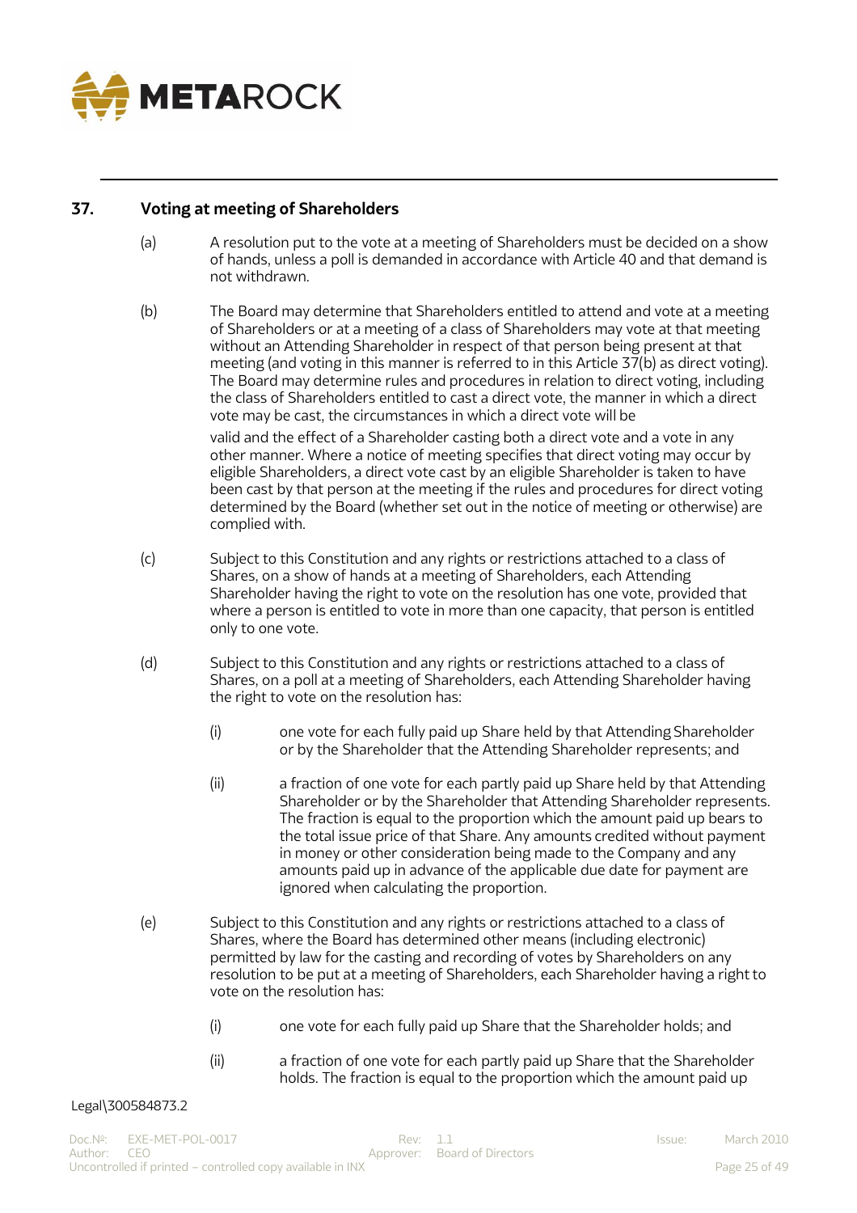## 37. Voting at meeting of Shareholders

(a) A resolution put to the vote at a meeting of Shareholders must be decided on a show of hands, unless a poll is demanded in accordance with Article 40 and that demand is not withdrawn.

(b) The Board may determine that Shareholders entitled to attend and vote at a meeting of Shareholders or at a meeting of a class of Shareholders may vote at that meeting without an Attending Shareholder in respect of that person being present at that meeting (and voting in this manner is referred to in this Article 37(b) as direct voting). The Board may determine rules and procedures in relation to direct voting, including the class of Shareholders entitled to cast a direct vote, the manner in which a direct vote may be cast, the circumstances in which a direct vote will be valid and the effect of a Shareholder casting both a direct vote and a vote in any other manner. Where a notice of meeting specifies that direct voting may occur by eligible Shareholders, a direct vote cast by an eligible Shareholder is taken to have been cast by that person at the meeting if the rules and procedures for direct voting determined by the Board (whether set out in the notice of meeting or otherwise) are complied with.

(c) Subject to this Constitution and any rights or restrictions attached to a class of Shares, on a show of hands at a meeting of Shareholders, each Attending Shareholder having the right to vote on the resolution has one vote, provided that where a person is entitled to vote in more than one capacity, that person is entitled only to one vote.

(d) Subject to this Constitution and any rights or restrictions attached to a class of Shares, on a poll at a meeting of Shareholders, each Attending Shareholder having the right to vote on the resolution has:

(i) one vote for each fully paid up Share held by that Attending Shareholder or by the Shareholder that the Attending Shareholder represents; and

(ii) a fraction of one vote for each partly paid up Share held by that Attending Shareholder or by the Shareholder that Attending Shareholder represents. The fraction is equal to the proportion which the amount paid up bears to the total issue price of that Share. Any amounts credited without payment in money or other consideration being made to the Company and any amounts paid up in advance of the applicable due date for payment are ignored when calculating the proportion.

(e) Subject to this Constitution and any rights or restrictions attached to a class of Shares, where the Board has determined other means (including electronic) permitted by law for the casting and recording of votes by Shareholders on any resolution to be put at a meeting of Shareholders, each Shareholder having a right to vote on the resolution has:

(i) one vote for each fully paid up Share that the Shareholder holds; and

(ii) a fraction of one vote for each partly paid up Share that the Shareholder holds. The fraction is equal to the proportion which the amount paid up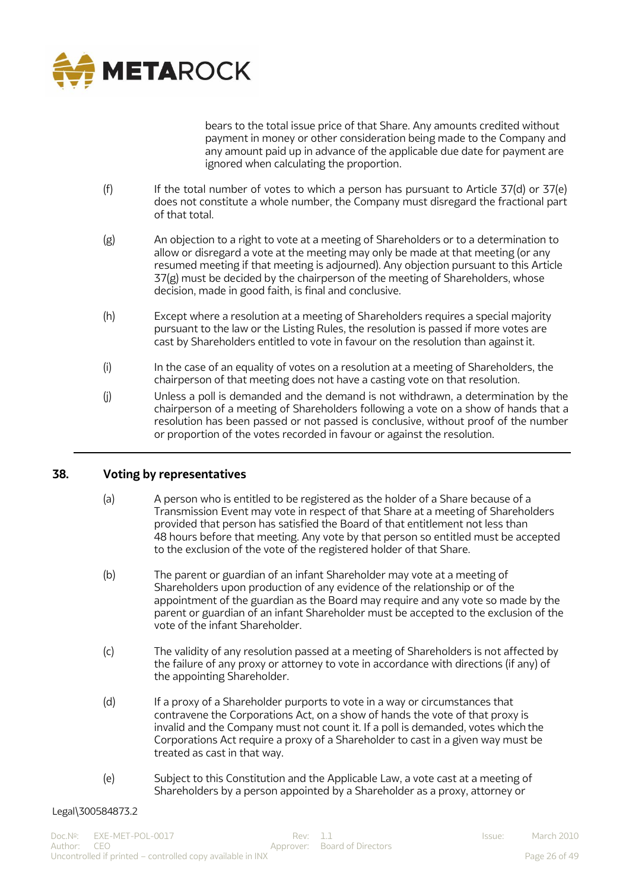bears to the total issue price of that Share. Any amounts credited without payment in money or other consideration being made to the Company and any amount paid up in advance of the applicable due date for payment are ignored when calculating the proportion.

(f) If the total number of votes to which a person has pursuant to Article 37(d) or 37(e) does not constitute a whole number, the Company must disregard the fractional part of that total.

(g) An objection to a right to vote at a meeting of Shareholders or to a determination to allow or disregard a vote at the meeting may only be made at that meeting (or any resumed meeting if that meeting is adjourned). Any objection pursuant to this Article 37(g) must be decided by the chairperson of the meeting of Shareholders, whose decision, made in good faith, is final and conclusive.

(h) Except where a resolution at a meeting of Shareholders requires a special majority pursuant to the law or the Listing Rules, the resolution is passed if more votes are cast by Shareholders entitled to vote in favour on the resolution than against it.

(i) In the case of an equality of votes on a resolution at a meeting of Shareholders, the chairperson of that meeting does not have a casting vote on that resolution.

(j) Unless a poll is demanded and the demand is not withdrawn, a determination by the chairperson of a meeting of Shareholders following a vote on a show of hands that a resolution has been passed or not passed is conclusive, without proof of the number or proportion of the votes recorded in favour or against the resolution.

## 38. Voting by representatives

(a) A person who is entitled to be registered as the holder of a Share because of a Transmission Event may vote in respect of that Share at a meeting of Shareholders provided that person has satisfied the Board of that entitlement not less than 48 hours before that meeting. Any vote by that person so entitled must be accepted to the exclusion of the vote of the registered holder of that Share.

(b) The parent or guardian of an infant Shareholder may vote at a meeting of Shareholders upon production of any evidence of the relationship or of the appointment of the guardian as the Board may require and any vote so made by the parent or guardian of an infant Shareholder must be accepted to the exclusion of the vote of the infant Shareholder.

(c) The validity of any resolution passed at a meeting of Shareholders is not affected by the failure of any proxy or attorney to vote in accordance with directions (if any) of the appointing Shareholder.

(d) If a proxy of a Shareholder purports to vote in a way or circumstances that contravene the Corporations Act, on a show of hands the vote of that proxy is invalid and the Company must not count it. If a poll is demanded, votes which the Corporations Act require a proxy of a Shareholder to cast in a given way must be treated as cast in that way.

(e) Subject to this Constitution and the Applicable Law, a vote cast at a meeting of Shareholders by a person appointed by a Shareholder as a proxy, attorney or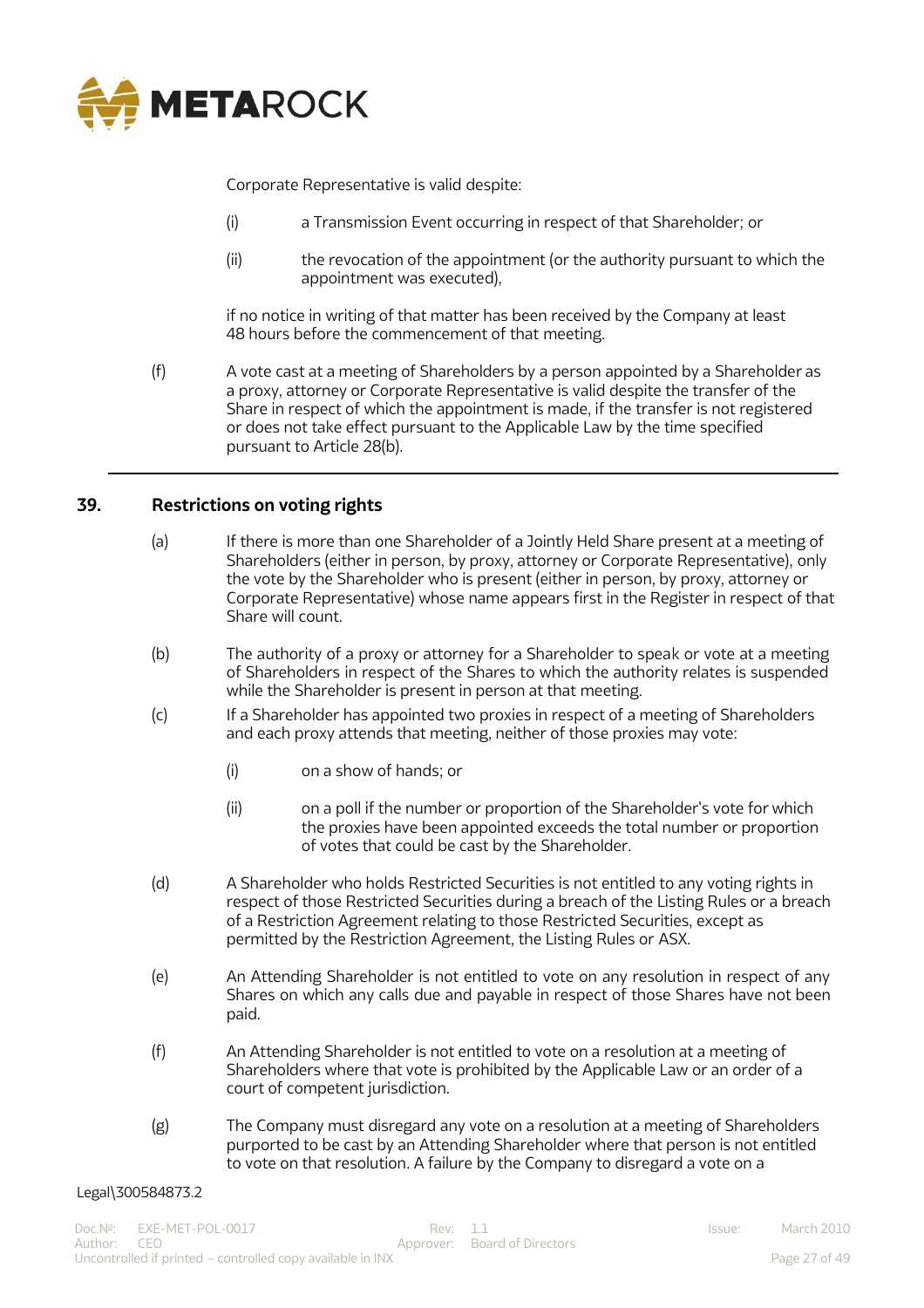Corporate Representative is valid despite:

(i) a Transmission Event occurring in respect of that Shareholder; or

(ii) the revocation of the appointment (or the authority pursuant to which the appointment was executed),

if no notice in writing of that matter has been received by the Company at least 48 hours before the commencement of that meeting.

(f) A vote cast at a meeting of Shareholders by a person appointed by a Shareholder as a proxy, attorney or Corporate Representative is valid despite the transfer of the Share in respect of which the appointment is made, if the transfer is not registered or does not take effect pursuant to the Applicable Law by the time specified pursuant to Article 28(b).

---

## 39. Restrictions on voting rights

(a) If there is more than one Shareholder of a Jointly Held Share present at a meeting of Shareholders (either in person, by proxy, attorney or Corporate Representative), only the vote by the Shareholder who is present (either in person, by proxy, attorney or Corporate Representative) whose name appears first in the Register in respect of that Share will count.

(b) The authority of a proxy or attorney for a Shareholder to speak or vote at a meeting of Shareholders in respect of the Shares to which the authority relates is suspended while the Shareholder is present in person at that meeting.

(c) If a Shareholder has appointed two proxies in respect of a meeting of Shareholders and each proxy attends that meeting, neither of those proxies may vote:

(i) on a show of hands; or

(ii) on a poll if the number or proportion of the Shareholder's vote for which the proxies have been appointed exceeds the total number or proportion of votes that could be cast by the Shareholder.

(d) A Shareholder who holds Restricted Securities is not entitled to any voting rights in respect of those Restricted Securities during a breach of the Listing Rules or a breach of a Restriction Agreement relating to those Restricted Securities, except as permitted by the Restriction Agreement, the Listing Rules or ASX.

(e) An Attending Shareholder is not entitled to vote on any resolution in respect of any Shares on which any calls due and payable in respect of those Shares have not been paid.

(f) An Attending Shareholder is not entitled to vote on a resolution at a meeting of Shareholders where that vote is prohibited by the Applicable Law or an order of a court of competent jurisdiction.

(g) The Company must disregard any vote on a resolution at a meeting of Shareholders purported to be cast by an Attending Shareholder where that person is not entitled to vote on that resolution. A failure by the Company to disregard a vote on a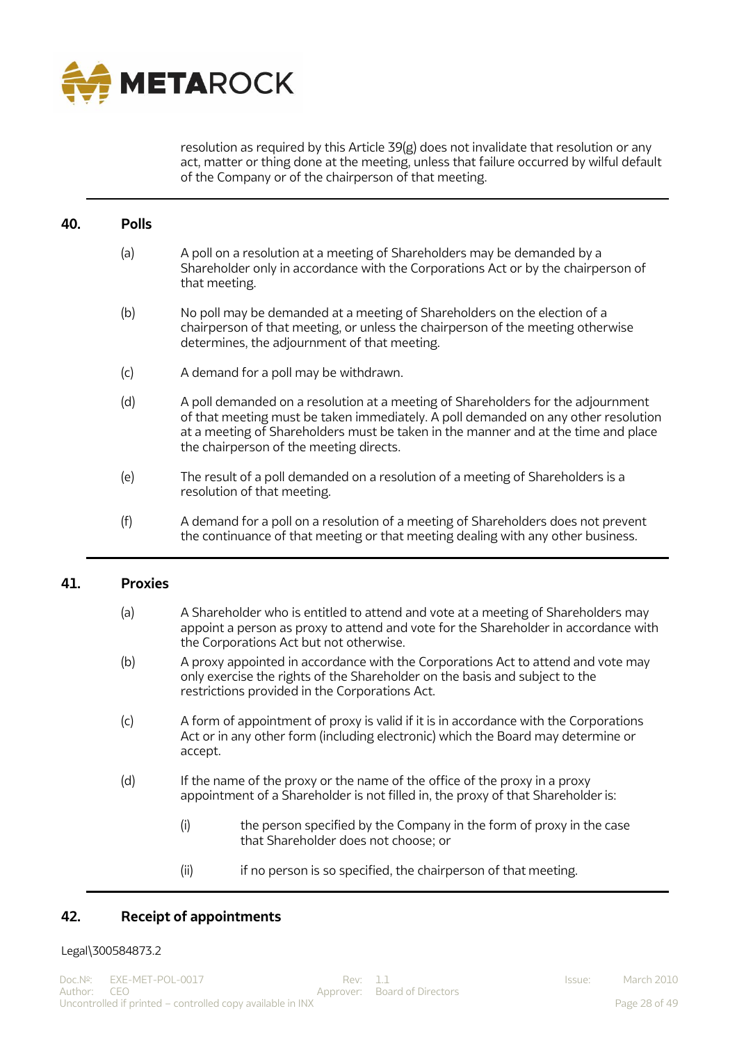resolution as required by this Article 39(g) does not invalidate that resolution or any act, matter or thing done at the meeting, unless that failure occurred by wilful default of the Company or of the chairperson of that meeting.

## 40. Polls

(a) A poll on a resolution at a meeting of Shareholders may be demanded by a Shareholder only in accordance with the Corporations Act or by the chairperson of that meeting.

(b) No poll may be demanded at a meeting of Shareholders on the election of a chairperson of that meeting, or unless the chairperson of the meeting otherwise determines, the adjournment of that meeting.

(c) A demand for a poll may be withdrawn.

(d) A poll demanded on a resolution at a meeting of Shareholders for the adjournment of that meeting must be taken immediately. A poll demanded on any other resolution at a meeting of Shareholders must be taken in the manner and at the time and place the chairperson of the meeting directs.

(e) The result of a poll demanded on a resolution of a meeting of Shareholders is a resolution of that meeting.

(f) A demand for a poll on a resolution of a meeting of Shareholders does not prevent the continuance of that meeting or that meeting dealing with any other business.

## 41. Proxies

(a) A Shareholder who is entitled to attend and vote at a meeting of Shareholders may appoint a person as proxy to attend and vote for the Shareholder in accordance with the Corporations Act but not otherwise.

(b) A proxy appointed in accordance with the Corporations Act to attend and vote may only exercise the rights of the Shareholder on the basis and subject to the restrictions provided in the Corporations Act.

(c) A form of appointment of proxy is valid if it is in accordance with the Corporations Act or in any other form (including electronic) which the Board may determine or accept.

(d) If the name of the proxy or the name of the office of the proxy in a proxy appointment of a Shareholder is not filled in, the proxy of that Shareholder is:

   (i) the person specified by the Company in the form of proxy in the case that Shareholder does not choose; or

   (ii) if no person is so specified, the chairperson of that meeting.

## 42. Receipt of appointments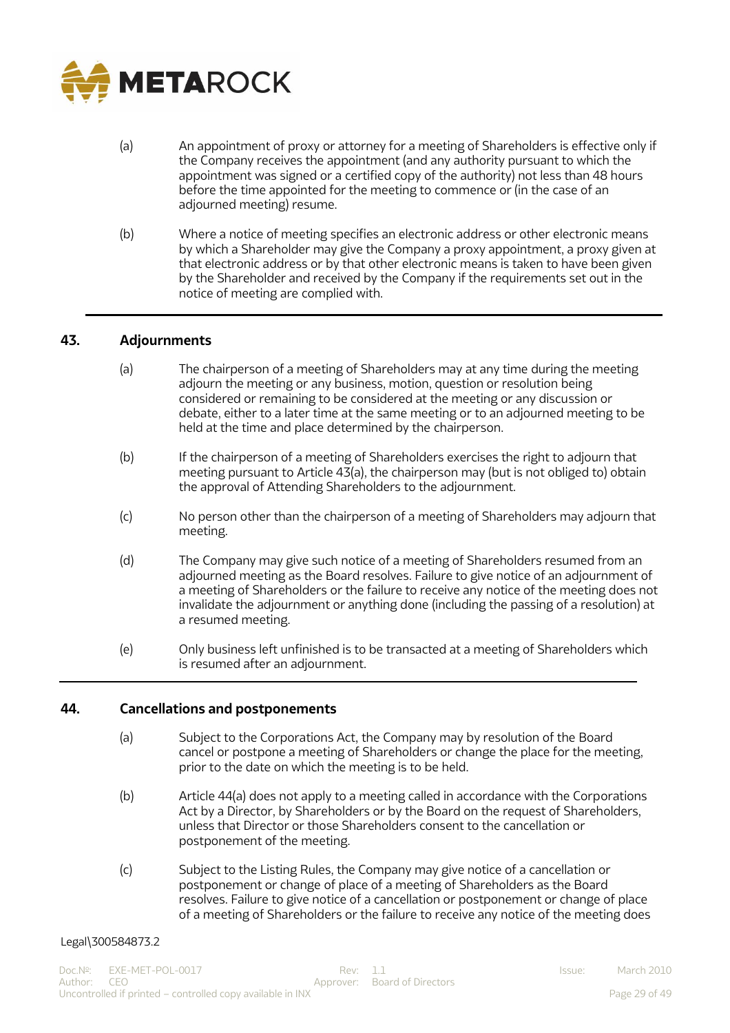(a) An appointment of proxy or attorney for a meeting of Shareholders is effective only if the Company receives the appointment (and any authority pursuant to which the appointment was signed or a certified copy of the authority) not less than 48 hours before the time appointed for the meeting to commence or (in the case of an adjourned meeting) resume.

(b) Where a notice of meeting specifies an electronic address or other electronic means by which a Shareholder may give the Company a proxy appointment, a proxy given at that electronic address or by that other electronic means is taken to have been given by the Shareholder and received by the Company if the requirements set out in the notice of meeting are complied with.

## 43. Adjournments

(a) The chairperson of a meeting of Shareholders may at any time during the meeting adjourn the meeting or any business, motion, question or resolution being considered or remaining to be considered at the meeting or any discussion or debate, either to a later time at the same meeting or to an adjourned meeting to be held at the time and place determined by the chairperson.

(b) If the chairperson of a meeting of Shareholders exercises the right to adjourn that meeting pursuant to Article 43(a), the chairperson may (but is not obliged to) obtain the approval of Attending Shareholders to the adjournment.

(c) No person other than the chairperson of a meeting of Shareholders may adjourn that meeting.

(d) The Company may give such notice of a meeting of Shareholders resumed from an adjourned meeting as the Board resolves. Failure to give notice of an adjournment of a meeting of Shareholders or the failure to receive any notice of the meeting does not invalidate the adjournment or anything done (including the passing of a resolution) at a resumed meeting.

(e) Only business left unfinished is to be transacted at a meeting of Shareholders which is resumed after an adjournment.

## 44. Cancellations and postponements

(a) Subject to the Corporations Act, the Company may by resolution of the Board cancel or postpone a meeting of Shareholders or change the place for the meeting, prior to the date on which the meeting is to be held.

(b) Article 44(a) does not apply to a meeting called in accordance with the Corporations Act by a Director, by Shareholders or by the Board on the request of Shareholders, unless that Director or those Shareholders consent to the cancellation or postponement of the meeting.

(c) Subject to the Listing Rules, the Company may give notice of a cancellation or postponement or change of place of a meeting of Shareholders as the Board resolves. Failure to give notice of a cancellation or postponement or change of place of a meeting of Shareholders or the failure to receive any notice of the meeting does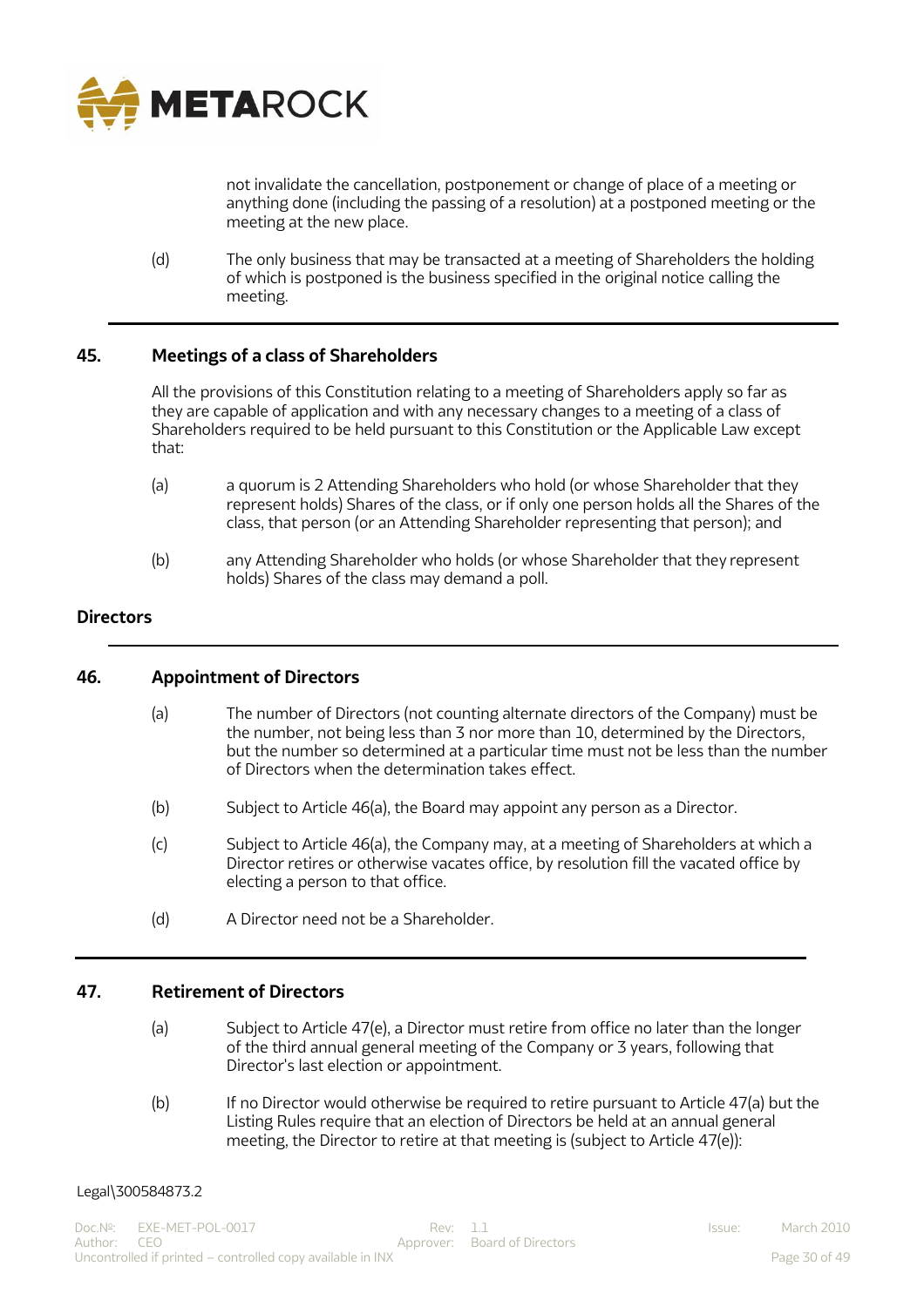not invalidate the cancellation, postponement or change of place of a meeting or anything done (including the passing of a resolution) at a postponed meeting or the meeting at the new place.

(d) The only business that may be transacted at a meeting of Shareholders the holding of which is postponed is the business specified in the original notice calling the meeting.

## 45. Meetings of a class of Shareholders

All the provisions of this Constitution relating to a meeting of Shareholders apply so far as they are capable of application and with any necessary changes to a meeting of a class of Shareholders required to be held pursuant to this Constitution or the Applicable Law except that:

(a) a quorum is 2 Attending Shareholders who hold (or whose Shareholder that they represent holds) Shares of the class, or if only one person holds all the Shares of the class, that person (or an Attending Shareholder representing that person); and

(b) any Attending Shareholder who holds (or whose Shareholder that they represent holds) Shares of the class may demand a poll.

# Directors

## 46. Appointment of Directors

(a) The number of Directors (not counting alternate directors of the Company) must be the number, not being less than 3 nor more than 10, determined by the Directors, but the number so determined at a particular time must not be less than the number of Directors when the determination takes effect.

(b) Subject to Article 46(a), the Board may appoint any person as a Director.

(c) Subject to Article 46(a), the Company may, at a meeting of Shareholders at which a Director retires or otherwise vacates office, by resolution fill the vacated office by electing a person to that office.

(d) A Director need not be a Shareholder.

## 47. Retirement of Directors

(a) Subject to Article 47(e), a Director must retire from office no later than the longer of the third annual general meeting of the Company or 3 years, following that Director's last election or appointment.

(b) If no Director would otherwise be required to retire pursuant to Article 47(a) but the Listing Rules require that an election of Directors be held at an annual general meeting, the Director to retire at that meeting is (subject to Article 47(e)):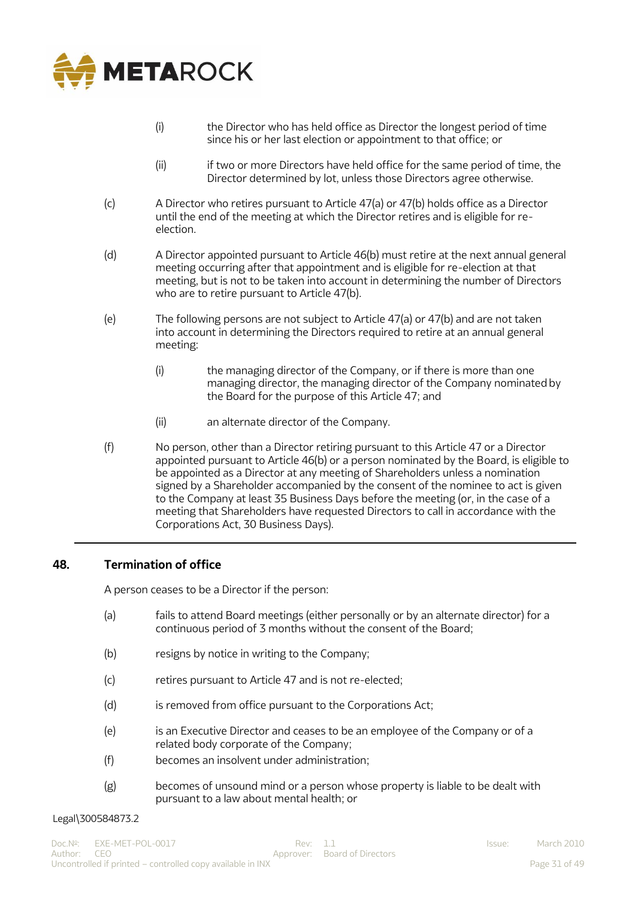(i) the Director who has held office as Director the longest period of time since his or her last election or appointment to that office; or

(ii) if two or more Directors have held office for the same period of time, the Director determined by lot, unless those Directors agree otherwise.

(c) A Director who retires pursuant to Article 47(a) or 47(b) holds office as a Director until the end of the meeting at which the Director retires and is eligible for re-election.

(d) A Director appointed pursuant to Article 46(b) must retire at the next annual general meeting occurring after that appointment and is eligible for re-election at that meeting, but is not to be taken into account in determining the number of Directors who are to retire pursuant to Article 47(b).

(e) The following persons are not subject to Article 47(a) or 47(b) and are not taken into account in determining the Directors required to retire at an annual general meeting:

(i) the managing director of the Company, or if there is more than one managing director, the managing director of the Company nominated by the Board for the purpose of this Article 47; and

(ii) an alternate director of the Company.

(f) No person, other than a Director retiring pursuant to this Article 47 or a Director appointed pursuant to Article 46(b) or a person nominated by the Board, is eligible to be appointed as a Director at any meeting of Shareholders unless a nomination signed by a Shareholder accompanied by the consent of the nominee to act is given to the Company at least 35 Business Days before the meeting (or, in the case of a meeting that Shareholders have requested Directors to call in accordance with the Corporations Act, 30 Business Days).

## 48. Termination of office

A person ceases to be a Director if the person:

(a) fails to attend Board meetings (either personally or by an alternate director) for a continuous period of 3 months without the consent of the Board;

(b) resigns by notice in writing to the Company;

(c) retires pursuant to Article 47 and is not re-elected;

(d) is removed from office pursuant to the Corporations Act;

(e) is an Executive Director and ceases to be an employee of the Company or of a related body corporate of the Company;

(f) becomes an insolvent under administration;

(g) becomes of unsound mind or a person whose property is liable to be dealt with pursuant to a law about mental health; or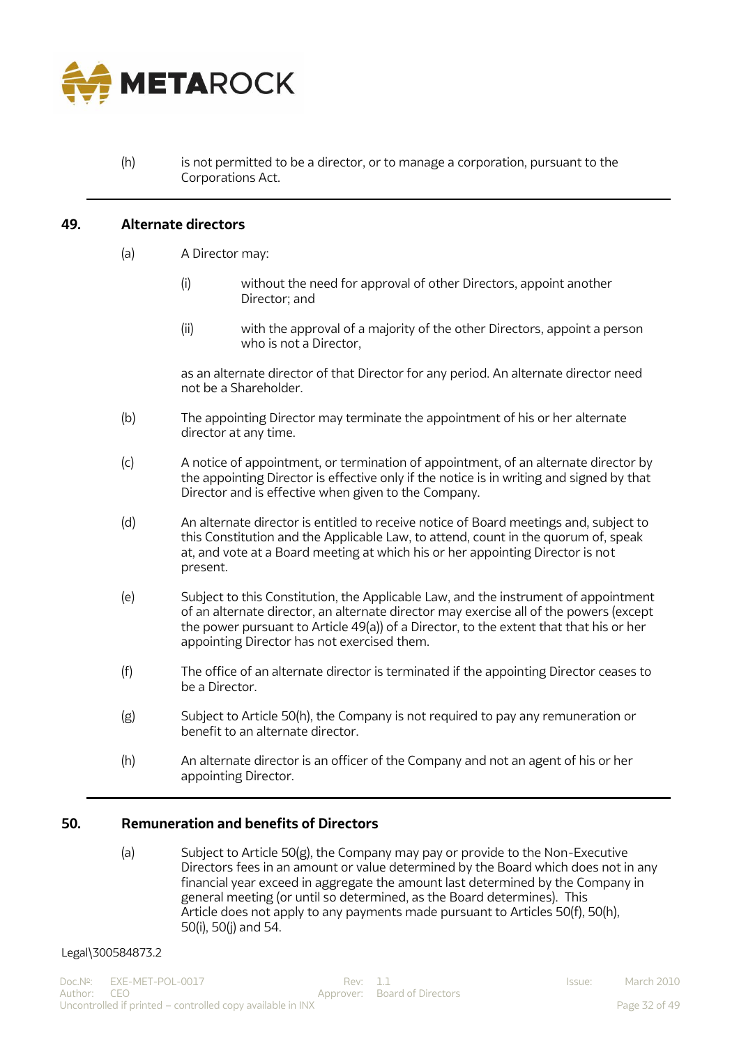(h) is not permitted to be a director, or to manage a corporation, pursuant to the Corporations Act.

## 49. Alternate directors

(a) A Director may:

(i) without the need for approval of other Directors, appoint another Director; and

(ii) with the approval of a majority of the other Directors, appoint a person who is not a Director,

as an alternate director of that Director for any period. An alternate director need not be a Shareholder.

(b) The appointing Director may terminate the appointment of his or her alternate director at any time.

(c) A notice of appointment, or termination of appointment, of an alternate director by the appointing Director is effective only if the notice is in writing and signed by that Director and is effective when given to the Company.

(d) An alternate director is entitled to receive notice of Board meetings and, subject to this Constitution and the Applicable Law, to attend, count in the quorum of, speak at, and vote at a Board meeting at which his or her appointing Director is not present.

(e) Subject to this Constitution, the Applicable Law, and the instrument of appointment of an alternate director, an alternate director may exercise all of the powers (except the power pursuant to Article 49(a)) of a Director, to the extent that that his or her appointing Director has not exercised them.

(f) The office of an alternate director is terminated if the appointing Director ceases to be a Director.

(g) Subject to Article 50(h), the Company is not required to pay any remuneration or benefit to an alternate director.

(h) An alternate director is an officer of the Company and not an agent of his or her appointing Director.

## 50. Remuneration and benefits of Directors

(a) Subject to Article 50(g), the Company may pay or provide to the Non-Executive Directors fees in an amount or value determined by the Board which does not in any financial year exceed in aggregate the amount last determined by the Company in general meeting (or until so determined, as the Board determines). This Article does not apply to any payments made pursuant to Articles 50(f), 50(h), 50(i), 50(j) and 54.

Legal\300584873.2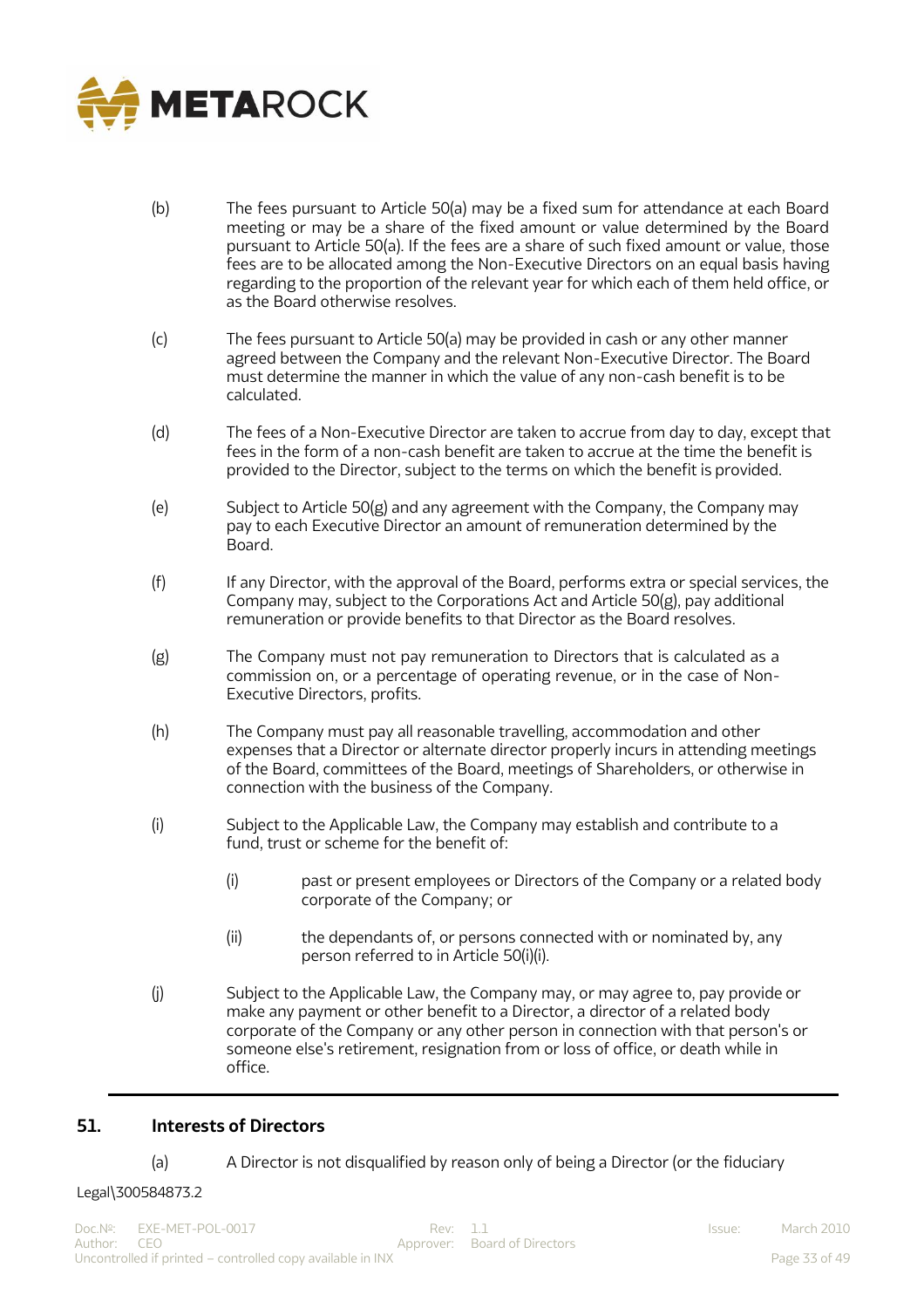(b) The fees pursuant to Article 50(a) may be a fixed sum for attendance at each Board meeting or may be a share of the fixed amount or value determined by the Board pursuant to Article 50(a). If the fees are a share of such fixed amount or value, those fees are to be allocated among the Non-Executive Directors on an equal basis having regarding to the proportion of the relevant year for which each of them held office, or as the Board otherwise resolves.

(c) The fees pursuant to Article 50(a) may be provided in cash or any other manner agreed between the Company and the relevant Non-Executive Director. The Board must determine the manner in which the value of any non-cash benefit is to be calculated.

(d) The fees of a Non-Executive Director are taken to accrue from day to day, except that fees in the form of a non-cash benefit are taken to accrue at the time the benefit is provided to the Director, subject to the terms on which the benefit is provided.

(e) Subject to Article 50(g) and any agreement with the Company, the Company may pay to each Executive Director an amount of remuneration determined by the Board.

(f) If any Director, with the approval of the Board, performs extra or special services, the Company may, subject to the Corporations Act and Article 50(g), pay additional remuneration or provide benefits to that Director as the Board resolves.

(g) The Company must not pay remuneration to Directors that is calculated as a commission on, or a percentage of operating revenue, or in the case of Non-Executive Directors, profits.

(h) The Company must pay all reasonable travelling, accommodation and other expenses that a Director or alternate director properly incurs in attending meetings of the Board, committees of the Board, meetings of Shareholders, or otherwise in connection with the business of the Company.

(i) Subject to the Applicable Law, the Company may establish and contribute to a fund, trust or scheme for the benefit of:

   (i) past or present employees or Directors of the Company or a related body corporate of the Company; or

   (ii) the dependants of, or persons connected with or nominated by, any person referred to in Article 50(i)(i).

(j) Subject to the Applicable Law, the Company may, or may agree to, pay provide or make any payment or other benefit to a Director, a director of a related body corporate of the Company or any other person in connection with that person's or someone else's retirement, resignation from or loss of office, or death while in office.

## 51. Interests of Directors

(a) A Director is not disqualified by reason only of being a Director (or the fiduciary

Legal\300584873.2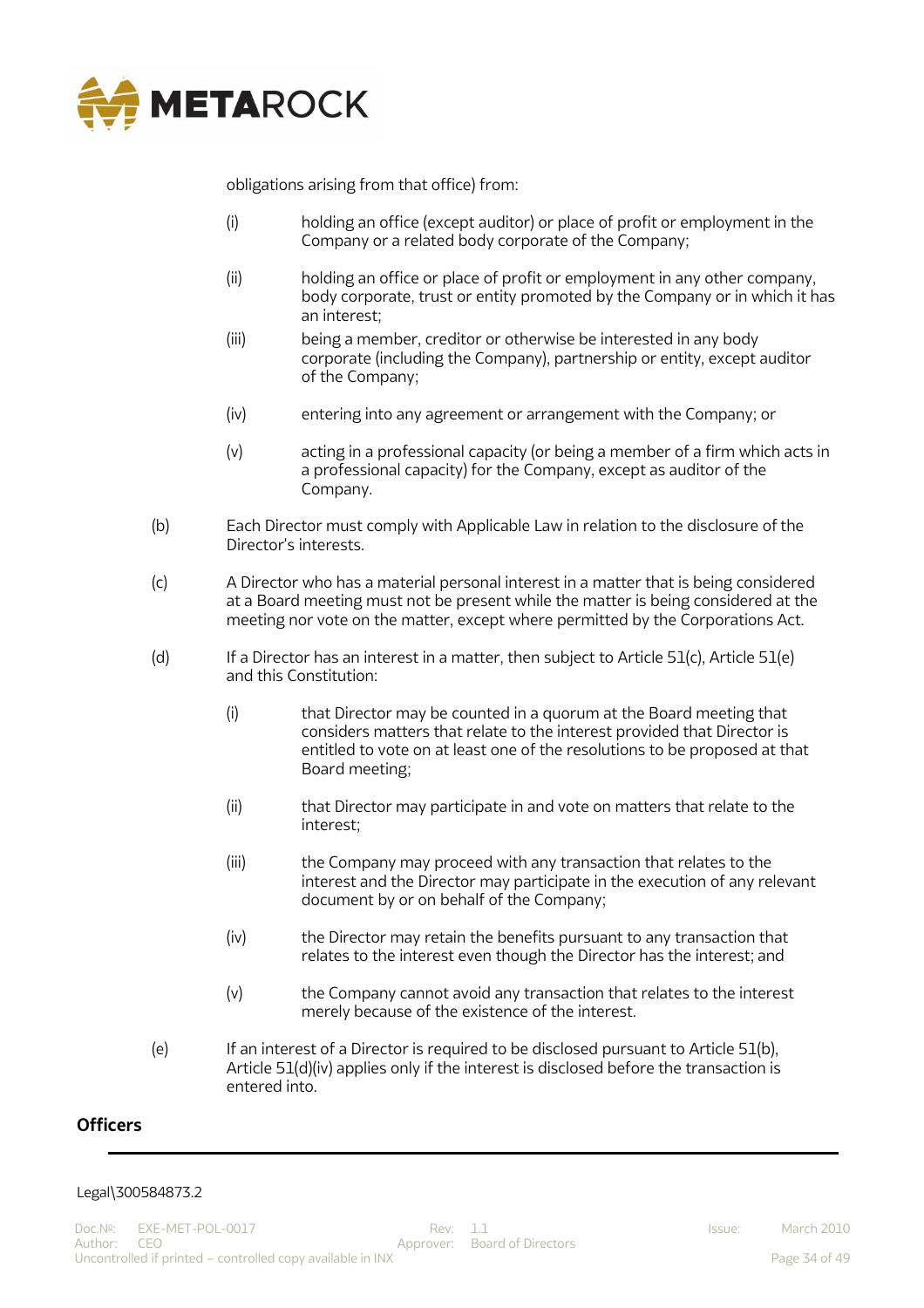obligations arising from that office) from:

(i) holding an office (except auditor) or place of profit or employment in the Company or a related body corporate of the Company;

(ii) holding an office or place of profit or employment in any other company, body corporate, trust or entity promoted by the Company or in which it has an interest;

(iii) being a member, creditor or otherwise be interested in any body corporate (including the Company), partnership or entity, except auditor of the Company;

(iv) entering into any agreement or arrangement with the Company; or

(v) acting in a professional capacity (or being a member of a firm which acts in a professional capacity) for the Company, except as auditor of the Company.

(b) Each Director must comply with Applicable Law in relation to the disclosure of the Director's interests.

(c) A Director who has a material personal interest in a matter that is being considered at a Board meeting must not be present while the matter is being considered at the meeting nor vote on the matter, except where permitted by the Corporations Act.

(d) If a Director has an interest in a matter, then subject to Article 51(c), Article 51(e) and this Constitution:

(i) that Director may be counted in a quorum at the Board meeting that considers matters that relate to the interest provided that Director is entitled to vote on at least one of the resolutions to be proposed at that Board meeting;

(ii) that Director may participate in and vote on matters that relate to the interest;

(iii) the Company may proceed with any transaction that relates to the interest and the Director may participate in the execution of any relevant document by or on behalf of the Company;

(iv) the Director may retain the benefits pursuant to any transaction that relates to the interest even though the Director has the interest; and

(v) the Company cannot avoid any transaction that relates to the interest merely because of the existence of the interest.

(e) If an interest of a Director is required to be disclosed pursuant to Article 51(b), Article 51(d)(iv) applies only if the interest is disclosed before the transaction is entered into.

## Officers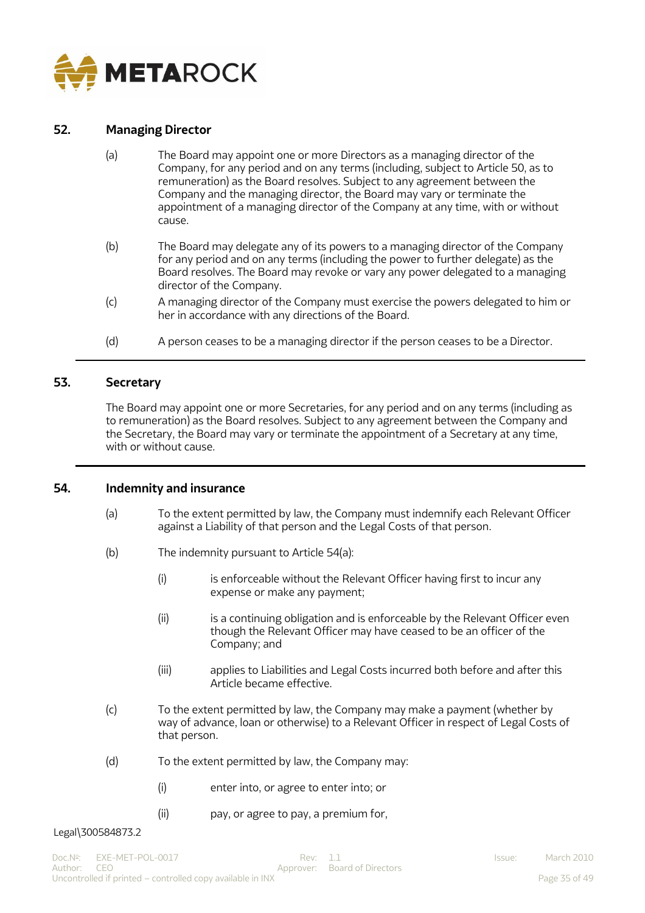## 52. Managing Director

(a) The Board may appoint one or more Directors as a managing director of the Company, for any period and on any terms (including, subject to Article 50, as to remuneration) as the Board resolves. Subject to any agreement between the Company and the managing director, the Board may vary or terminate the appointment of a managing director of the Company at any time, with or without cause.

(b) The Board may delegate any of its powers to a managing director of the Company for any period and on any terms (including the power to further delegate) as the Board resolves. The Board may revoke or vary any power delegated to a managing director of the Company.

(c) A managing director of the Company must exercise the powers delegated to him or her in accordance with any directions of the Board.

(d) A person ceases to be a managing director if the person ceases to be a Director.

## 53. Secretary

The Board may appoint one or more Secretaries, for any period and on any terms (including as to remuneration) as the Board resolves. Subject to any agreement between the Company and the Secretary, the Board may vary or terminate the appointment of a Secretary at any time, with or without cause.

## 54. Indemnity and insurance

(a) To the extent permitted by law, the Company must indemnify each Relevant Officer against a Liability of that person and the Legal Costs of that person.

(b) The indemnity pursuant to Article 54(a):

(i) is enforceable without the Relevant Officer having first to incur any expense or make any payment;

(ii) is a continuing obligation and is enforceable by the Relevant Officer even though the Relevant Officer may have ceased to be an officer of the Company; and

(iii) applies to Liabilities and Legal Costs incurred both before and after this Article became effective.

(c) To the extent permitted by law, the Company may make a payment (whether by way of advance, loan or otherwise) to a Relevant Officer in respect of Legal Costs of that person.

(d) To the extent permitted by law, the Company may:

(i) enter into, or agree to enter into; or

(ii) pay, or agree to pay, a premium for,

Legal\300584873.2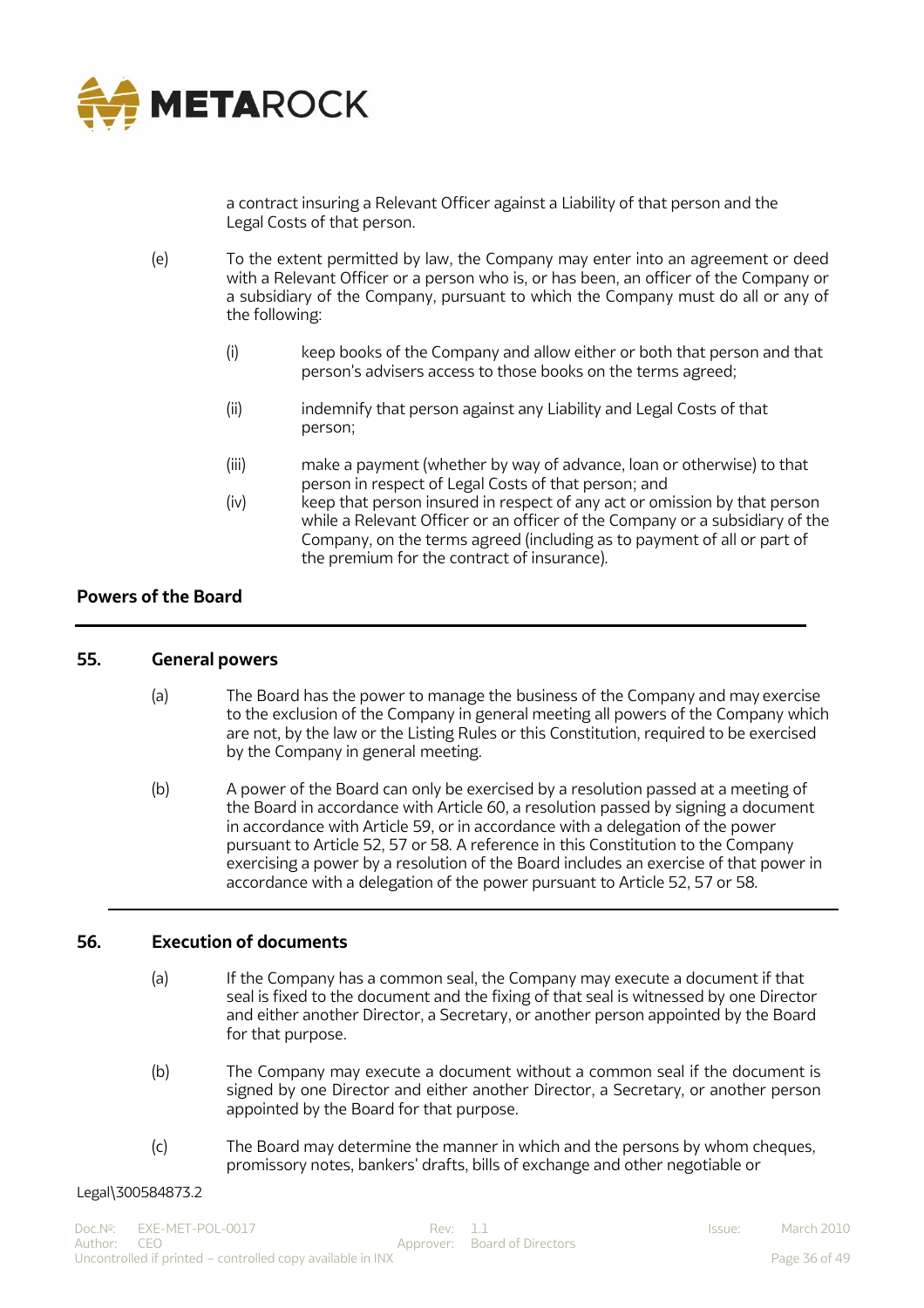a contract insuring a Relevant Officer against a Liability of that person and the Legal Costs of that person.

(e) To the extent permitted by law, the Company may enter into an agreement or deed with a Relevant Officer or a person who is, or has been, an officer of the Company or a subsidiary of the Company, pursuant to which the Company must do all or any of the following:

(i) keep books of the Company and allow either or both that person and that person's advisers access to those books on the terms agreed;

(ii) indemnify that person against any Liability and Legal Costs of that person;

(iii) make a payment (whether by way of advance, loan or otherwise) to that person in respect of Legal Costs of that person; and

(iv) keep that person insured in respect of any act or omission by that person while a Relevant Officer or an officer of the Company or a subsidiary of the Company, on the terms agreed (including as to payment of all or part of the premium for the contract of insurance).

## Powers of the Board

## 55. General powers

(a) The Board has the power to manage the business of the Company and may exercise to the exclusion of the Company in general meeting all powers of the Company which are not, by the law or the Listing Rules or this Constitution, required to be exercised by the Company in general meeting.

(b) A power of the Board can only be exercised by a resolution passed at a meeting of the Board in accordance with Article 60, a resolution passed by signing a document in accordance with Article 59, or in accordance with a delegation of the power pursuant to Article 52, 57 or 58. A reference in this Constitution to the Company exercising a power by a resolution of the Board includes an exercise of that power in accordance with a delegation of the power pursuant to Article 52, 57 or 58.

## 56. Execution of documents

(a) If the Company has a common seal, the Company may execute a document if that seal is fixed to the document and the fixing of that seal is witnessed by one Director and either another Director, a Secretary, or another person appointed by the Board for that purpose.

(b) The Company may execute a document without a common seal if the document is signed by one Director and either another Director, a Secretary, or another person appointed by the Board for that purpose.

(c) The Board may determine the manner in which and the persons by whom cheques, promissory notes, bankers' drafts, bills of exchange and other negotiable or

Legal\300584873.2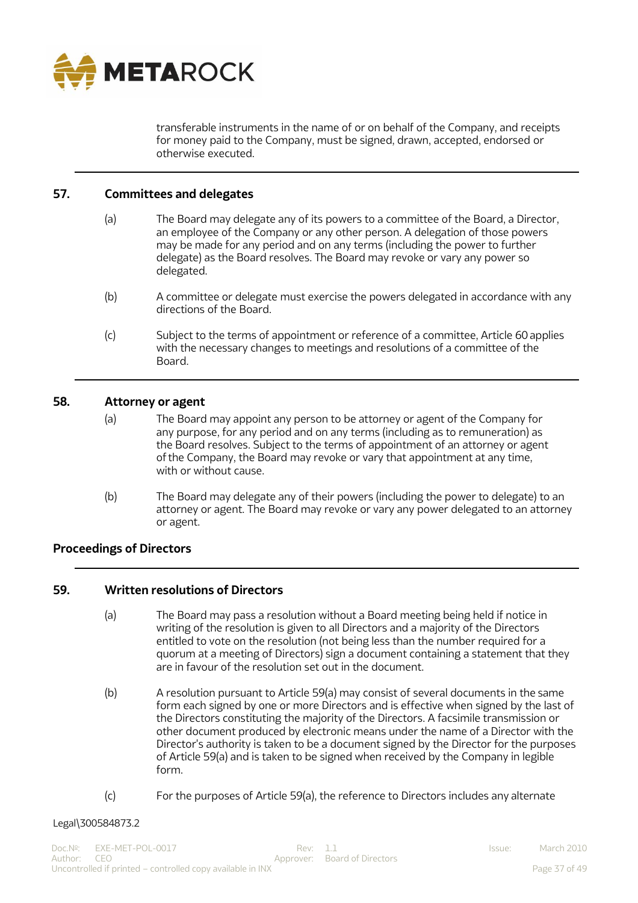transferable instruments in the name of or on behalf of the Company, and receipts for money paid to the Company, must be signed, drawn, accepted, endorsed or otherwise executed.

## 57. Committees and delegates

(a) The Board may delegate any of its powers to a committee of the Board, a Director, an employee of the Company or any other person. A delegation of those powers may be made for any period and on any terms (including the power to further delegate) as the Board resolves. The Board may revoke or vary any power so delegated.

(b) A committee or delegate must exercise the powers delegated in accordance with any directions of the Board.

(c) Subject to the terms of appointment or reference of a committee, Article 60 applies with the necessary changes to meetings and resolutions of a committee of the Board.

## 58. Attorney or agent

(a) The Board may appoint any person to be attorney or agent of the Company for any purpose, for any period and on any terms (including as to remuneration) as the Board resolves. Subject to the terms of appointment of an attorney or agent of the Company, the Board may revoke or vary that appointment at any time, with or without cause.

(b) The Board may delegate any of their powers (including the power to delegate) to an attorney or agent. The Board may revoke or vary any power delegated to an attorney or agent.

# Proceedings of Directors

## 59. Written resolutions of Directors

(a) The Board may pass a resolution without a Board meeting being held if notice in writing of the resolution is given to all Directors and a majority of the Directors entitled to vote on the resolution (not being less than the number required for a quorum at a meeting of Directors) sign a document containing a statement that they are in favour of the resolution set out in the document.

(b) A resolution pursuant to Article 59(a) may consist of several documents in the same form each signed by one or more Directors and is effective when signed by the last of the Directors constituting the majority of the Directors. A facsimile transmission or other document produced by electronic means under the name of a Director with the Director's authority is taken to be a document signed by the Director for the purposes of Article 59(a) and is taken to be signed when received by the Company in legible form.

(c) For the purposes of Article 59(a), the reference to Directors includes any alternate

Legal\300584873.2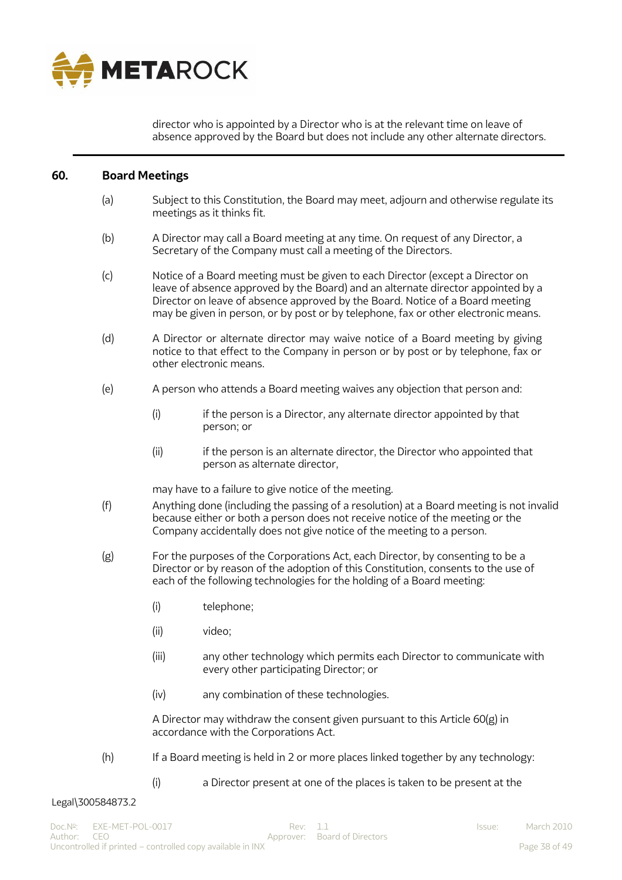director who is appointed by a Director who is at the relevant time on leave of absence approved by the Board but does not include any other alternate directors.

## 60. Board Meetings

(a) Subject to this Constitution, the Board may meet, adjourn and otherwise regulate its meetings as it thinks fit.

(b) A Director may call a Board meeting at any time. On request of any Director, a Secretary of the Company must call a meeting of the Directors.

(c) Notice of a Board meeting must be given to each Director (except a Director on leave of absence approved by the Board) and an alternate director appointed by a Director on leave of absence approved by the Board. Notice of a Board meeting may be given in person, or by post or by telephone, fax or other electronic means.

(d) A Director or alternate director may waive notice of a Board meeting by giving notice to that effect to the Company in person or by post or by telephone, fax or other electronic means.

(e) A person who attends a Board meeting waives any objection that person and:

  (i) if the person is a Director, any alternate director appointed by that person; or

  (ii) if the person is an alternate director, the Director who appointed that person as alternate director,

  may have to a failure to give notice of the meeting.

(f) Anything done (including the passing of a resolution) at a Board meeting is not invalid because either or both a person does not receive notice of the meeting or the Company accidentally does not give notice of the meeting to a person.

(g) For the purposes of the Corporations Act, each Director, by consenting to be a Director or by reason of the adoption of this Constitution, consents to the use of each of the following technologies for the holding of a Board meeting:

  (i) telephone;

  (ii) video;

  (iii) any other technology which permits each Director to communicate with every other participating Director; or

  (iv) any combination of these technologies.

  A Director may withdraw the consent given pursuant to this Article 60(g) in accordance with the Corporations Act.

(h) If a Board meeting is held in 2 or more places linked together by any technology:

  (i) a Director present at one of the places is taken to be present at the

Legal\300584873.2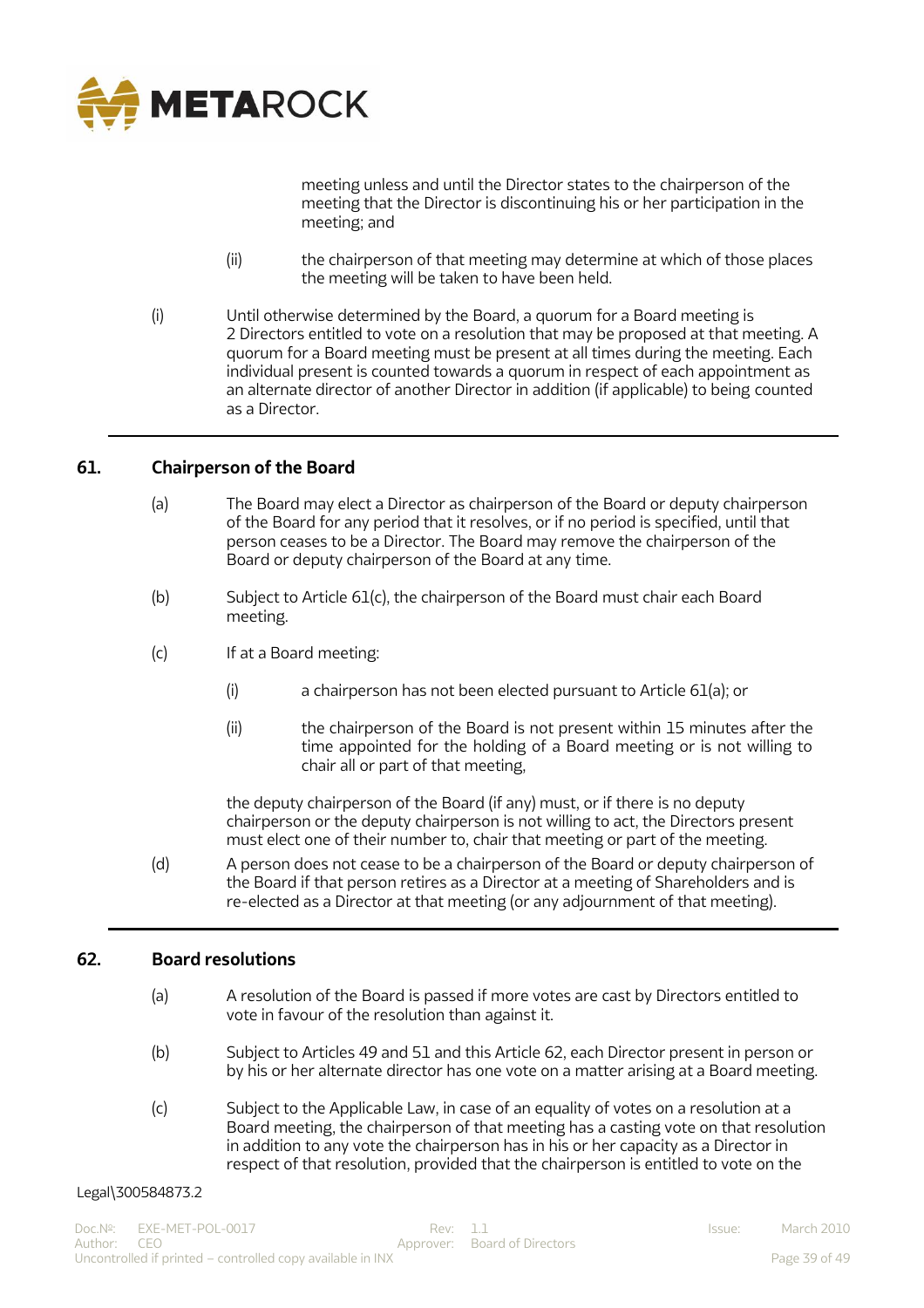meeting unless and until the Director states to the chairperson of the meeting that the Director is discontinuing his or her participation in the meeting; and

(ii) the chairperson of that meeting may determine at which of those places the meeting will be taken to have been held.

(i) Until otherwise determined by the Board, a quorum for a Board meeting is 2 Directors entitled to vote on a resolution that may be proposed at that meeting. A quorum for a Board meeting must be present at all times during the meeting. Each individual present is counted towards a quorum in respect of each appointment as an alternate director of another Director in addition (if applicable) to being counted as a Director.

## 61. Chairperson of the Board

(a) The Board may elect a Director as chairperson of the Board or deputy chairperson of the Board for any period that it resolves, or if no period is specified, until that person ceases to be a Director. The Board may remove the chairperson of the Board or deputy chairperson of the Board at any time.

(b) Subject to Article 61(c), the chairperson of the Board must chair each Board meeting.

(c) If at a Board meeting:

(i) a chairperson has not been elected pursuant to Article 61(a); or

(ii) the chairperson of the Board is not present within 15 minutes after the time appointed for the holding of a Board meeting or is not willing to chair all or part of that meeting,

the deputy chairperson of the Board (if any) must, or if there is no deputy chairperson or the deputy chairperson is not willing to act, the Directors present must elect one of their number to, chair that meeting or part of the meeting.

(d) A person does not cease to be a chairperson of the Board or deputy chairperson of the Board if that person retires as a Director at a meeting of Shareholders and is re-elected as a Director at that meeting (or any adjournment of that meeting).

## 62. Board resolutions

(a) A resolution of the Board is passed if more votes are cast by Directors entitled to vote in favour of the resolution than against it.

(b) Subject to Articles 49 and 51 and this Article 62, each Director present in person or by his or her alternate director has one vote on a matter arising at a Board meeting.

(c) Subject to the Applicable Law, in case of an equality of votes on a resolution at a Board meeting, the chairperson of that meeting has a casting vote on that resolution in addition to any vote the chairperson has in his or her capacity as a Director in respect of that resolution, provided that the chairperson is entitled to vote on the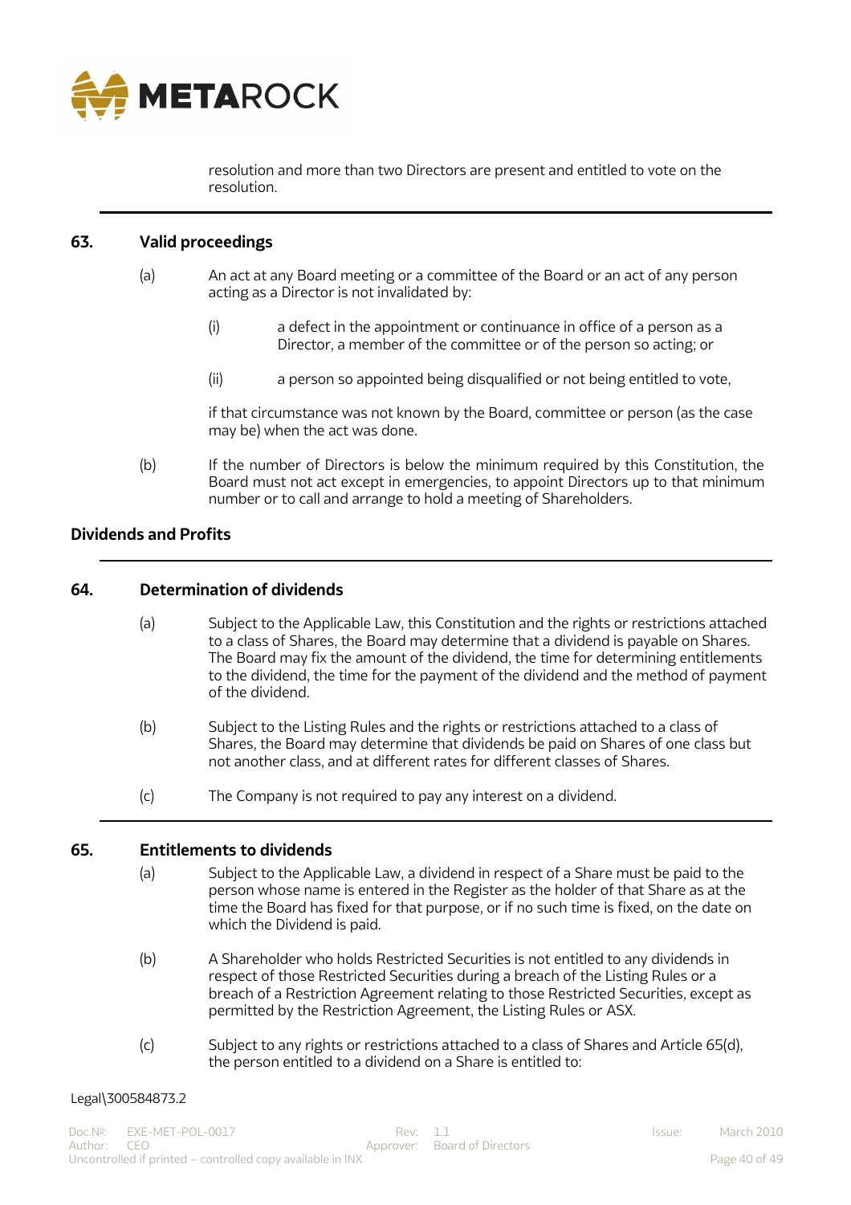resolution and more than two Directors are present and entitled to vote on the resolution.

## 63. Valid proceedings

(a) An act at any Board meeting or a committee of the Board or an act of any person acting as a Director is not invalidated by:

  (i) a defect in the appointment or continuance in office of a person as a Director, a member of the committee or of the person so acting; or

  (ii) a person so appointed being disqualified or not being entitled to vote,

  if that circumstance was not known by the Board, committee or person (as the case may be) when the act was done.

(b) If the number of Directors is below the minimum required by this Constitution, the Board must not act except in emergencies, to appoint Directors up to that minimum number or to call and arrange to hold a meeting of Shareholders.

# Dividends and Profits

## 64. Determination of dividends

(a) Subject to the Applicable Law, this Constitution and the rights or restrictions attached to a class of Shares, the Board may determine that a dividend is payable on Shares. The Board may fix the amount of the dividend, the time for determining entitlements to the dividend, the time for the payment of the dividend and the method of payment of the dividend.

(b) Subject to the Listing Rules and the rights or restrictions attached to a class of Shares, the Board may determine that dividends be paid on Shares of one class but not another class, and at different rates for different classes of Shares.

(c) The Company is not required to pay any interest on a dividend.

## 65. Entitlements to dividends

(a) Subject to the Applicable Law, a dividend in respect of a Share must be paid to the person whose name is entered in the Register as the holder of that Share as at the time the Board has fixed for that purpose, or if no such time is fixed, on the date on which the Dividend is paid.

(b) A Shareholder who holds Restricted Securities is not entitled to any dividends in respect of those Restricted Securities during a breach of the Listing Rules or a breach of a Restriction Agreement relating to those Restricted Securities, except as permitted by the Restriction Agreement, the Listing Rules or ASX.

(c) Subject to any rights or restrictions attached to a class of Shares and Article 65(d), the person entitled to a dividend on a Share is entitled to: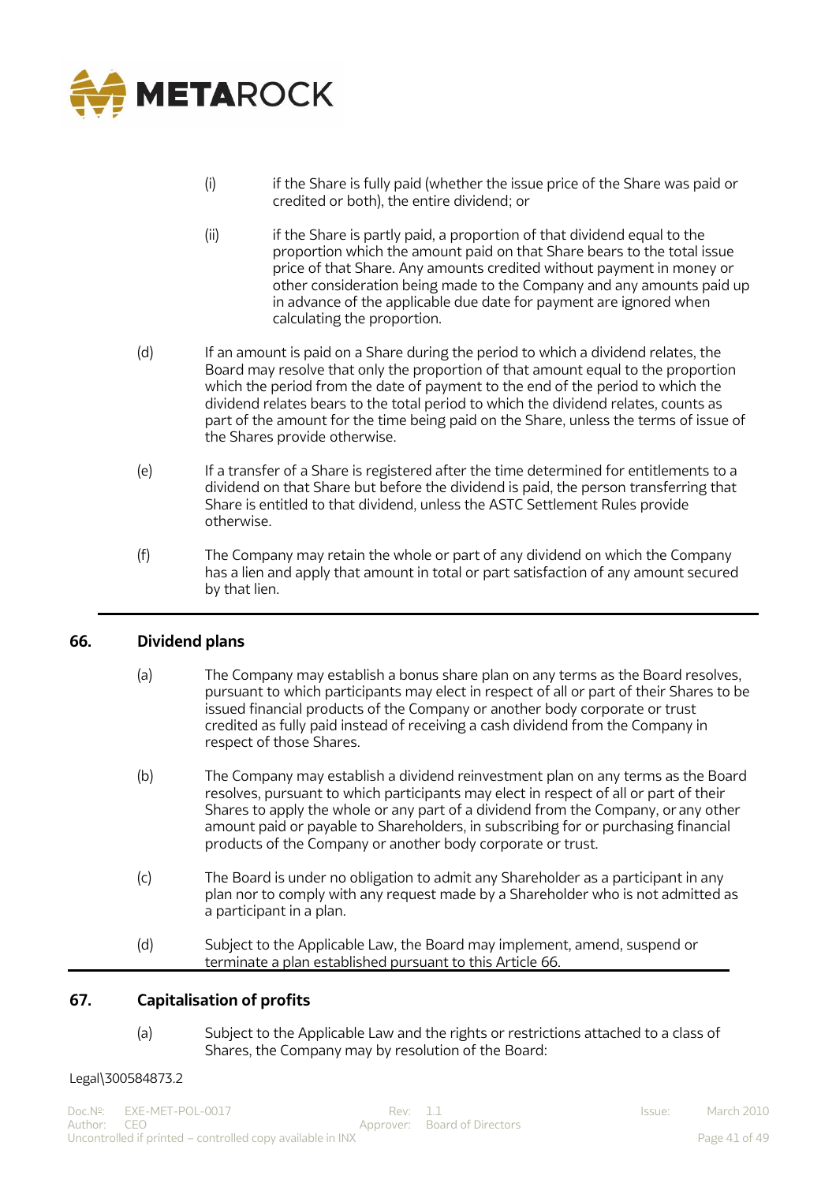(i) if the Share is fully paid (whether the issue price of the Share was paid or credited or both), the entire dividend; or

(ii) if the Share is partly paid, a proportion of that dividend equal to the proportion which the amount paid on that Share bears to the total issue price of that Share. Any amounts credited without payment in money or other consideration being made to the Company and any amounts paid up in advance of the applicable due date for payment are ignored when calculating the proportion.

(d) If an amount is paid on a Share during the period to which a dividend relates, the Board may resolve that only the proportion of that amount equal to the proportion which the period from the date of payment to the end of the period to which the dividend relates bears to the total period to which the dividend relates, counts as part of the amount for the time being paid on the Share, unless the terms of issue of the Shares provide otherwise.

(e) If a transfer of a Share is registered after the time determined for entitlements to a dividend on that Share but before the dividend is paid, the person transferring that Share is entitled to that dividend, unless the ASTC Settlement Rules provide otherwise.

(f) The Company may retain the whole or part of any dividend on which the Company has a lien and apply that amount in total or part satisfaction of any amount secured by that lien.

## 66. Dividend plans

(a) The Company may establish a bonus share plan on any terms as the Board resolves, pursuant to which participants may elect in respect of all or part of their Shares to be issued financial products of the Company or another body corporate or trust credited as fully paid instead of receiving a cash dividend from the Company in respect of those Shares.

(b) The Company may establish a dividend reinvestment plan on any terms as the Board resolves, pursuant to which participants may elect in respect of all or part of their Shares to apply the whole or any part of a dividend from the Company, or any other amount paid or payable to Shareholders, in subscribing for or purchasing financial products of the Company or another body corporate or trust.

(c) The Board is under no obligation to admit any Shareholder as a participant in any plan nor to comply with any request made by a Shareholder who is not admitted as a participant in a plan.

(d) Subject to the Applicable Law, the Board may implement, amend, suspend or terminate a plan established pursuant to this Article 66.

## 67. Capitalisation of profits

(a) Subject to the Applicable Law and the rights or restrictions attached to a class of Shares, the Company may by resolution of the Board: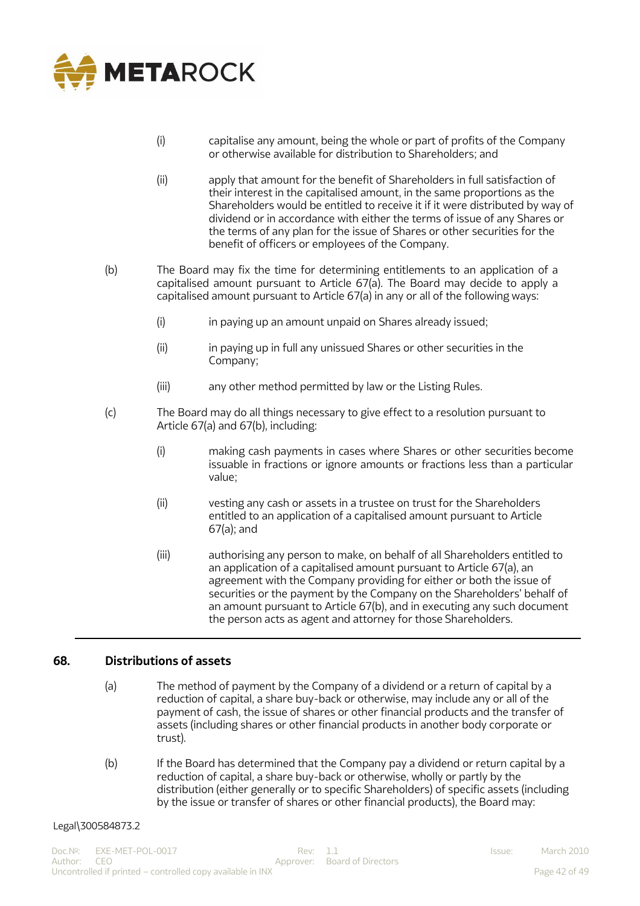(i) capitalise any amount, being the whole or part of profits of the Company or otherwise available for distribution to Shareholders; and

(ii) apply that amount for the benefit of Shareholders in full satisfaction of their interest in the capitalised amount, in the same proportions as the Shareholders would be entitled to receive it if it were distributed by way of dividend or in accordance with either the terms of issue of any Shares or the terms of any plan for the issue of Shares or other securities for the benefit of officers or employees of the Company.

(b) The Board may fix the time for determining entitlements to an application of a capitalised amount pursuant to Article 67(a). The Board may decide to apply a capitalised amount pursuant to Article 67(a) in any or all of the following ways:

(i) in paying up an amount unpaid on Shares already issued;

(ii) in paying up in full any unissued Shares or other securities in the Company;

(iii) any other method permitted by law or the Listing Rules.

(c) The Board may do all things necessary to give effect to a resolution pursuant to Article 67(a) and 67(b), including:

(i) making cash payments in cases where Shares or other securities become issuable in fractions or ignore amounts or fractions less than a particular value;

(ii) vesting any cash or assets in a trustee on trust for the Shareholders entitled to an application of a capitalised amount pursuant to Article 67(a); and

(iii) authorising any person to make, on behalf of all Shareholders entitled to an application of a capitalised amount pursuant to Article 67(a), an agreement with the Company providing for either or both the issue of securities or the payment by the Company on the Shareholders' behalf of an amount pursuant to Article 67(b), and in executing any such document the person acts as agent and attorney for those Shareholders.

## 68. Distributions of assets

(a) The method of payment by the Company of a dividend or a return of capital by a reduction of capital, a share buy-back or otherwise, may include any or all of the payment of cash, the issue of shares or other financial products and the transfer of assets (including shares or other financial products in another body corporate or trust).

(b) If the Board has determined that the Company pay a dividend or return capital by a reduction of capital, a share buy-back or otherwise, wholly or partly by the distribution (either generally or to specific Shareholders) of specific assets (including by the issue or transfer of shares or other financial products), the Board may: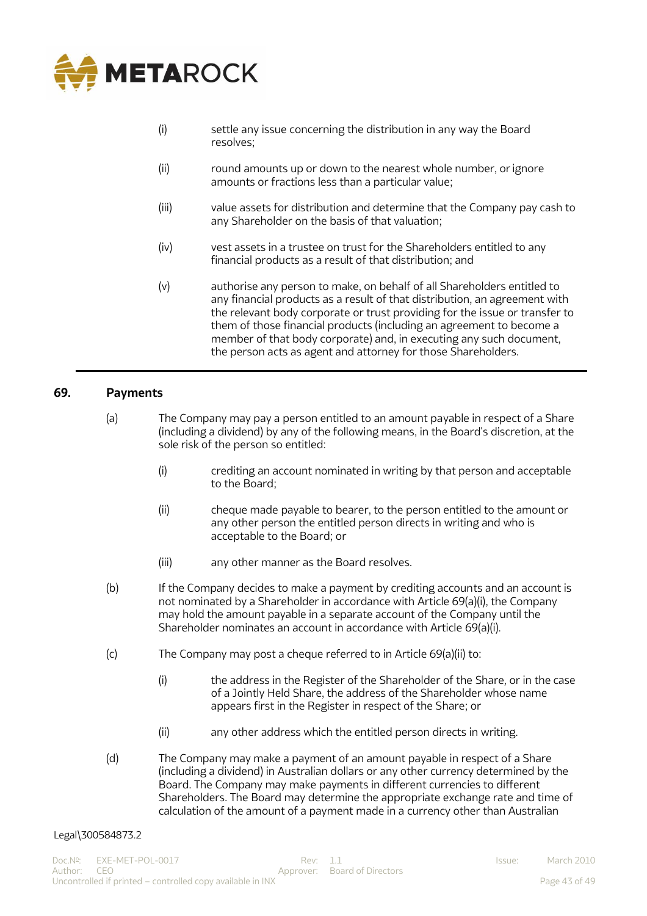(i) settle any issue concerning the distribution in any way the Board resolves;

(ii) round amounts up or down to the nearest whole number, or ignore amounts or fractions less than a particular value;

(iii) value assets for distribution and determine that the Company pay cash to any Shareholder on the basis of that valuation;

(iv) vest assets in a trustee on trust for the Shareholders entitled to any financial products as a result of that distribution; and

(v) authorise any person to make, on behalf of all Shareholders entitled to any financial products as a result of that distribution, an agreement with the relevant body corporate or trust providing for the issue or transfer to them of those financial products (including an agreement to become a member of that body corporate) and, in executing any such document, the person acts as agent and attorney for those Shareholders.

---

## 69. Payments

(a) The Company may pay a person entitled to an amount payable in respect of a Share (including a dividend) by any of the following means, in the Board's discretion, at the sole risk of the person so entitled:

(i) crediting an account nominated in writing by that person and acceptable to the Board;

(ii) cheque made payable to bearer, to the person entitled to the amount or any other person the entitled person directs in writing and who is acceptable to the Board; or

(iii) any other manner as the Board resolves.

(b) If the Company decides to make a payment by crediting accounts and an account is not nominated by a Shareholder in accordance with Article 69(a)(i), the Company may hold the amount payable in a separate account of the Company until the Shareholder nominates an account in accordance with Article 69(a)(i).

(c) The Company may post a cheque referred to in Article 69(a)(ii) to:

(i) the address in the Register of the Shareholder of the Share, or in the case of a Jointly Held Share, the address of the Shareholder whose name appears first in the Register in respect of the Share; or

(ii) any other address which the entitled person directs in writing.

(d) The Company may make a payment of an amount payable in respect of a Share (including a dividend) in Australian dollars or any other currency determined by the Board. The Company may make payments in different currencies to different Shareholders. The Board may determine the appropriate exchange rate and time of calculation of the amount of a payment made in a currency other than Australian

Legal\300584873.2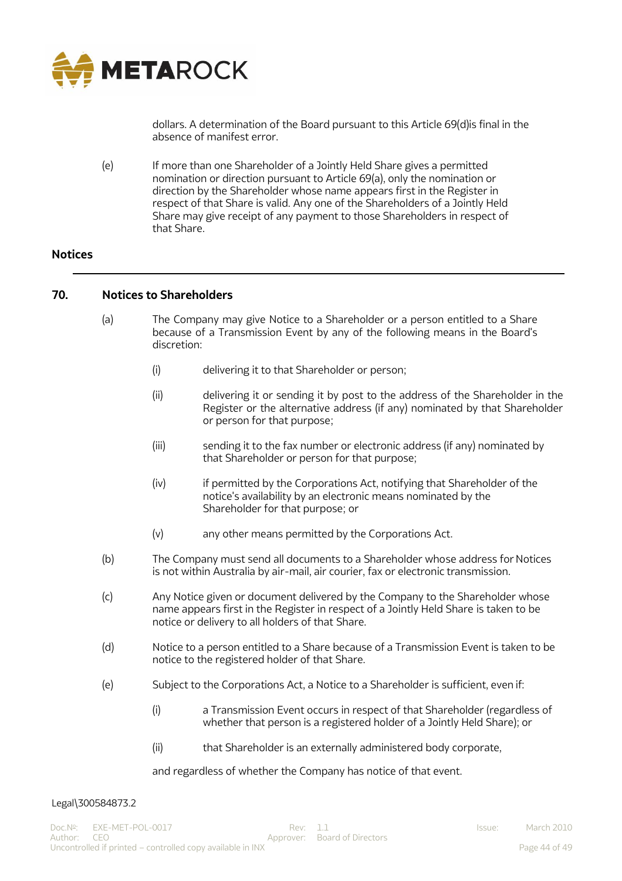dollars. A determination of the Board pursuant to this Article 69(d)is final in the absence of manifest error.

(e) If more than one Shareholder of a Jointly Held Share gives a permitted nomination or direction pursuant to Article 69(a), only the nomination or direction by the Shareholder whose name appears first in the Register in respect of that Share is valid. Any one of the Shareholders of a Jointly Held Share may give receipt of any payment to those Shareholders in respect of that Share.

## Notices

### 70. Notices to Shareholders

(a) The Company may give Notice to a Shareholder or a person entitled to a Share because of a Transmission Event by any of the following means in the Board's discretion:

  (i) delivering it to that Shareholder or person;

  (ii) delivering it or sending it by post to the address of the Shareholder in the Register or the alternative address (if any) nominated by that Shareholder or person for that purpose;

  (iii) sending it to the fax number or electronic address (if any) nominated by that Shareholder or person for that purpose;

  (iv) if permitted by the Corporations Act, notifying that Shareholder of the notice's availability by an electronic means nominated by the Shareholder for that purpose; or

  (v) any other means permitted by the Corporations Act.

(b) The Company must send all documents to a Shareholder whose address for Notices is not within Australia by air-mail, air courier, fax or electronic transmission.

(c) Any Notice given or document delivered by the Company to the Shareholder whose name appears first in the Register in respect of a Jointly Held Share is taken to be notice or delivery to all holders of that Share.

(d) Notice to a person entitled to a Share because of a Transmission Event is taken to be notice to the registered holder of that Share.

(e) Subject to the Corporations Act, a Notice to a Shareholder is sufficient, even if:

  (i) a Transmission Event occurs in respect of that Shareholder (regardless of whether that person is a registered holder of a Jointly Held Share); or

  (ii) that Shareholder is an externally administered body corporate,

  and regardless of whether the Company has notice of that event.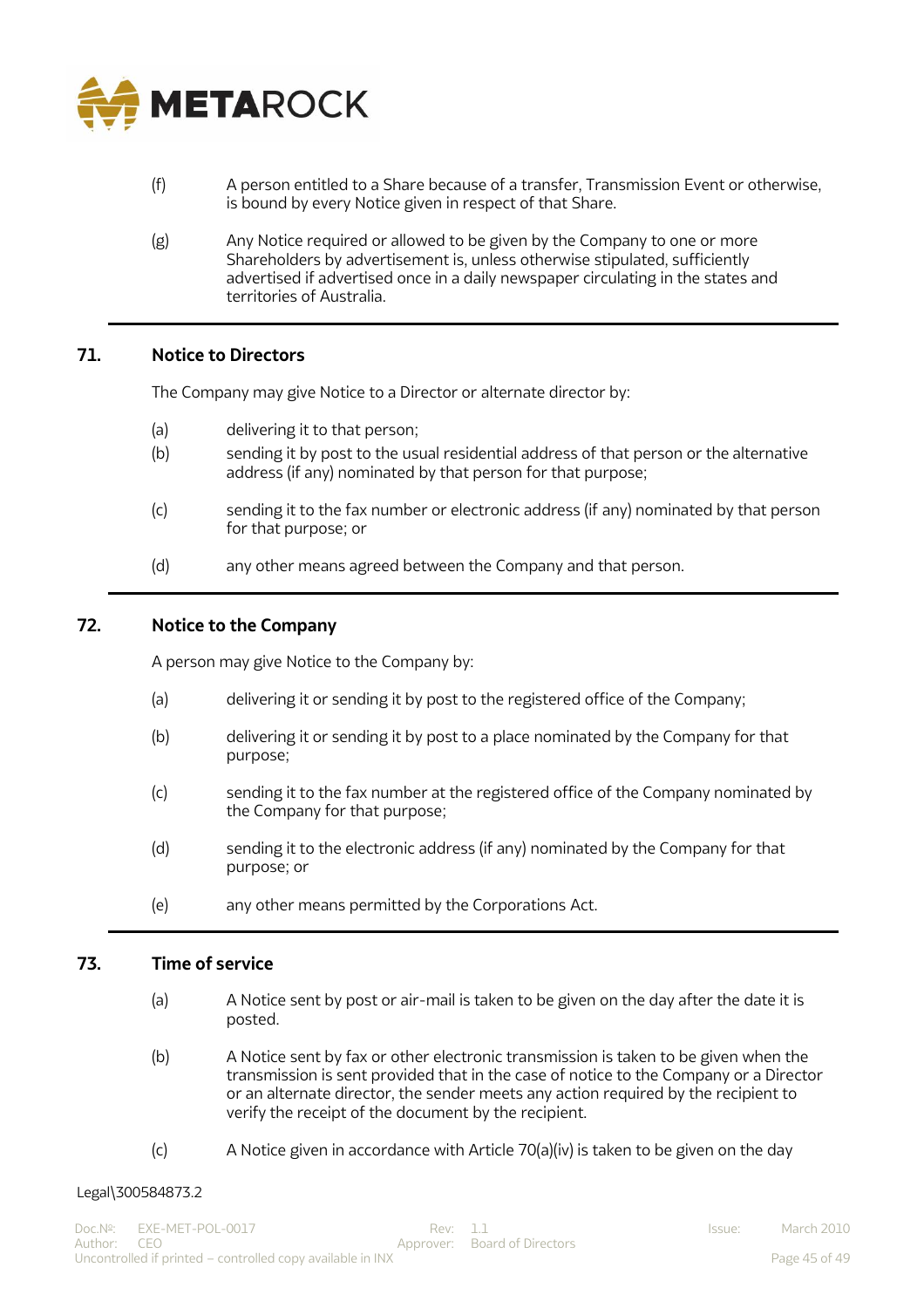(f) A person entitled to a Share because of a transfer, Transmission Event or otherwise, is bound by every Notice given in respect of that Share.

(g) Any Notice required or allowed to be given by the Company to one or more Shareholders by advertisement is, unless otherwise stipulated, sufficiently advertised if advertised once in a daily newspaper circulating in the states and territories of Australia.

## 71. Notice to Directors

The Company may give Notice to a Director or alternate director by:

(a) delivering it to that person;

(b) sending it by post to the usual residential address of that person or the alternative address (if any) nominated by that person for that purpose;

(c) sending it to the fax number or electronic address (if any) nominated by that person for that purpose; or

(d) any other means agreed between the Company and that person.

## 72. Notice to the Company

A person may give Notice to the Company by:

(a) delivering it or sending it by post to the registered office of the Company;

(b) delivering it or sending it by post to a place nominated by the Company for that purpose;

(c) sending it to the fax number at the registered office of the Company nominated by the Company for that purpose;

(d) sending it to the electronic address (if any) nominated by the Company for that purpose; or

(e) any other means permitted by the Corporations Act.

## 73. Time of service

(a) A Notice sent by post or air-mail is taken to be given on the day after the date it is posted.

(b) A Notice sent by fax or other electronic transmission is taken to be given when the transmission is sent provided that in the case of notice to the Company or a Director or an alternate director, the sender meets any action required by the recipient to verify the receipt of the document by the recipient.

(c) A Notice given in accordance with Article 70(a)(iv) is taken to be given on the day

Legal\300584873.2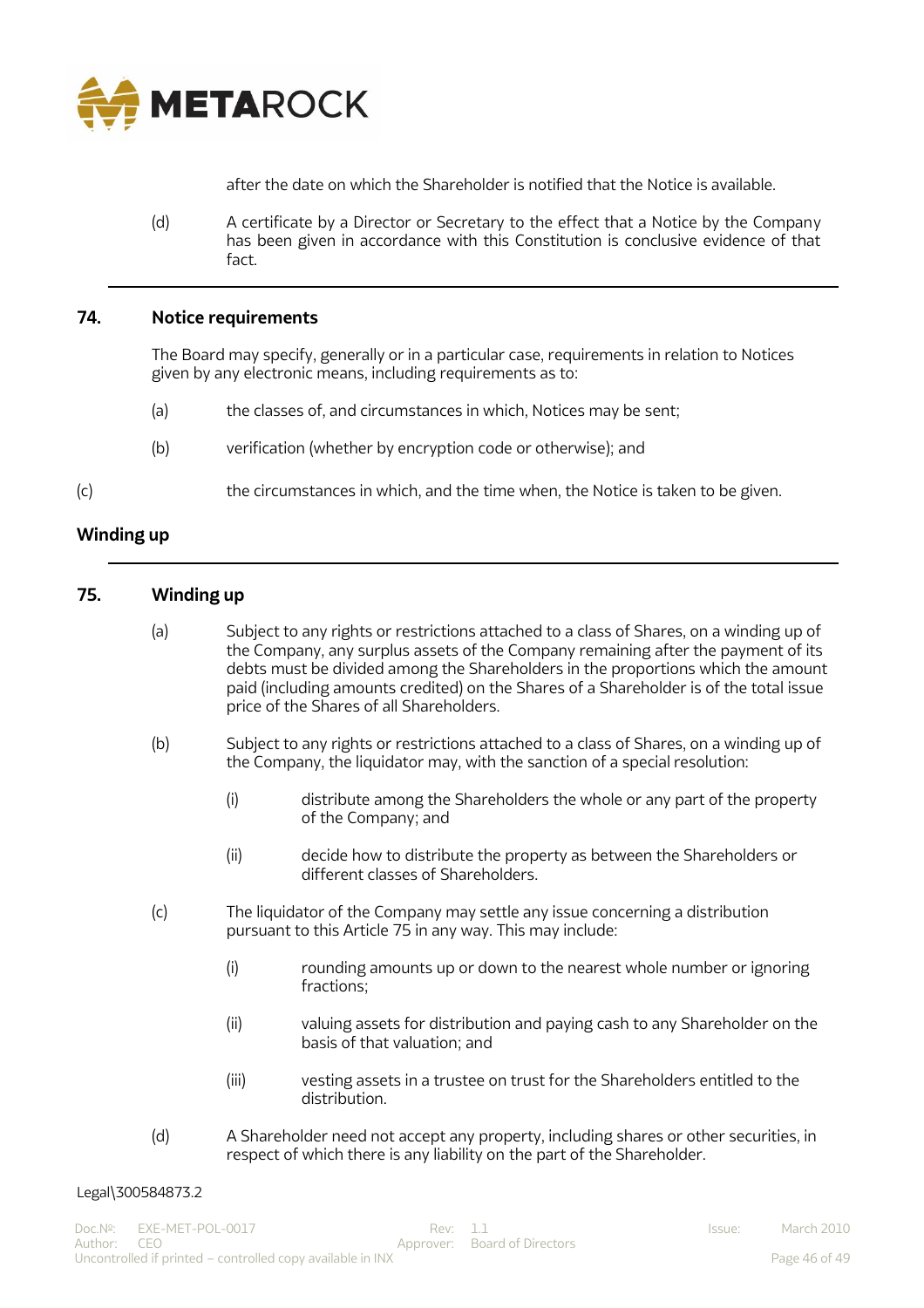after the date on which the Shareholder is notified that the Notice is available.

(d) A certificate by a Director or Secretary to the effect that a Notice by the Company has been given in accordance with this Constitution is conclusive evidence of that fact.

## 74. Notice requirements

The Board may specify, generally or in a particular case, requirements in relation to Notices given by any electronic means, including requirements as to:

(a) the classes of, and circumstances in which, Notices may be sent;

(b) verification (whether by encryption code or otherwise); and

(c) the circumstances in which, and the time when, the Notice is taken to be given.

# Winding up

## 75. Winding up

(a) Subject to any rights or restrictions attached to a class of Shares, on a winding up of the Company, any surplus assets of the Company remaining after the payment of its debts must be divided among the Shareholders in the proportions which the amount paid (including amounts credited) on the Shares of a Shareholder is of the total issue price of the Shares of all Shareholders.

(b) Subject to any rights or restrictions attached to a class of Shares, on a winding up of the Company, the liquidator may, with the sanction of a special resolution:

   (i) distribute among the Shareholders the whole or any part of the property of the Company; and

   (ii) decide how to distribute the property as between the Shareholders or different classes of Shareholders.

(c) The liquidator of the Company may settle any issue concerning a distribution pursuant to this Article 75 in any way. This may include:

   (i) rounding amounts up or down to the nearest whole number or ignoring fractions;

   (ii) valuing assets for distribution and paying cash to any Shareholder on the basis of that valuation; and

   (iii) vesting assets in a trustee on trust for the Shareholders entitled to the distribution.

(d) A Shareholder need not accept any property, including shares or other securities, in respect of which there is any liability on the part of the Shareholder.

Legal\300584873.2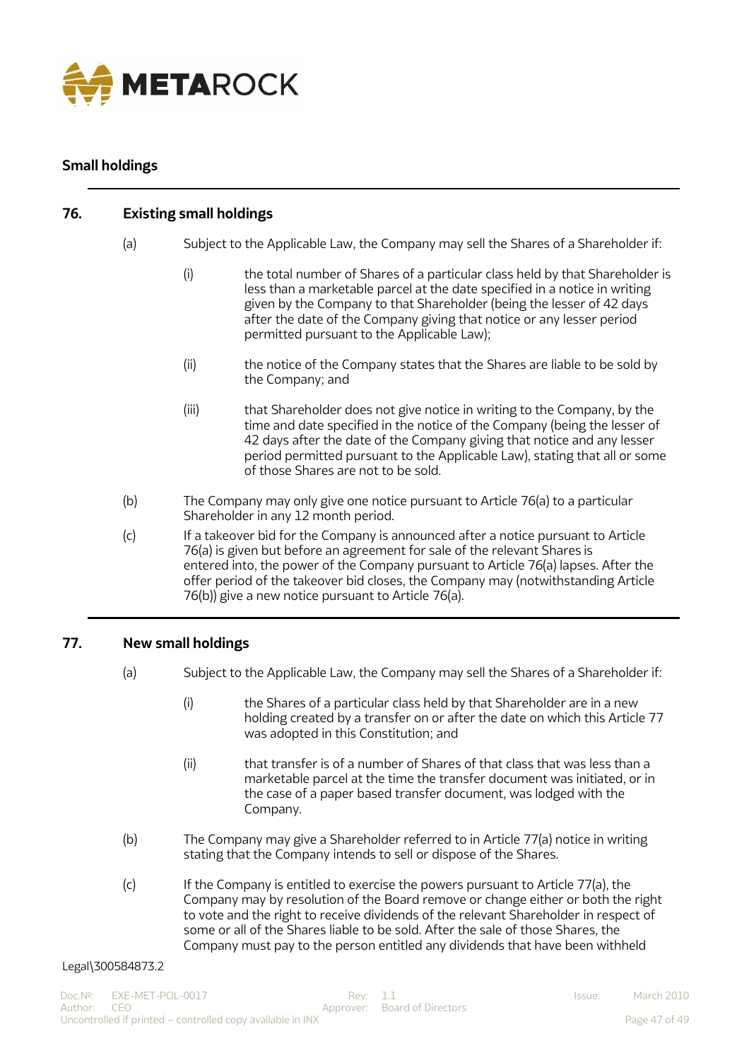## Small holdings

### 76. Existing small holdings

(a) Subject to the Applicable Law, the Company may sell the Shares of a Shareholder if:

  (i) the total number of Shares of a particular class held by that Shareholder is less than a marketable parcel at the date specified in a notice in writing given by the Company to that Shareholder (being the lesser of 42 days after the date of the Company giving that notice or any lesser period permitted pursuant to the Applicable Law);

  (ii) the notice of the Company states that the Shares are liable to be sold by the Company; and

  (iii) that Shareholder does not give notice in writing to the Company, by the time and date specified in the notice of the Company (being the lesser of 42 days after the date of the Company giving that notice and any lesser period permitted pursuant to the Applicable Law), stating that all or some of those Shares are not to be sold.

(b) The Company may only give one notice pursuant to Article 76(a) to a particular Shareholder in any 12 month period.

(c) If a takeover bid for the Company is announced after a notice pursuant to Article 76(a) is given but before an agreement for sale of the relevant Shares is entered into, the power of the Company pursuant to Article 76(a) lapses. After the offer period of the takeover bid closes, the Company may (notwithstanding Article 76(b)) give a new notice pursuant to Article 76(a).

### 77. New small holdings

(a) Subject to the Applicable Law, the Company may sell the Shares of a Shareholder if:

  (i) the Shares of a particular class held by that Shareholder are in a new holding created by a transfer on or after the date on which this Article 77 was adopted in this Constitution; and

  (ii) that transfer is of a number of Shares of that class that was less than a marketable parcel at the time the transfer document was initiated, or in the case of a paper based transfer document, was lodged with the Company.

(b) The Company may give a Shareholder referred to in Article 77(a) notice in writing stating that the Company intends to sell or dispose of the Shares.

(c) If the Company is entitled to exercise the powers pursuant to Article 77(a), the Company may by resolution of the Board remove or change either or both the right to vote and the right to receive dividends of the relevant Shareholder in respect of some or all of the Shares liable to be sold. After the sale of those Shares, the Company must pay to the person entitled any dividends that have been withheld

Legal\300584873.2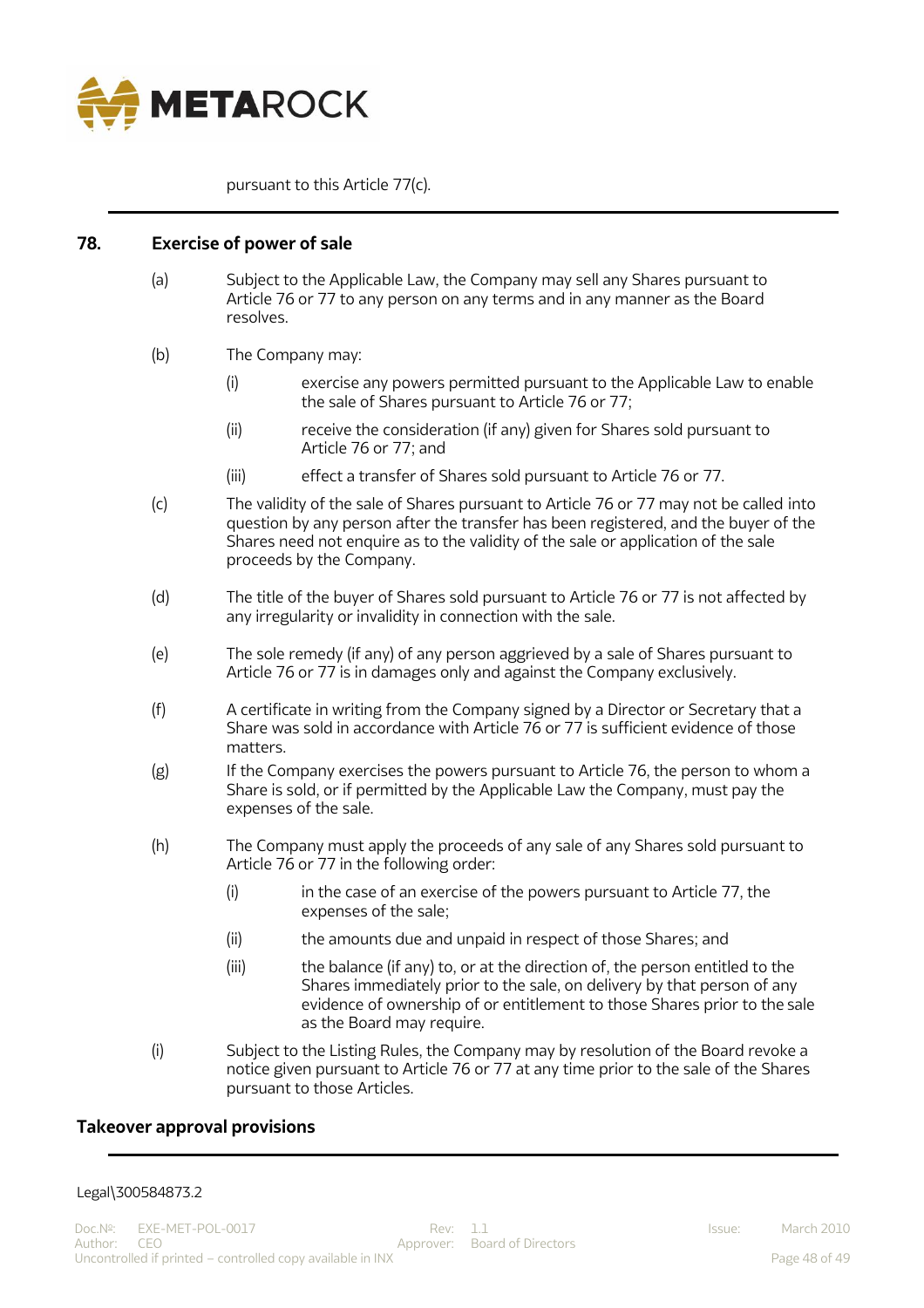pursuant to this Article 77(c).

## 78. Exercise of power of sale

(a) Subject to the Applicable Law, the Company may sell any Shares pursuant to Article 76 or 77 to any person on any terms and in any manner as the Board resolves.

(b) The Company may:

  (i) exercise any powers permitted pursuant to the Applicable Law to enable the sale of Shares pursuant to Article 76 or 77;

  (ii) receive the consideration (if any) given for Shares sold pursuant to Article 76 or 77; and

  (iii) effect a transfer of Shares sold pursuant to Article 76 or 77.

(c) The validity of the sale of Shares pursuant to Article 76 or 77 may not be called into question by any person after the transfer has been registered, and the buyer of the Shares need not enquire as to the validity of the sale or application of the sale proceeds by the Company.

(d) The title of the buyer of Shares sold pursuant to Article 76 or 77 is not affected by any irregularity or invalidity in connection with the sale.

(e) The sole remedy (if any) of any person aggrieved by a sale of Shares pursuant to Article 76 or 77 is in damages only and against the Company exclusively.

(f) A certificate in writing from the Company signed by a Director or Secretary that a Share was sold in accordance with Article 76 or 77 is sufficient evidence of those matters.

(g) If the Company exercises the powers pursuant to Article 76, the person to whom a Share is sold, or if permitted by the Applicable Law the Company, must pay the expenses of the sale.

(h) The Company must apply the proceeds of any sale of any Shares sold pursuant to Article 76 or 77 in the following order:

  (i) in the case of an exercise of the powers pursuant to Article 77, the expenses of the sale;

  (ii) the amounts due and unpaid in respect of those Shares; and

  (iii) the balance (if any) to, or at the direction of, the person entitled to the Shares immediately prior to the sale, on delivery by that person of any evidence of ownership of or entitlement to those Shares prior to the sale as the Board may require.

(i) Subject to the Listing Rules, the Company may by resolution of the Board revoke a notice given pursuant to Article 76 or 77 at any time prior to the sale of the Shares pursuant to those Articles.

## Takeover approval provisions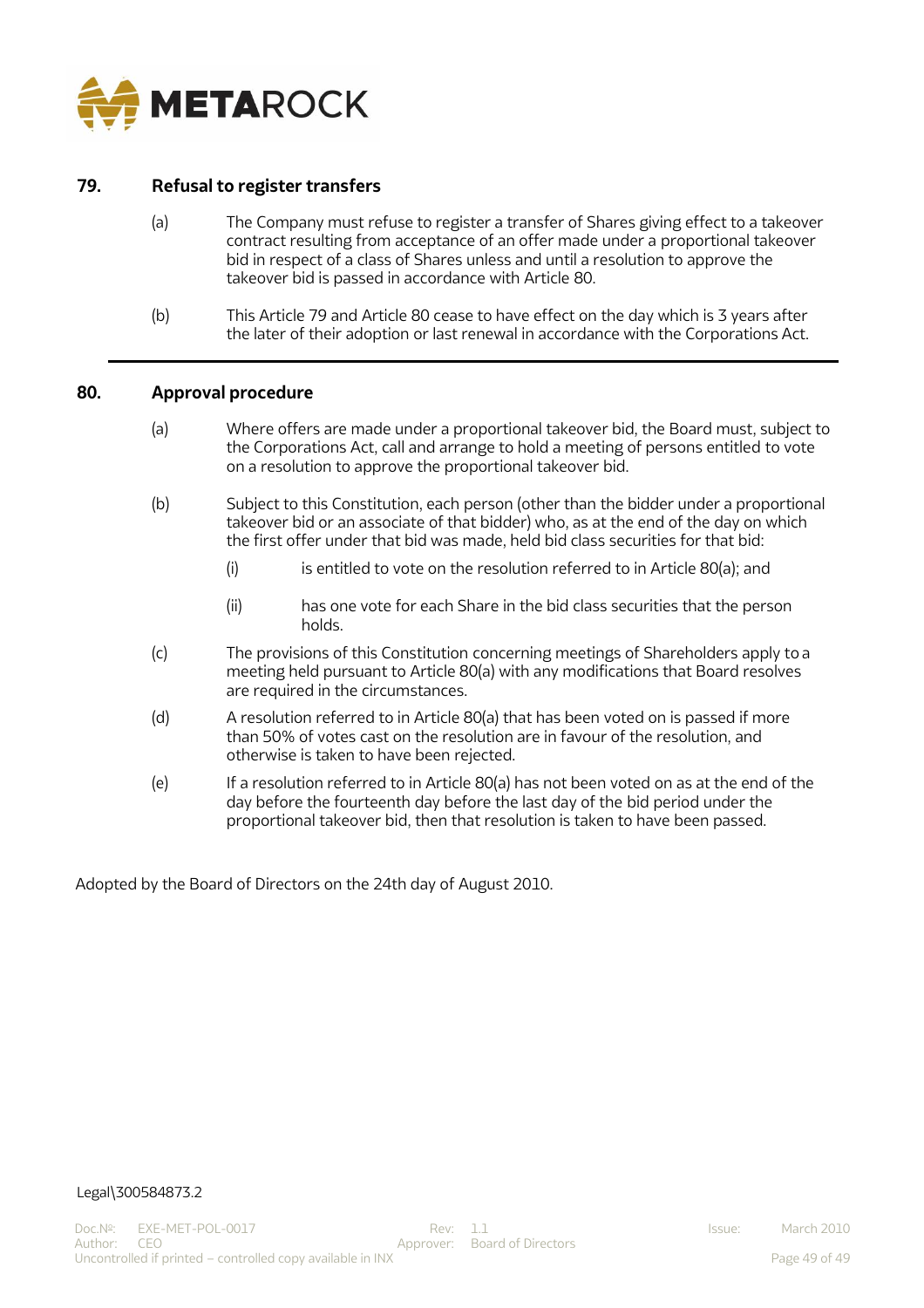## 79. Refusal to register transfers

(a) The Company must refuse to register a transfer of Shares giving effect to a takeover contract resulting from acceptance of an offer made under a proportional takeover bid in respect of a class of Shares unless and until a resolution to approve the takeover bid is passed in accordance with Article 80.

(b) This Article 79 and Article 80 cease to have effect on the day which is 3 years after the later of their adoption or last renewal in accordance with the Corporations Act.

---

## 80. Approval procedure

(a) Where offers are made under a proportional takeover bid, the Board must, subject to the Corporations Act, call and arrange to hold a meeting of persons entitled to vote on a resolution to approve the proportional takeover bid.

(b) Subject to this Constitution, each person (other than the bidder under a proportional takeover bid or an associate of that bidder) who, as at the end of the day on which the first offer under that bid was made, held bid class securities for that bid:

  (i) is entitled to vote on the resolution referred to in Article 80(a); and

  (ii) has one vote for each Share in the bid class securities that the person holds.

(c) The provisions of this Constitution concerning meetings of Shareholders apply to a meeting held pursuant to Article 80(a) with any modifications that Board resolves are required in the circumstances.

(d) A resolution referred to in Article 80(a) that has been voted on is passed if more than 50% of votes cast on the resolution are in favour of the resolution, and otherwise is taken to have been rejected.

(e) If a resolution referred to in Article 80(a) has not been voted on as at the end of the day before the fourteenth day before the last day of the bid period under the proportional takeover bid, then that resolution is taken to have been passed.

Adopted by the Board of Directors on the 24th day of August 2010.

Legal\300584873.2